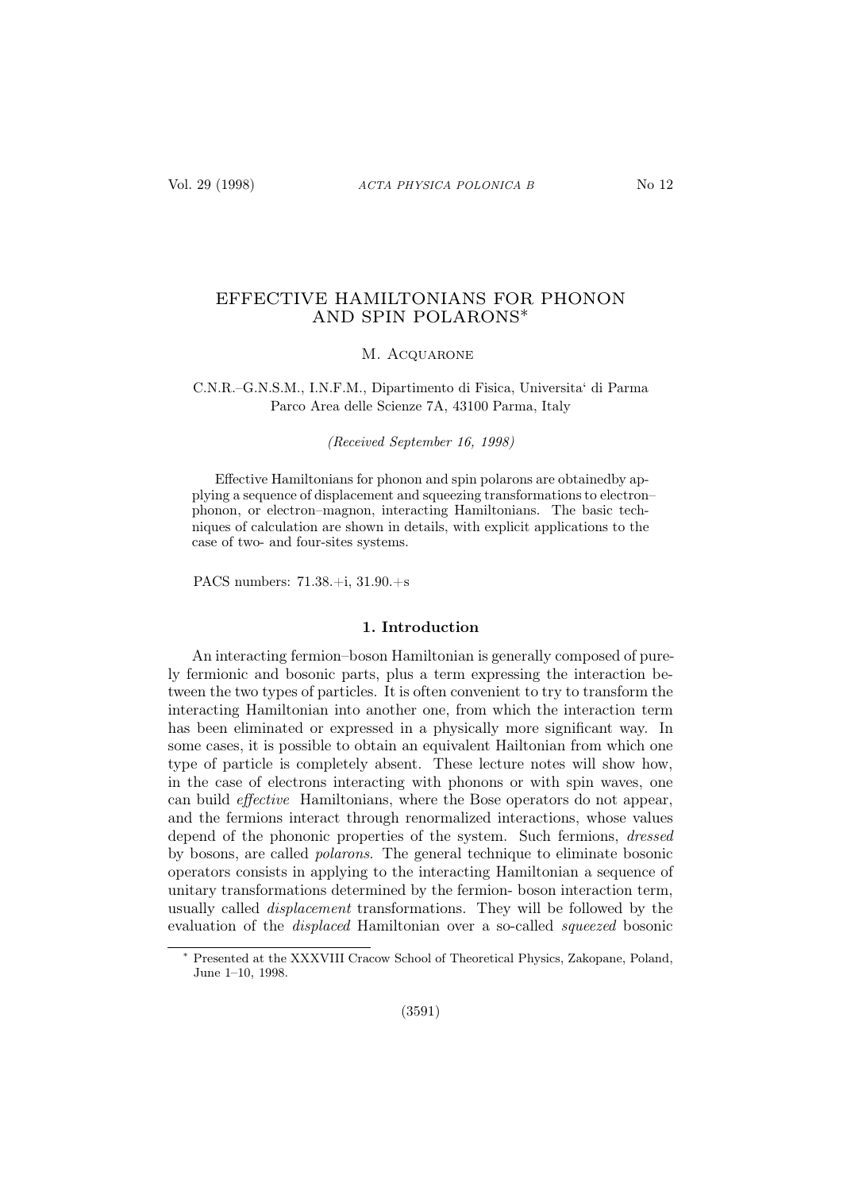# EFFECTIVE HAMILTONIANS FOR PHONON AND SPIN POLARONS*

M. Acquarone

C.N.R.–G.N.S.M., I.N.F.M., Dipartimento di Fisica, Universita' di Parma
Parco Area delle Scienze 7A, 43100 Parma, Italy

*(Received September 16, 1998)*

Effective Hamiltonians for phonon and spin polarons are obtainedby applying a sequence of displacement and squeezing transformations to electron–phonon, or electron–magnon, interacting Hamiltonians. The basic techniques of calculation are shown in details, with explicit applications to the case of two- and four-sites systems.

PACS numbers: 71.38.+i, 31.90.+s

## 1. Introduction

An interacting fermion–boson Hamiltonian is generally composed of purely fermionic and bosonic parts, plus a term expressing the interaction between the two types of particles. It is often convenient to try to transform the interacting Hamiltonian into another one, from which the interaction term has been eliminated or expressed in a physically more significant way. In some cases, it is possible to obtain an equivalent Hailtonian from which one type of particle is completely absent. These lecture notes will show how, in the case of electrons interacting with phonons or with spin waves, one can build *effective* Hamiltonians, where the Bose operators do not appear, and the fermions interact through renormalized interactions, whose values depend of the phononic properties of the system. Such fermions, *dressed* by bosons, are called *polarons*. The general technique to eliminate bosonic operators consists in applying to the interacting Hamiltonian a sequence of unitary transformations determined by the fermion- boson interaction term, usually called *displacement* transformations. They will be followed by the evaluation of the *displaced* Hamiltonian over a so-called *squeezed* bosonic

* Presented at the XXXVIII Cracow School of Theoretical Physics, Zakopane, Poland, June 1–10, 1998.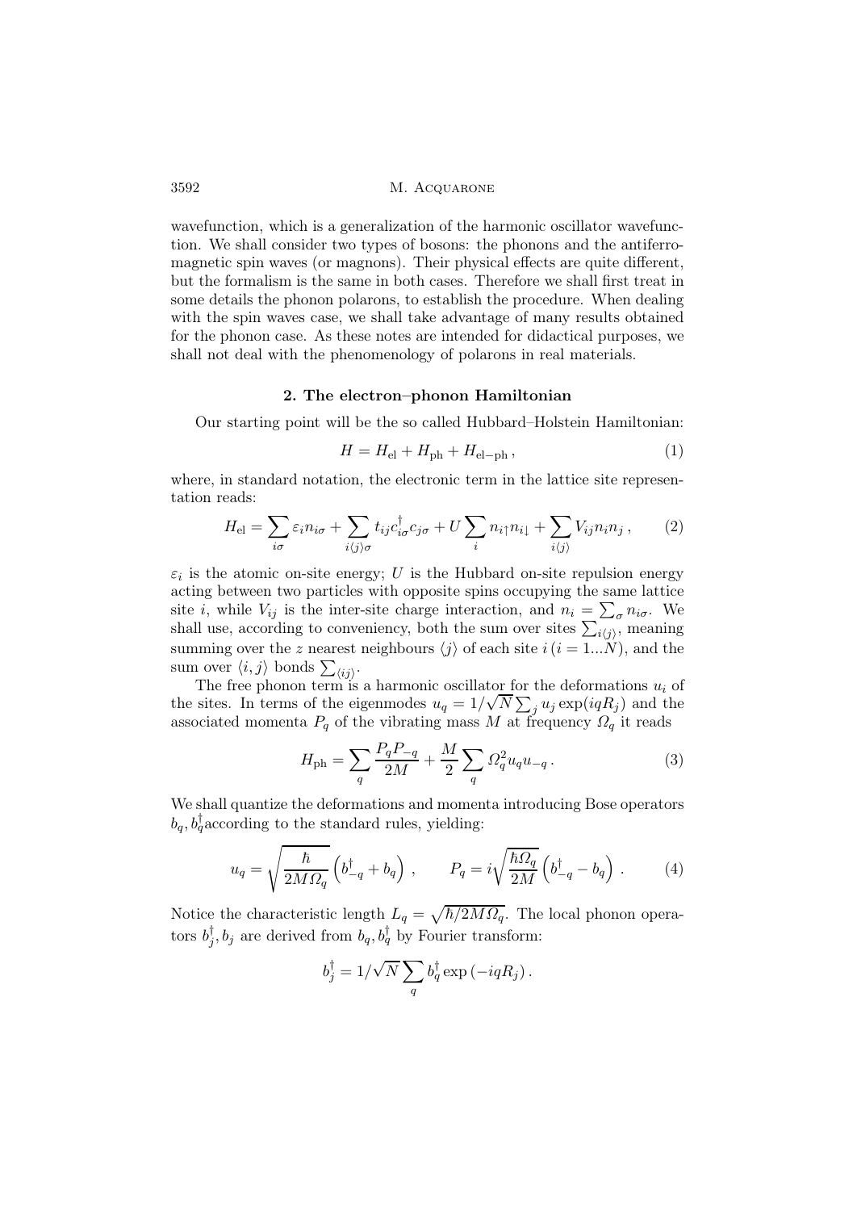wavefunction, which is a generalization of the harmonic oscillator wavefunction. We shall consider two types of bosons: the phonons and the antiferromagnetic spin waves (or magnons). Their physical effects are quite different, but the formalism is the same in both cases. Therefore we shall first treat in some details the phonon polarons, to establish the procedure. When dealing with the spin waves case, we shall take advantage of many results obtained for the phonon case. As these notes are intended for didactical purposes, we shall not deal with the phenomenology of polarons in real materials.

## 2. The electron–phonon Hamiltonian

Our starting point will be the so called Hubbard–Holstein Hamiltonian:

$$H = H_{\rm el} + H_{\rm ph} + H_{\rm el-ph}\,, \tag{1}$$

where, in standard notation, the electronic term in the lattice site representation reads:

$$H_{\rm el} = \sum_{i\sigma} \varepsilon_i n_{i\sigma} + \sum_{i\langle j\rangle\sigma} t_{ij} c^\dagger_{i\sigma} c_{j\sigma} + U \sum_i n_{i\uparrow} n_{i\downarrow} + \sum_{i\langle j\rangle} V_{ij} n_i n_j\,, \tag{2}$$

$\varepsilon_i$ is the atomic on-site energy; $U$ is the Hubbard on-site repulsion energy acting between two particles with opposite spins occupying the same lattice site $i$, while $V_{ij}$ is the inter-site charge interaction, and $n_i = \sum_\sigma n_{i\sigma}$. We shall use, according to conveniency, both the sum over sites $\sum_{i\langle j\rangle}$, meaning summing over the $z$ nearest neighbours $\langle j\rangle$ of each site $i\,(i = 1...N)$, and the sum over $\langle i,j\rangle$ bonds $\sum_{\langle ij\rangle}$.

The free phonon term is a harmonic oscillator for the deformations $u_i$ of the sites. In terms of the eigenmodes $u_q = 1/\sqrt{N}\sum_j u_j \exp(iqR_j)$ and the associated momenta $P_q$ of the vibrating mass $M$ at frequency $\Omega_q$ it reads

$$H_{\rm ph} = \sum_q \frac{P_q P_{-q}}{2M} + \frac{M}{2}\sum_q \Omega_q^2 u_q u_{-q}\,. \tag{3}$$

We shall quantize the deformations and momenta introducing Bose operators $b_q, b_q^\dagger$according to the standard rules, yielding:

$$u_q = \sqrt{\frac{\hbar}{2M\Omega_q}}\left(b^\dagger_{-q} + b_q\right)\,, \qquad P_q = i\sqrt{\frac{\hbar\Omega_q}{2M}}\left(b^\dagger_{-q} - b_q\right)\,. \tag{4}$$

Notice the characteristic length $L_q = \sqrt{\hbar/2M\Omega_q}$. The local phonon operators $b^\dagger_j, b_j$ are derived from $b_q, b^\dagger_q$ by Fourier transform:

$$b^\dagger_j = 1/\sqrt{N}\sum_q b^\dagger_q \exp\left(-iqR_j\right).$$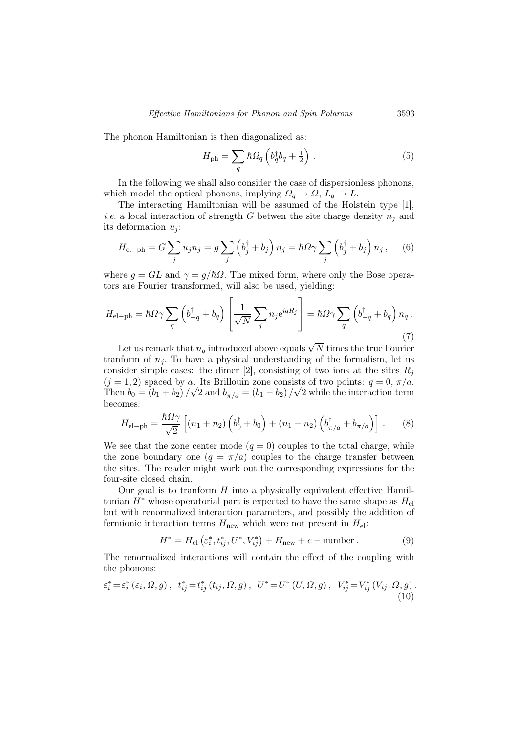The phonon Hamiltonian is then diagonalized as:

$$H_{\rm ph} = \sum_q \hbar\Omega_q \left( b_q^\dagger b_q + \tfrac{1}{2} \right) . \tag{5}$$

In the following we shall also consider the case of dispersionless phonons, which model the optical phonons, implying $\Omega_q \to \Omega$, $L_q \to L$.

The interacting Hamiltonian will be assumed of the Holstein type [1], *i.e.* a local interaction of strength $G$ betwen the site charge density $n_j$ and its deformation $u_j$:

$$H_{\rm el-ph} = G\sum_j u_j n_j = g\sum_j \left( b_j^\dagger + b_j \right) n_j = \hbar\Omega\gamma \sum_j \left( b_j^\dagger + b_j \right) n_j \,, \tag{6}$$

where $g = GL$ and $\gamma = g/\hbar\Omega$. The mixed form, where only the Bose operators are Fourier transformed, will also be used, yielding:

$$H_{\rm el-ph} = \hbar\Omega\gamma \sum_q \left( b_{-q}^\dagger + b_q \right) \left[ \frac{1}{\sqrt{N}} \sum_j n_j {\rm e}^{iqR_j} \right] = \hbar\Omega\gamma \sum_q \left( b_{-q}^\dagger + b_q \right) n_q \,. \tag{7}$$

Let us remark that $n_q$ introduced above equals $\sqrt{N}$ times the true Fourier tranform of $n_j$. To have a physical understanding of the formalism, let us consider simple cases: the dimer [2], consisting of two ions at the sites $R_j$ ($j = 1, 2$) spaced by $a$. Its Brillouin zone consists of two points: $q = 0$, $\pi/a$. Then $b_0 = (b_1 + b_2)/\sqrt{2}$ and $b_{\pi/a} = (b_1 - b_2)/\sqrt{2}$ while the interaction term becomes:

$$H_{\rm el-ph} = \frac{\hbar\Omega\gamma}{\sqrt{2}} \left[ (n_1 + n_2)\left( b_0^\dagger + b_0 \right) + (n_1 - n_2)\left( b_{\pi/a}^\dagger + b_{\pi/a} \right) \right] . \tag{8}$$

We see that the zone center mode ($q = 0$) couples to the total charge, while the zone boundary one ($q = \pi/a$) couples to the charge transfer between the sites. The reader might work out the corresponding expressions for the four-site closed chain.

Our goal is to tranform $H$ into a physically equivalent effective Hamiltonian $H^*$ whose operatorial part is expected to have the same shape as $H_{\rm el}$ but with renormalized interaction parameters, and possibly the addition of fermionic interaction terms $H_{\rm new}$ which were not present in $H_{\rm el}$:

$$H^* = H_{\rm el}\left( \varepsilon_i^*, t_{ij}^*, U^*, V_{ij}^* \right) + H_{\rm new} + c - {\rm number} \,. \tag{9}$$

The renormalized interactions will contain the effect of the coupling with the phonons:

$$\varepsilon_i^* = \varepsilon_i^*\left( \varepsilon_i, \Omega, g \right) , \;\; t_{ij}^* = t_{ij}^*\left( t_{ij}, \Omega, g \right) , \;\; U^* = U^*\left( U, \Omega, g \right) , \;\; V_{ij}^* = V_{ij}^*\left( V_{ij}, \Omega, g \right) . \tag{10}$$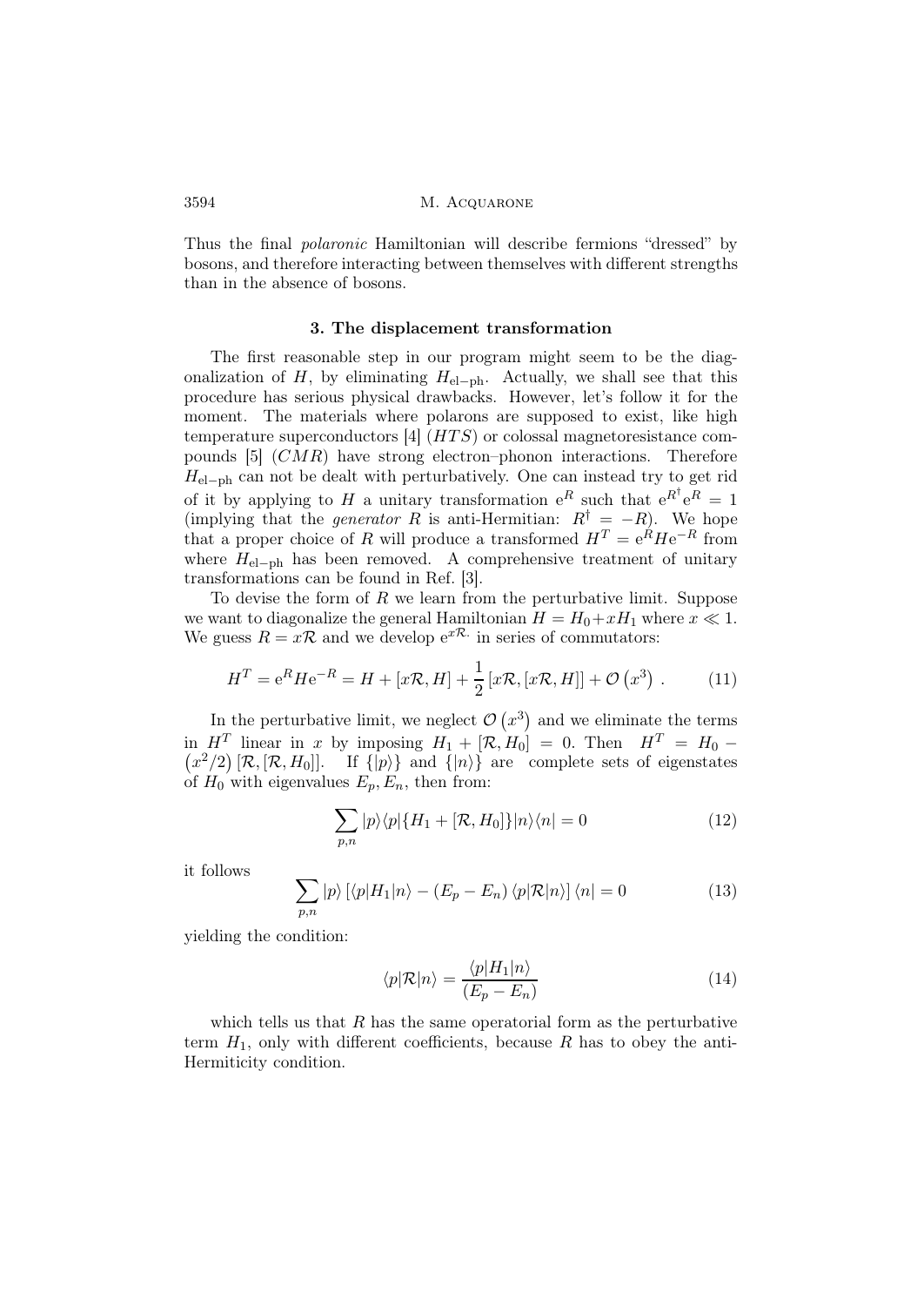Thus the final *polaronic* Hamiltonian will describe fermions "dressed" by bosons, and therefore interacting between themselves with different strengths than in the absence of bosons.

### 3. The displacement transformation

The first reasonable step in our program might seem to be the diagonalization of $H$, by eliminating $H_{\mathrm{el-ph}}$. Actually, we shall see that this procedure has serious physical drawbacks. However, let's follow it for the moment. The materials where polarons are supposed to exist, like high temperature superconductors [4] ($HTS$) or colossal magnetoresistance compounds [5] ($CMR$) have strong electron–phonon interactions. Therefore $H_{\mathrm{el-ph}}$ can not be dealt with perturbatively. One can instead try to get rid of it by applying to $H$ a unitary transformation $\mathrm{e}^{R}$ such that $\mathrm{e}^{R^{\dagger}}\mathrm{e}^{R} = 1$ (implying that the *generator* $R$ is anti-Hermitian: $R^{\dagger} = -R$). We hope that a proper choice of $R$ will produce a transformed $H^{T} = \mathrm{e}^{R} H \mathrm{e}^{-R}$ from where $H_{\mathrm{el-ph}}$ has been removed. A comprehensive treatment of unitary transformations can be found in Ref. [3].

To devise the form of $R$ we learn from the perturbative limit. Suppose we want to diagonalize the general Hamiltonian $H = H_0 + xH_1$ where $x \ll 1$. We guess $R = x\mathcal{R}$ and we develop $\mathrm{e}^{x\mathcal{R}\cdot}$ in series of commutators:

$$H^{T} = \mathrm{e}^{R} H \mathrm{e}^{-R} = H + [x\mathcal{R}, H] + \frac{1}{2}[x\mathcal{R}, [x\mathcal{R}, H]] + \mathcal{O}\left(x^{3}\right) . \tag{11}$$

In the perturbative limit, we neglect $\mathcal{O}\left(x^{3}\right)$ and we eliminate the terms in $H^{T}$ linear in $x$ by imposing $H_1 + [\mathcal{R}, H_0] = 0$. Then $H^{T} = H_0 - \left(x^{2}/2\right)[\mathcal{R}, [\mathcal{R}, H_0]]$. If $\{|p\rangle\}$ and $\{|n\rangle\}$ are complete sets of eigenstates of $H_0$ with eigenvalues $E_p, E_n$, then from:

$$\sum_{p,n} |p\rangle\langle p|\{H_1 + [\mathcal{R}, H_0]\}|n\rangle\langle n| = 0 \tag{12}$$

it follows

$$\sum_{p,n} |p\rangle \left[\langle p|H_1|n\rangle - \left(E_p - E_n\right)\langle p|\mathcal{R}|n\rangle\right]\langle n| = 0 \tag{13}$$

yielding the condition:

$$\langle p|\mathcal{R}|n\rangle = \frac{\langle p|H_1|n\rangle}{\left(E_p - E_n\right)} \tag{14}$$

which tells us that $R$ has the same operatorial form as the perturbative term $H_1$, only with different coefficients, because $R$ has to obey the anti-Hermiticity condition.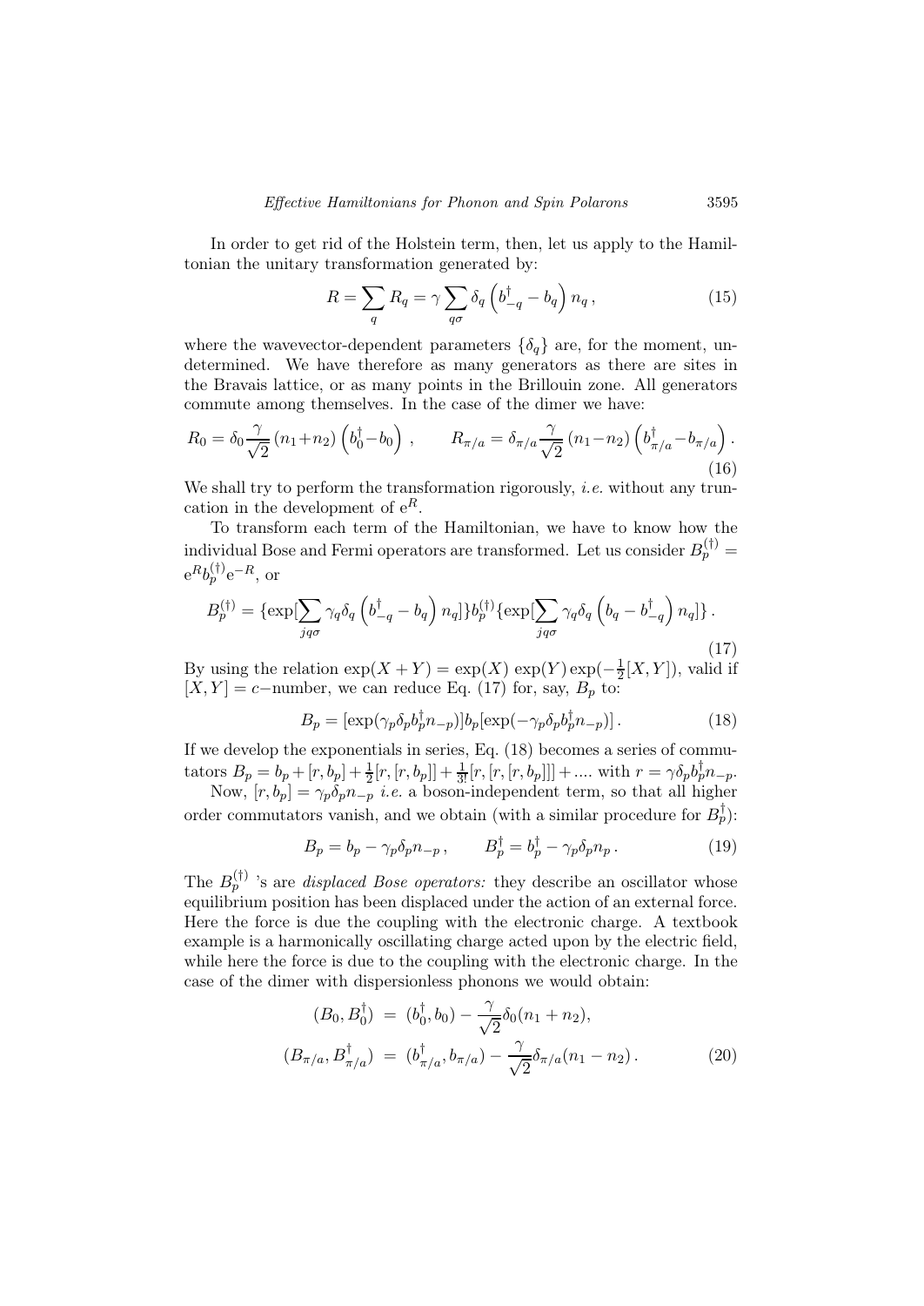In order to get rid of the Holstein term, then, let us apply to the Hamiltonian the unitary transformation generated by:

$$R = \sum_q R_q = \gamma \sum_{q\sigma} \delta_q \left( b^\dagger_{-q} - b_q \right) n_q \,, \tag{15}$$

where the wavevector-dependent parameters $\{\delta_q\}$ are, for the moment, undetermined. We have therefore as many generators as there are sites in the Bravais lattice, or as many points in the Brillouin zone. All generators commute among themselves. In the case of the dimer we have:

$$R_0 = \delta_0 \frac{\gamma}{\sqrt{2}} \left(n_1 + n_2\right) \left(b^\dagger_0 - b_0\right) \,, \qquad R_{\pi/a} = \delta_{\pi/a} \frac{\gamma}{\sqrt{2}} \left(n_1 - n_2\right) \left(b^\dagger_{\pi/a} - b_{\pi/a}\right) . \tag{16}$$

We shall try to perform the transformation rigorously, *i.e.* without any truncation in the development of $e^R$.

To transform each term of the Hamiltonian, we have to know how the individual Bose and Fermi operators are transformed. Let us consider $B^{(\dagger)}_p = e^R b^{(\dagger)}_p e^{-R}$, or

$$B^{(\dagger)}_p = \{\exp[\sum_{jq\sigma} \gamma_q \delta_q \left(b^\dagger_{-q} - b_q\right) n_q]\} b^{(\dagger)}_p \{\exp[\sum_{jq\sigma} \gamma_q \delta_q \left(b_q - b^\dagger_{-q}\right) n_q]\} \,. \tag{17}$$

By using the relation $\exp(X+Y) = \exp(X)\exp(Y)\exp(-\frac{1}{2}[X,Y])$, valid if $[X,Y] = c-$number, we can reduce Eq. (17) for, say, $B_p$ to:

$$B_p = [\exp(\gamma_p \delta_p b^\dagger_p n_{-p})] b_p [\exp(-\gamma_p \delta_p b^\dagger_p n_{-p})] \,. \tag{18}$$

If we develop the exponentials in series, Eq. (18) becomes a series of commutators $B_p = b_p + [r, b_p] + \frac{1}{2}[r,[r,b_p]] + \frac{1}{3!}[r,[r,[r,b_p]]] + ....$ with $r = \gamma \delta_p b^\dagger_p n_{-p}$.

Now, $[r, b_p] = \gamma_p \delta_p n_{-p}$ *i.e.* a boson-independent term, so that all higher order commutators vanish, and we obtain (with a similar procedure for $B^\dagger_p$):

$$B_p = b_p - \gamma_p \delta_p n_{-p} \,, \qquad B^\dagger_p = b^\dagger_p - \gamma_p \delta_p n_p \,. \tag{19}$$

The $B^{(\dagger)}_p$ 's are *displaced Bose operators:* they describe an oscillator whose equilibrium position has been displaced under the action of an external force. Here the force is due the coupling with the electronic charge. A textbook example is a harmonically oscillating charge acted upon by the electric field, while here the force is due to the coupling with the electronic charge. In the case of the dimer with dispersionless phonons we would obtain:

$$\begin{aligned} (B_0, B^\dagger_0) &= (b^\dagger_0, b_0) - \frac{\gamma}{\sqrt{2}} \delta_0 (n_1 + n_2), \\ (B_{\pi/a}, B^\dagger_{\pi/a}) &= (b^\dagger_{\pi/a}, b_{\pi/a}) - \frac{\gamma}{\sqrt{2}} \delta_{\pi/a} (n_1 - n_2) \,. \end{aligned} \tag{20}$$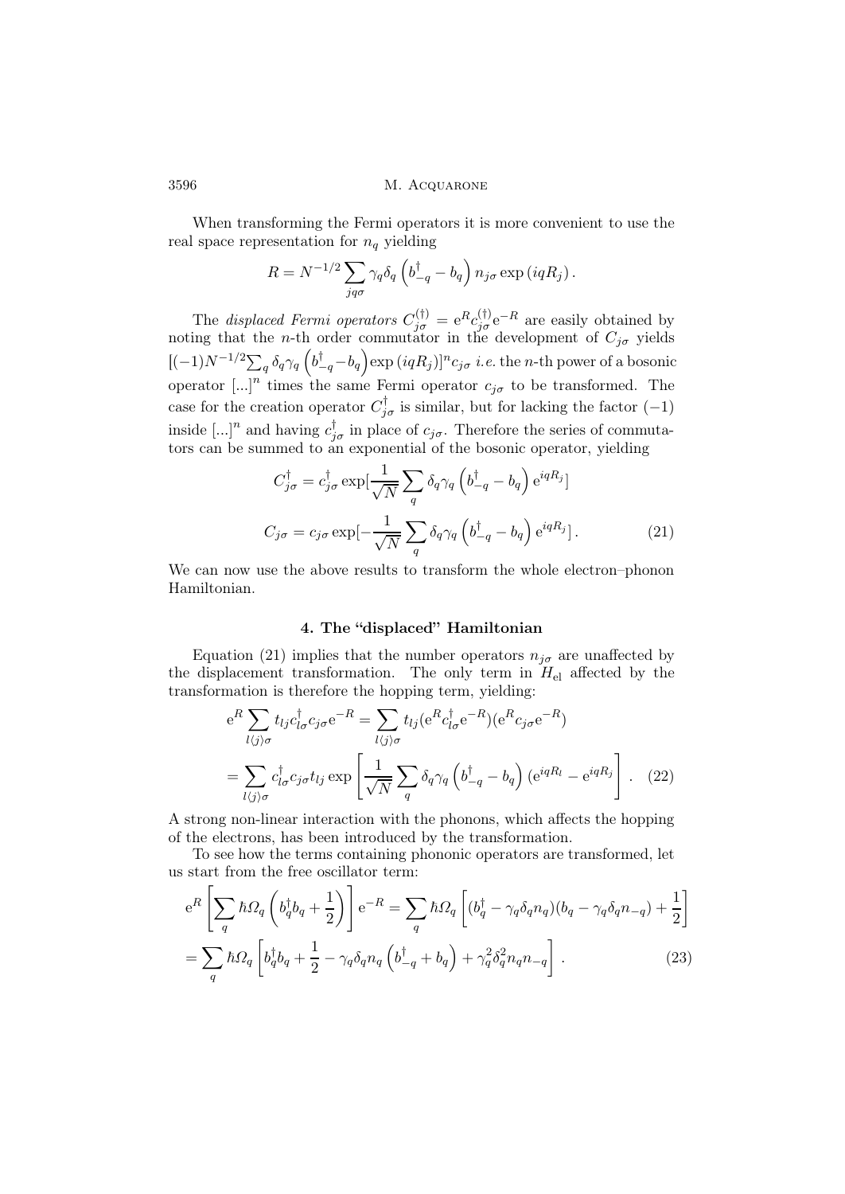When transforming the Fermi operators it is more convenient to use the real space representation for $n_q$ yielding

$$R = N^{-1/2} \sum_{jq\sigma} \gamma_q \delta_q \left( b^\dagger_{-q} - b_q \right) n_{j\sigma} \exp\left( iqR_j \right).$$

The *displaced Fermi operators* $C^{(\dagger)}_{j\sigma} = \mathrm{e}^R c^{(\dagger)}_{j\sigma} \mathrm{e}^{-R}$ are easily obtained by noting that the $n$-th order commutator in the development of $C_{j\sigma}$ yields $[(-1)N^{-1/2}\sum_q \delta_q \gamma_q \left( b^\dagger_{-q} - b_q \right) \exp\left( iqR_j \right)]^n c_{j\sigma}$ *i.e.* the $n$-th power of a bosonic operator $[...]^n$ times the same Fermi operator $c_{j\sigma}$ to be transformed. The case for the creation operator $C^\dagger_{j\sigma}$ is similar, but for lacking the factor $(-1)$ inside $[...]^n$ and having $c^\dagger_{j\sigma}$ in place of $c_{j\sigma}$. Therefore the series of commutators can be summed to an exponential of the bosonic operator, yielding

$$C^\dagger_{j\sigma} = c^\dagger_{j\sigma} \exp[\frac{1}{\sqrt{N}} \sum_q \delta_q \gamma_q \left( b^\dagger_{-q} - b_q \right) \mathrm{e}^{iqR_j}]$$

$$C_{j\sigma} = c_{j\sigma} \exp[-\frac{1}{\sqrt{N}} \sum_q \delta_q \gamma_q \left( b^\dagger_{-q} - b_q \right) \mathrm{e}^{iqR_j}]\,. \tag{21}$$

We can now use the above results to transform the whole electron–phonon Hamiltonian.

## 4. The "displaced" Hamiltonian

Equation (21) implies that the number operators $n_{j\sigma}$ are unaffected by the displacement transformation. The only term in $H_{\mathrm{el}}$ affected by the transformation is therefore the hopping term, yielding:

$$\mathrm{e}^R \sum_{l\langle j\rangle\sigma} t_{lj} c^\dagger_{l\sigma} c_{j\sigma} \mathrm{e}^{-R} = \sum_{l\langle j\rangle\sigma} t_{lj} (\mathrm{e}^R c^\dagger_{l\sigma} \mathrm{e}^{-R})(\mathrm{e}^R c_{j\sigma} \mathrm{e}^{-R})$$

$$= \sum_{l\langle j\rangle\sigma} c^\dagger_{l\sigma} c_{j\sigma} t_{lj} \exp\left[ \frac{1}{\sqrt{N}} \sum_q \delta_q \gamma_q \left( b^\dagger_{-q} - b_q \right) (\mathrm{e}^{iqR_l} - \mathrm{e}^{iqR_j} \right]\,. \tag{22}$$

A strong non-linear interaction with the phonons, which affects the hopping of the electrons, has been introduced by the transformation.

To see how the terms containing phononic operators are transformed, let us start from the free oscillator term:

$$\mathrm{e}^R \left[ \sum_q \hbar\Omega_q \left( b^\dagger_q b_q + \frac{1}{2} \right) \right] \mathrm{e}^{-R} = \sum_q \hbar\Omega_q \left[ (b^\dagger_q - \gamma_q \delta_q n_q)(b_q - \gamma_q \delta_q n_{-q}) + \frac{1}{2} \right]$$

$$= \sum_q \hbar\Omega_q \left[ b^\dagger_q b_q + \frac{1}{2} - \gamma_q \delta_q n_q \left( b^\dagger_{-q} + b_q \right) + \gamma_q^2 \delta_q^2 n_q n_{-q} \right]\,. \tag{23}$$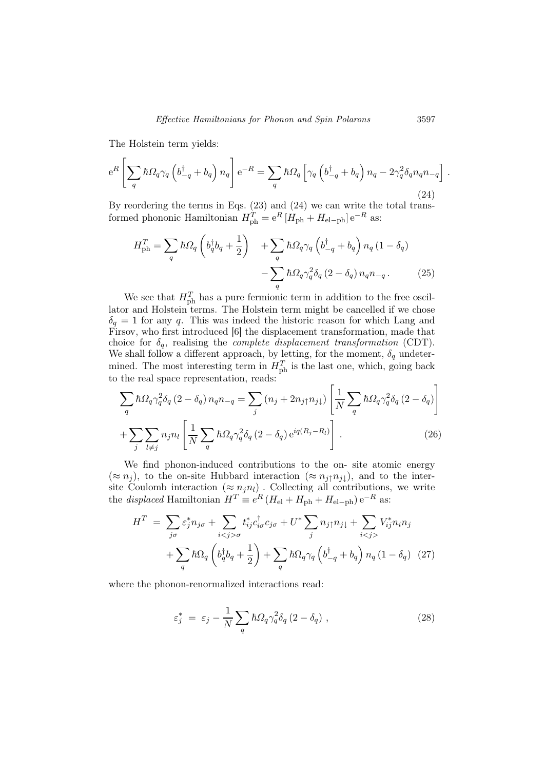The Holstein term yields:

$$
\mathrm{e}^{R}\left[\sum_{q}\hbar\Omega_q\gamma_q\left(b_{-q}^{\dagger}+b_q\right)n_q\right]\mathrm{e}^{-R}=\sum_{q}\hbar\Omega_q\left[\gamma_q\left(b_{-q}^{\dagger}+b_q\right)n_q-2\gamma_q^2\delta_q n_q n_{-q}\right]. \tag{24}
$$

By reordering the terms in Eqs. (23) and (24) we can write the total transformed phononic Hamiltonian $H_{\mathrm{ph}}^{T}=\mathrm{e}^{R}\left[H_{\mathrm{ph}}+H_{\mathrm{el-ph}}\right]\mathrm{e}^{-R}$ as:

$$
\begin{aligned}
H_{\mathrm{ph}}^{T}=\sum_{q}\hbar\Omega_q\left(b_q^{\dagger}b_q+\frac{1}{2}\right)\quad&+\sum_{q}\hbar\Omega_q\gamma_q\left(b_{-q}^{\dagger}+b_q\right)n_q\left(1-\delta_q\right)\\
&-\sum_{q}\hbar\Omega_q\gamma_q^2\delta_q\left(2-\delta_q\right)n_q n_{-q}\,. \qquad (25)
\end{aligned}
$$

We see that $H_{\mathrm{ph}}^{T}$ has a pure fermionic term in addition to the free oscillator and Holstein terms. The Holstein term might be cancelled if we chose $\delta_q=1$ for any $q$. This was indeed the historic reason for which Lang and Firsov, who first introduced [6] the displacement transformation, made that choice for $\delta_q$, realising the *complete displacement transformation* (CDT). We shall follow a different approach, by letting, for the moment, $\delta_q$ undetermined. The most interesting term in $H_{\mathrm{ph}}^{T}$ is the last one, which, going back to the real space representation, reads:

$$
\begin{aligned}
\sum_{q}\hbar\Omega_q\gamma_q^2\delta_q\left(2-\delta_q\right)n_q n_{-q}&=\sum_{j}\left(n_j+2n_{j\uparrow}n_{j\downarrow}\right)\left[\frac{1}{N}\sum_{q}\hbar\Omega_q\gamma_q^2\delta_q\left(2-\delta_q\right)\right]\\
+\sum_{j}\sum_{l\neq j}n_j n_l&\left[\frac{1}{N}\sum_{q}\hbar\Omega_q\gamma_q^2\delta_q\left(2-\delta_q\right)\mathrm{e}^{iq(R_j-R_l)}\right]. \qquad (26)
\end{aligned}
$$

We find phonon-induced contributions to the on- site atomic energy ($\approx n_j$), to the on-site Hubbard interaction ($\approx n_{j\uparrow}n_{j\downarrow}$), and to the intersite Coulomb interaction ($\approx n_j n_l$) . Collecting all contributions, we write the *displaced* Hamiltonian $H^{T}\equiv e^{R}\left(H_{\mathrm{el}}+H_{\mathrm{ph}}+H_{\mathrm{el-ph}}\right)\mathrm{e}^{-R}$ as:

$$
\begin{aligned}
H^{T}\;=\;&\sum_{j\sigma}\varepsilon_j^{*}n_{j\sigma}+\sum_{i<j>\sigma}t_{ij}^{*}c_{i\sigma}^{\dagger}c_{j\sigma}+U^{*}\sum_{j}n_{j\uparrow}n_{j\downarrow}+\sum_{i<j>}V_{ij}^{*}n_i n_j\\
&+\sum_{q}\hbar\Omega_q\left(b_q^{\dagger}b_q+\frac{1}{2}\right)+\sum_{q}\hbar\Omega_q\gamma_q\left(b_{-q}^{\dagger}+b_q\right)n_q\left(1-\delta_q\right) \qquad (27)
\end{aligned}
$$

where the phonon-renormalized interactions read:

$$
\varepsilon_j^{*}\;=\;\varepsilon_j-\frac{1}{N}\sum_{q}\hbar\Omega_q\gamma_q^2\delta_q\left(2-\delta_q\right), \tag{28}
$$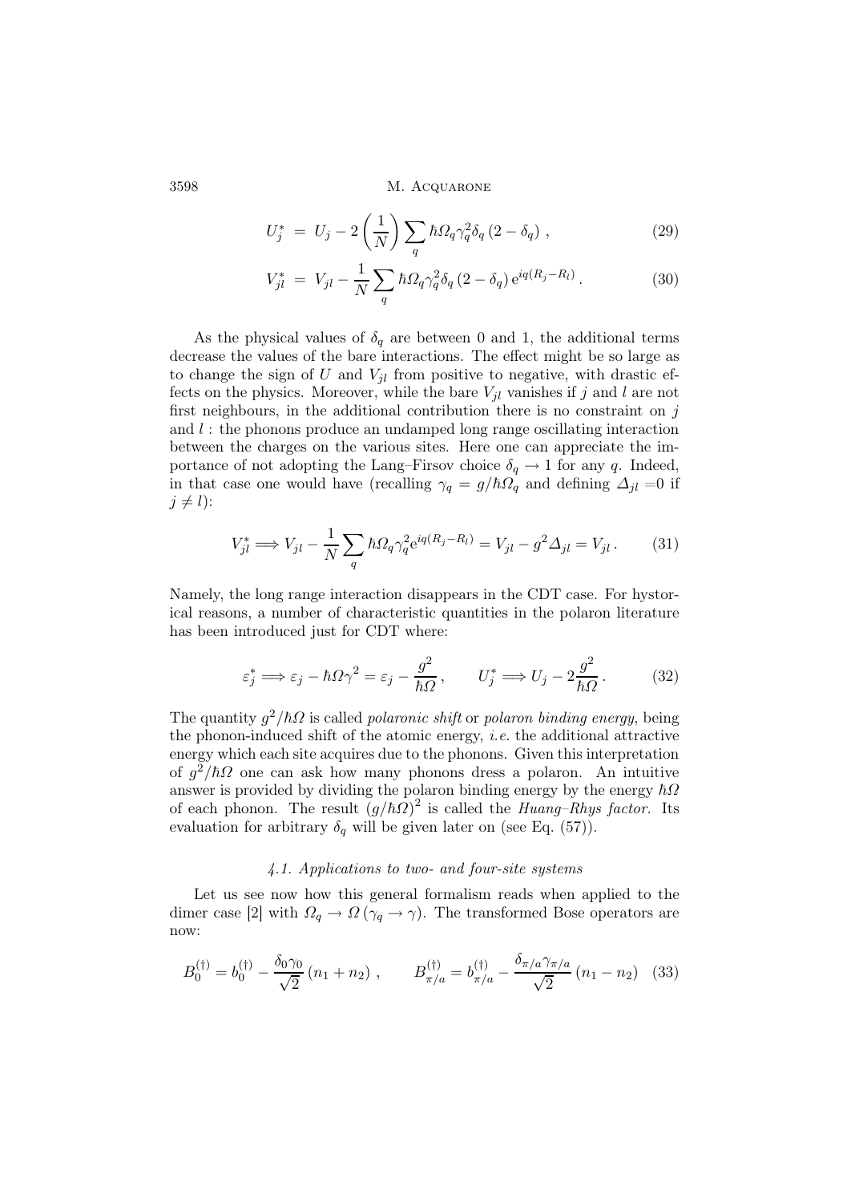$$U_j^* = U_j - 2\left(\frac{1}{N}\right)\sum_q \hbar\Omega_q\gamma_q^2\delta_q\left(2-\delta_q\right), \tag{29}$$

$$V_{jl}^* = V_{jl} - \frac{1}{N}\sum_q \hbar\Omega_q\gamma_q^2\delta_q\left(2-\delta_q\right)\mathrm{e}^{iq(R_j-R_l)}. \tag{30}$$

As the physical values of $\delta_q$ are between 0 and 1, the additional terms decrease the values of the bare interactions. The effect might be so large as to change the sign of $U$ and $V_{jl}$ from positive to negative, with drastic effects on the physics. Moreover, while the bare $V_{jl}$ vanishes if $j$ and $l$ are not first neighbours, in the additional contribution there is no constraint on $j$ and $l$ : the phonons produce an undamped long range oscillating interaction between the charges on the various sites. Here one can appreciate the importance of not adopting the Lang–Firsov choice $\delta_q \to 1$ for any $q$. Indeed, in that case one would have (recalling $\gamma_q = g/\hbar\Omega_q$ and defining $\Delta_{jl}=0$ if $j \neq l$):

$$V_{jl}^* \Longrightarrow V_{jl} - \frac{1}{N}\sum_q \hbar\Omega_q\gamma_q^2\mathrm{e}^{iq(R_j-R_l)} = V_{jl} - g^2\Delta_{jl} = V_{jl}. \tag{31}$$

Namely, the long range interaction disappears in the CDT case. For hystorical reasons, a number of characteristic quantities in the polaron literature has been introduced just for CDT where:

$$\varepsilon_j^* \Longrightarrow \varepsilon_j - \hbar\Omega\gamma^2 = \varepsilon_j - \frac{g^2}{\hbar\Omega}, \qquad U_j^* \Longrightarrow U_j - 2\frac{g^2}{\hbar\Omega}. \tag{32}$$

The quantity $g^2/\hbar\Omega$ is called *polaronic shift* or *polaron binding energy*, being the phonon-induced shift of the atomic energy, *i.e.* the additional attractive energy which each site acquires due to the phonons. Given this interpretation of $g^2/\hbar\Omega$ one can ask how many phonons dress a polaron. An intuitive answer is provided by dividing the polaron binding energy by the energy $\hbar\Omega$ of each phonon. The result $(g/\hbar\Omega)^2$ is called the *Huang–Rhys factor*. Its evaluation for arbitrary $\delta_q$ will be given later on (see Eq. (57)).

### 4.1. Applications to two- and four-site systems

Let us see now how this general formalism reads when applied to the dimer case [2] with $\Omega_q \to \Omega\,(\gamma_q \to \gamma)$. The transformed Bose operators are now:

$$B_0^{(\dagger)} = b_0^{(\dagger)} - \frac{\delta_0\gamma_0}{\sqrt{2}}\left(n_1+n_2\right), \qquad B_{\pi/a}^{(\dagger)} = b_{\pi/a}^{(\dagger)} - \frac{\delta_{\pi/a}\gamma_{\pi/a}}{\sqrt{2}}\left(n_1-n_2\right) \tag{33}$$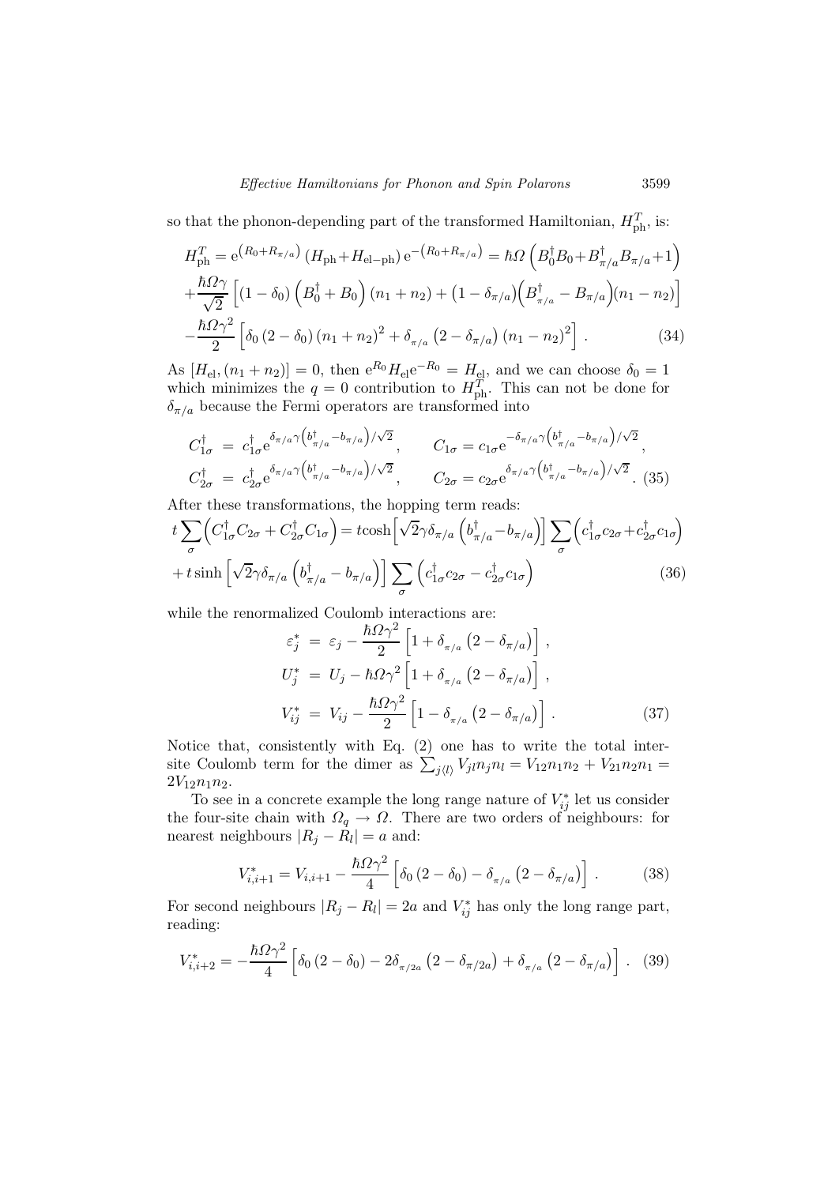so that the phonon-depending part of the transformed Hamiltonian, $H^T_{\rm ph}$, is:

$$
\begin{aligned}
H^T_{\rm ph} &= {\rm e}^{\left(R_0+R_{\pi/a}\right)}\left(H_{\rm ph}+H_{\rm el-ph}\right){\rm e}^{-\left(R_0+R_{\pi/a}\right)} = \hbar\Omega\left(B_0^\dagger B_0 + B_{\pi/a}^\dagger B_{\pi/a}+1\right) \\
&+\frac{\hbar\Omega\gamma}{\sqrt{2}}\left[\left(1-\delta_0\right)\left(B_0^\dagger+B_0\right)\left(n_1+n_2\right)+\left(1-\delta_{\pi/a}\right)\left(B_{\pi/a}^\dagger-B_{\pi/a}\right)\left(n_1-n_2\right)\right] \\
&-\frac{\hbar\Omega\gamma^2}{2}\left[\delta_0\left(2-\delta_0\right)\left(n_1+n_2\right)^2+\delta_{\pi/a}\left(2-\delta_{\pi/a}\right)\left(n_1-n_2\right)^2\right]. \qquad (34)
\end{aligned}
$$

As $[H_{\rm el},(n_1+n_2)]=0$, then ${\rm e}^{R_0}H_{\rm el}{\rm e}^{-R_0}=H_{\rm el}$, and we can choose $\delta_0=1$ which minimizes the $q=0$ contribution to $H^T_{\rm ph}$. This can not be done for $\delta_{\pi/a}$ because the Fermi operators are transformed into

$$
\begin{aligned}
C_{1\sigma}^\dagger &= c_{1\sigma}^\dagger {\rm e}^{\delta_{\pi/a}\gamma\left(b_{\pi/a}^\dagger-b_{\pi/a}\right)/\sqrt{2}}, \qquad C_{1\sigma}=c_{1\sigma}{\rm e}^{-\delta_{\pi/a}\gamma\left(b_{\pi/a}^\dagger-b_{\pi/a}\right)/\sqrt{2}}, \\
C_{2\sigma}^\dagger &= c_{2\sigma}^\dagger {\rm e}^{\delta_{\pi/a}\gamma\left(b_{\pi/a}^\dagger-b_{\pi/a}\right)/\sqrt{2}}, \qquad C_{2\sigma}=c_{2\sigma}{\rm e}^{\delta_{\pi/a}\gamma\left(b_{\pi/a}^\dagger-b_{\pi/a}\right)/\sqrt{2}}. \quad (35)
\end{aligned}
$$

After these transformations, the hopping term reads:

$$
\begin{aligned}
t\sum_\sigma\left(C_{1\sigma}^\dagger C_{2\sigma}+C_{2\sigma}^\dagger C_{1\sigma}\right) &= t\cosh\left[\sqrt{2}\gamma\delta_{\pi/a}\left(b_{\pi/a}^\dagger-b_{\pi/a}\right)\right]\sum_\sigma\left(c_{1\sigma}^\dagger c_{2\sigma}+c_{2\sigma}^\dagger c_{1\sigma}\right) \\
&+t\sinh\left[\sqrt{2}\gamma\delta_{\pi/a}\left(b_{\pi/a}^\dagger-b_{\pi/a}\right)\right]\sum_\sigma\left(c_{1\sigma}^\dagger c_{2\sigma}-c_{2\sigma}^\dagger c_{1\sigma}\right) \qquad (36)
\end{aligned}
$$

while the renormalized Coulomb interactions are:

$$
\begin{aligned}
\varepsilon_j^* &= \varepsilon_j-\frac{\hbar\Omega\gamma^2}{2}\left[1+\delta_{\pi/a}\left(2-\delta_{\pi/a}\right)\right], \\
U_j^* &= U_j-\hbar\Omega\gamma^2\left[1+\delta_{\pi/a}\left(2-\delta_{\pi/a}\right)\right], \\
V_{ij}^* &= V_{ij}-\frac{\hbar\Omega\gamma^2}{2}\left[1-\delta_{\pi/a}\left(2-\delta_{\pi/a}\right)\right]. \qquad (37)
\end{aligned}
$$

Notice that, consistently with Eq. (2) one has to write the total intersite Coulomb term for the dimer as $\sum_{j\langle l\rangle}V_{jl}n_jn_l=V_{12}n_1n_2+V_{21}n_2n_1=2V_{12}n_1n_2$.

To see in a concrete example the long range nature of $V_{ij}^*$ let us consider the four-site chain with $\Omega_q\to\Omega$. There are two orders of neighbours: for nearest neighbours $|R_j-R_l|=a$ and:

$$
V_{i,i+1}^*=V_{i,i+1}-\frac{\hbar\Omega\gamma^2}{4}\left[\delta_0\left(2-\delta_0\right)-\delta_{\pi/a}\left(2-\delta_{\pi/a}\right)\right]. \qquad (38)
$$

For second neighbours $|R_j-R_l|=2a$ and $V_{ij}^*$ has only the long range part, reading:

$$
V_{i,i+2}^*=-\frac{\hbar\Omega\gamma^2}{4}\left[\delta_0\left(2-\delta_0\right)-2\delta_{\pi/2a}\left(2-\delta_{\pi/2a}\right)+\delta_{\pi/a}\left(2-\delta_{\pi/a}\right)\right]. \quad (39)
$$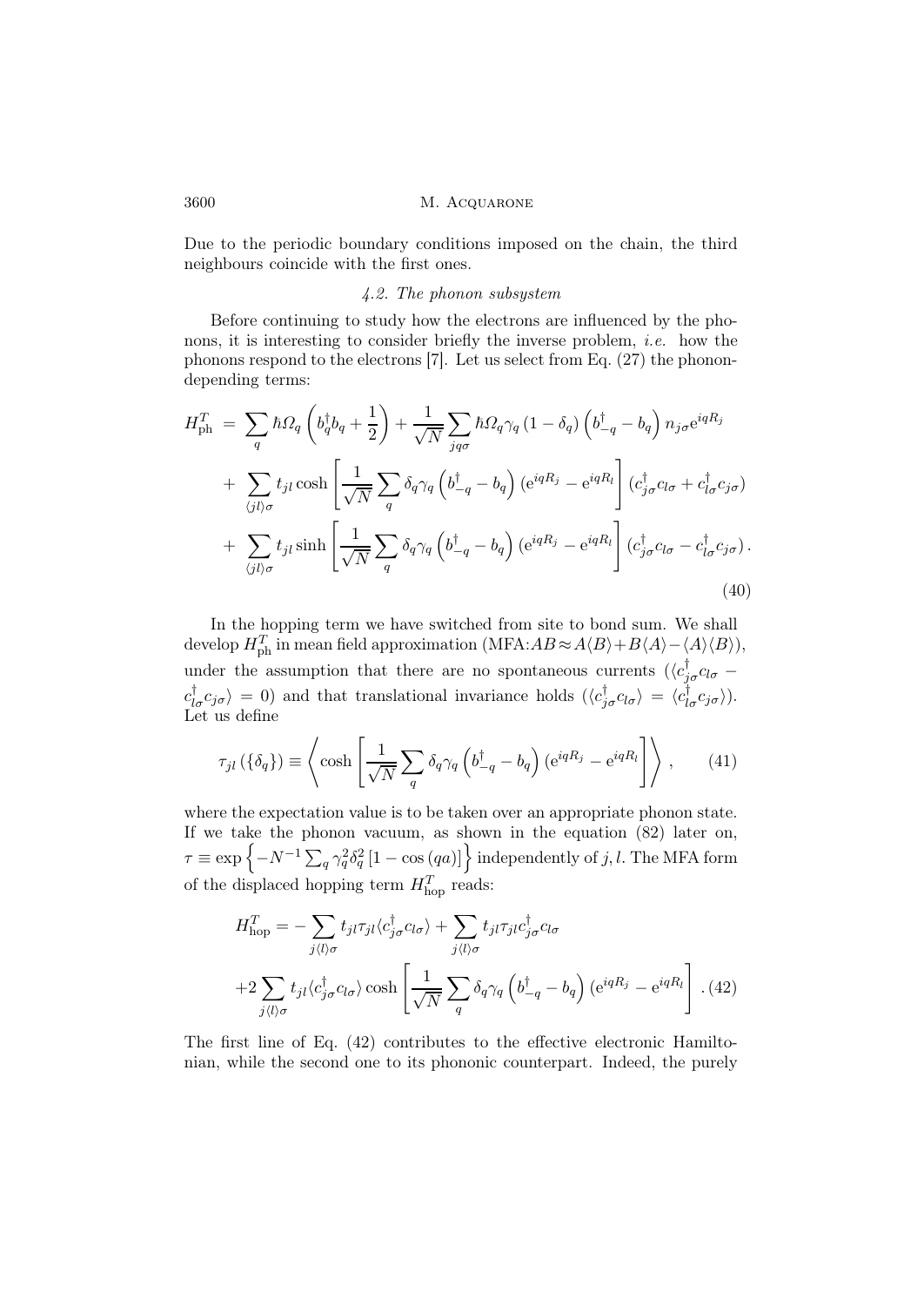Due to the periodic boundary conditions imposed on the chain, the third neighbours coincide with the first ones.

### *4.2. The phonon subsystem*

Before continuing to study how the electrons are influenced by the phonons, it is interesting to consider briefly the inverse problem, *i.e.* how the phonons respond to the electrons [7]. Let us select from Eq. (27) the phonon-depending terms:

$$
\begin{aligned}
H_{\rm ph}^{T} \;=\; & \sum_{q} \hbar\Omega_q \left(b_q^{\dagger}b_q+\frac{1}{2}\right)+\frac{1}{\sqrt{N}}\sum_{jq\sigma}\hbar\Omega_q\gamma_q\left(1-\delta_q\right)\left(b_{-q}^{\dagger}-b_q\right)n_{j\sigma}{\rm e}^{iqR_j} \\
&+\sum_{\langle jl\rangle\sigma}t_{jl}\cosh\left[\frac{1}{\sqrt{N}}\sum_{q}\delta_q\gamma_q\left(b_{-q}^{\dagger}-b_q\right)\left({\rm e}^{iqR_j}-{\rm e}^{iqR_l}\right)\right]\left(c_{j\sigma}^{\dagger}c_{l\sigma}+c_{l\sigma}^{\dagger}c_{j\sigma}\right) \\
&+\sum_{\langle jl\rangle\sigma}t_{jl}\sinh\left[\frac{1}{\sqrt{N}}\sum_{q}\delta_q\gamma_q\left(b_{-q}^{\dagger}-b_q\right)\left({\rm e}^{iqR_j}-{\rm e}^{iqR_l}\right)\right]\left(c_{j\sigma}^{\dagger}c_{l\sigma}-c_{l\sigma}^{\dagger}c_{j\sigma}\right).
\end{aligned}
\tag{40}
$$

In the hopping term we have switched from site to bond sum. We shall develop $H_{\rm ph}^{T}$ in mean field approximation (MFA:$AB\approx A\langle B\rangle+B\langle A\rangle-\langle A\rangle\langle B\rangle$), under the assumption that there are no spontaneous currents ($\langle c_{j\sigma}^{\dagger}c_{l\sigma}-c_{l\sigma}^{\dagger}c_{j\sigma}\rangle=0$) and that translational invariance holds ($\langle c_{j\sigma}^{\dagger}c_{l\sigma}\rangle=\langle c_{l\sigma}^{\dagger}c_{j\sigma}\rangle$). Let us define

$$
\tau_{jl}\left(\{\delta_q\}\right)\equiv\left\langle\cosh\left[\frac{1}{\sqrt{N}}\sum_{q}\delta_q\gamma_q\left(b_{-q}^{\dagger}-b_q\right)\left({\rm e}^{iqR_j}-{\rm e}^{iqR_l}\right)\right]\right\rangle, \tag{41}
$$

where the expectation value is to be taken over an appropriate phonon state. If we take the phonon vacuum, as shown in the equation (82) later on, $\tau\equiv\exp\left\{-N^{-1}\sum_q\gamma_q^2\delta_q^2\left[1-\cos\left(qa\right)\right]\right\}$ independently of $j,l$. The MFA form of the displaced hopping term $H_{\rm hop}^{T}$ reads:

$$
\begin{aligned}
H_{\rm hop}^{T}=&-\sum_{j\langle l\rangle\sigma}t_{jl}\tau_{jl}\langle c_{j\sigma}^{\dagger}c_{l\sigma}\rangle+\sum_{j\langle l\rangle\sigma}t_{jl}\tau_{jl}c_{j\sigma}^{\dagger}c_{l\sigma} \\
&+2\sum_{j\langle l\rangle\sigma}t_{jl}\langle c_{j\sigma}^{\dagger}c_{l\sigma}\rangle\cosh\left[\frac{1}{\sqrt{N}}\sum_{q}\delta_q\gamma_q\left(b_{-q}^{\dagger}-b_q\right)\left({\rm e}^{iqR_j}-{\rm e}^{iqR_l}\right)\right].
\end{aligned}
\tag{42}
$$

The first line of Eq. (42) contributes to the effective electronic Hamiltonian, while the second one to its phononic counterpart. Indeed, the purely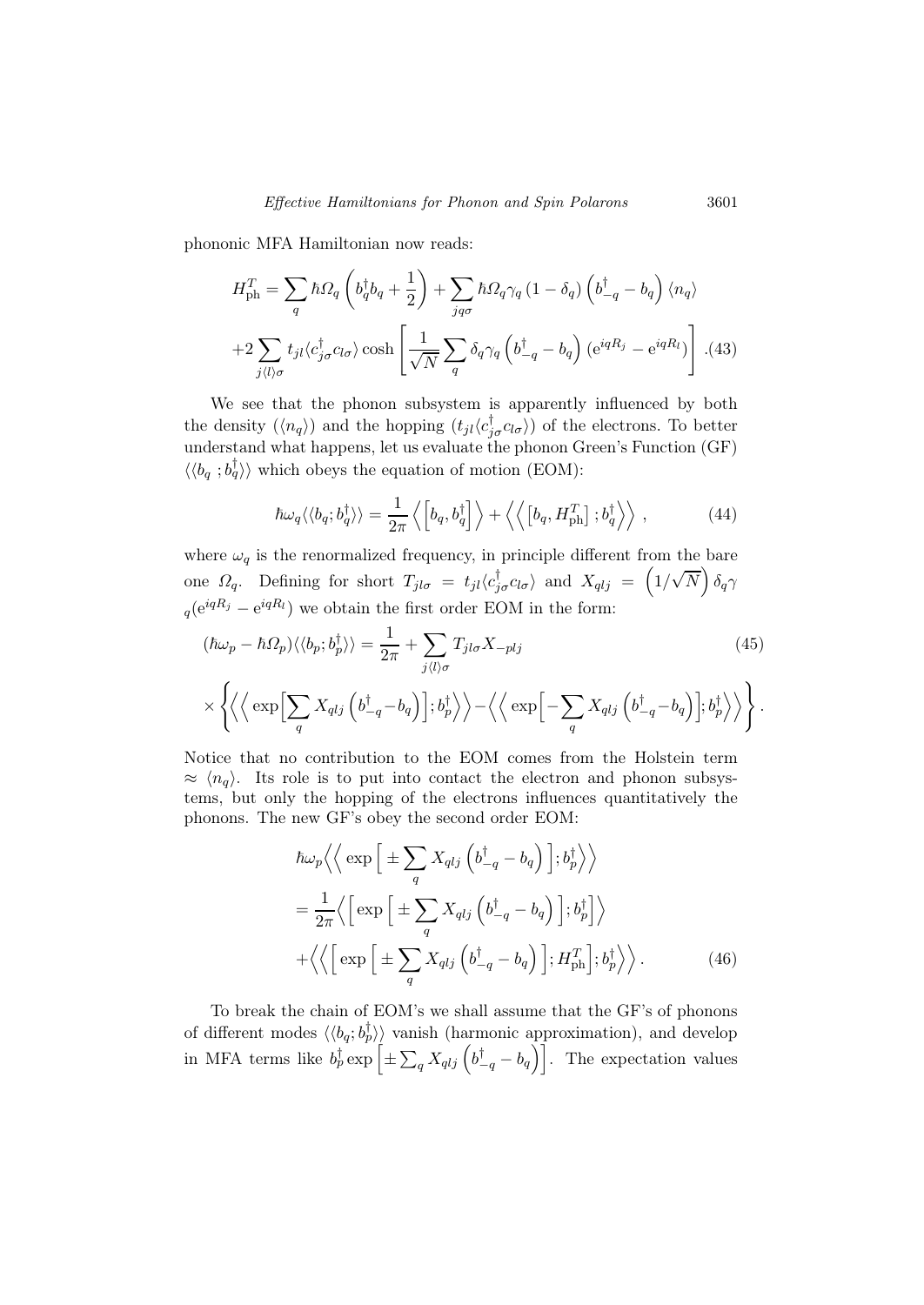phononic MFA Hamiltonian now reads:

$$H_{\rm ph}^T = \sum_q \hbar\Omega_q\left(b_q^\dagger b_q + \frac{1}{2}\right) + \sum_{jq\sigma}\hbar\Omega_q\gamma_q\left(1-\delta_q\right)\left(b_{-q}^\dagger - b_q\right)\langle n_q\rangle$$
$$+2\sum_{j\langle l\rangle\sigma} t_{jl}\langle c_{j\sigma}^\dagger c_{l\sigma}\rangle \cosh\left[\frac{1}{\sqrt{N}}\sum_q \delta_q\gamma_q\left(b_{-q}^\dagger - b_q\right)\left({\rm e}^{iqR_j} - {\rm e}^{iqR_l}\right)\right]. \quad (43)$$

We see that the phonon subsystem is apparently influenced by both the density ($\langle n_q\rangle$) and the hopping ($t_{jl}\langle c_{j\sigma}^\dagger c_{l\sigma}\rangle$) of the electrons. To better understand what happens, let us evaluate the phonon Green's Function (GF) $\langle\langle b_q\,; b_q^\dagger\rangle\rangle$ which obeys the equation of motion (EOM):

$$\hbar\omega_q\langle\langle b_q; b_q^\dagger\rangle\rangle = \frac{1}{2\pi}\left\langle\left[b_q, b_q^\dagger\right]\right\rangle + \left\langle\left\langle\left[b_q, H_{\rm ph}^T\right]; b_q^\dagger\right\rangle\right\rangle, \quad (44)$$

where $\omega_q$ is the renormalized frequency, in principle different from the bare one $\Omega_q$. Defining for short $T_{jl\sigma} = t_{jl}\langle c_{j\sigma}^\dagger c_{l\sigma}\rangle$ and $X_{qlj} = \left(1/\sqrt{N}\right)\delta_q\gamma_q({\rm e}^{iqR_j} - {\rm e}^{iqR_l})$ we obtain the first order EOM in the form:

$$(\hbar\omega_p - \hbar\Omega_p)\langle\langle b_p; b_p^\dagger\rangle\rangle = \frac{1}{2\pi} + \sum_{j\langle l\rangle\sigma} T_{jl\sigma}X_{-plj} \quad (45)$$
$$\times\left\{\left\langle\left\langle \exp\Big[\sum_q X_{qlj}\left(b_{-q}^\dagger - b_q\right)\Big]; b_p^\dagger\right\rangle\right\rangle - \left\langle\left\langle \exp\Big[-\sum_q X_{qlj}\left(b_{-q}^\dagger - b_q\right)\Big]; b_p^\dagger\right\rangle\right\rangle\right\}.$$

Notice that no contribution to the EOM comes from the Holstein term $\approx\langle n_q\rangle$. Its role is to put into contact the electron and phonon subsystems, but only the hopping of the electrons influences quantitatively the phonons. The new GF's obey the second order EOM:

$$\hbar\omega_p\left\langle\left\langle \exp\Big[\pm\sum_q X_{qlj}\left(b_{-q}^\dagger - b_q\right)\Big]; b_p^\dagger\right\rangle\right\rangle$$
$$= \frac{1}{2\pi}\left\langle\left[\exp\Big[\pm\sum_q X_{qlj}\left(b_{-q}^\dagger - b_q\right)\Big]; b_p^\dagger\right]\right\rangle$$
$$+\left\langle\left\langle\left[\exp\Big[\pm\sum_q X_{qlj}\left(b_{-q}^\dagger - b_q\right)\Big]; H_{\rm ph}^T\right]; b_p^\dagger\right\rangle\right\rangle. \quad (46)$$

To break the chain of EOM's we shall assume that the GF's of phonons of different modes $\langle\langle b_q; b_p^\dagger\rangle\rangle$ vanish (harmonic approximation), and develop in MFA terms like $b_p^\dagger\exp\left[\pm\sum_q X_{qlj}\left(b_{-q}^\dagger - b_q\right)\right]$. The expectation values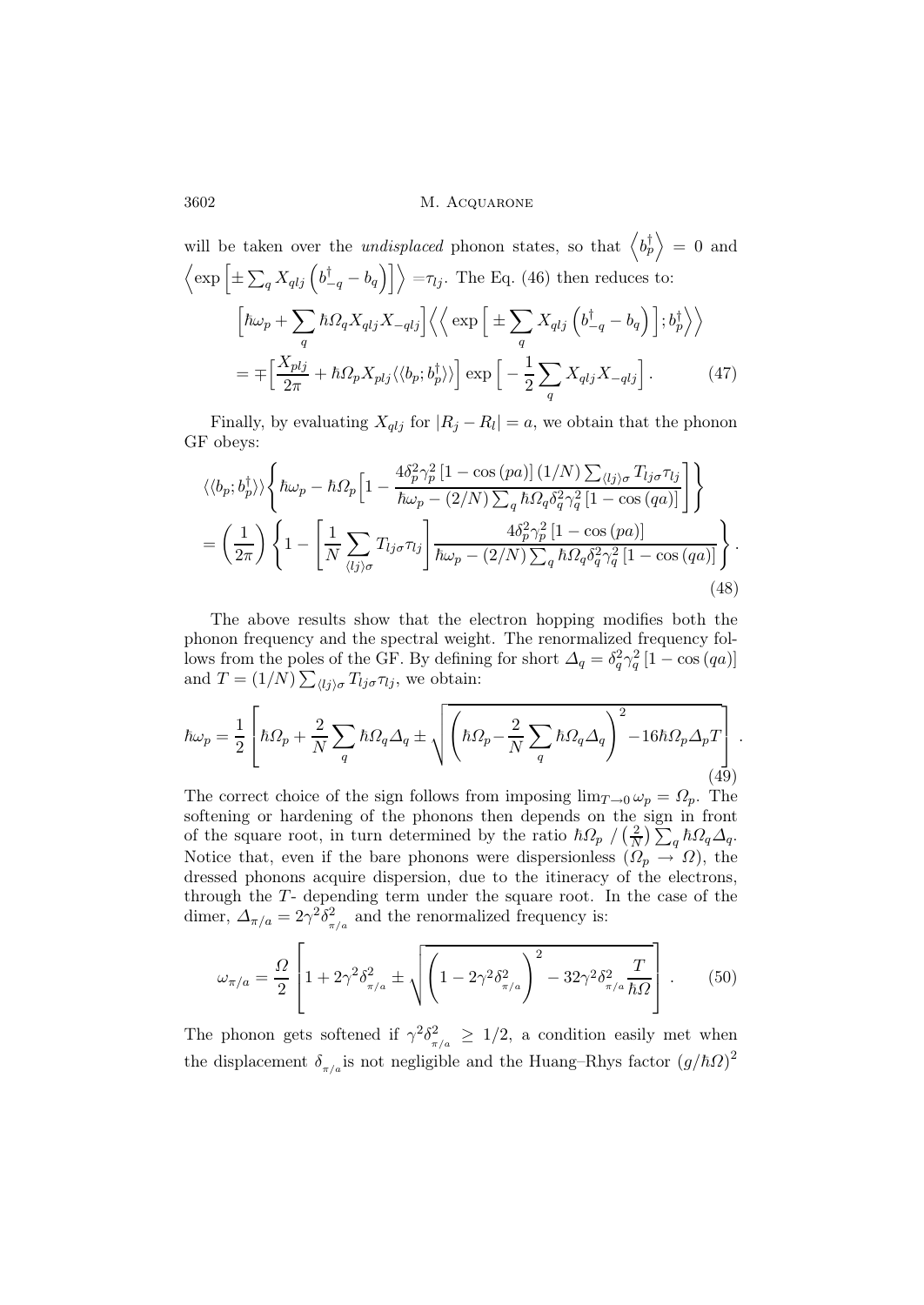will be taken over the *undisplaced* phonon states, so that $\left\langle b_p^\dagger \right\rangle = 0$ and $\left\langle \exp\left[\pm \sum_q X_{qlj}\left(b_{-q}^\dagger - b_q\right)\right]\right\rangle = \tau_{lj}$. The Eq. (46) then reduces to:

$$\left[\hbar\omega_p + \sum_q \hbar\Omega_q X_{qlj} X_{-qlj}\right]\left\langle\left\langle \exp\left[\pm \sum_q X_{qlj}\left(b_{-q}^\dagger - b_q\right)\right]; b_p^\dagger \right\rangle\right\rangle$$
$$= \mp\left[\frac{X_{plj}}{2\pi} + \hbar\Omega_p X_{plj}\langle\langle b_p; b_p^\dagger\rangle\rangle\right]\exp\left[-\frac{1}{2}\sum_q X_{qlj} X_{-qlj}\right]. \tag{47}$$

Finally, by evaluating $X_{qlj}$ for $|R_j - R_l| = a$, we obtain that the phonon GF obeys:

$$\langle\langle b_p; b_p^\dagger\rangle\rangle\left\{\hbar\omega_p - \hbar\Omega_p\left[1 - \frac{4\delta_p^2\gamma_p^2\left[1-\cos(pa)\right](1/N)\sum_{\langle lj\rangle\sigma} T_{lj\sigma}\tau_{lj}}{\hbar\omega_p - (2/N)\sum_q \hbar\Omega_q \delta_q^2\gamma_q^2\left[1-\cos(qa)\right]}\right]\right\}$$
$$= \left(\frac{1}{2\pi}\right)\left\{1 - \left[\frac{1}{N}\sum_{\langle lj\rangle\sigma} T_{lj\sigma}\tau_{lj}\right]\frac{4\delta_p^2\gamma_p^2\left[1-\cos(pa)\right]}{\hbar\omega_p - (2/N)\sum_q \hbar\Omega_q\delta_q^2\gamma_q^2\left[1-\cos(qa)\right]}\right\}. \tag{48}$$

The above results show that the electron hopping modifies both the phonon frequency and the spectral weight. The renormalized frequency follows from the poles of the GF. By defining for short $\Delta_q = \delta_q^2\gamma_q^2\left[1-\cos(qa)\right]$ and $T = (1/N)\sum_{\langle lj\rangle\sigma} T_{lj\sigma}\tau_{lj}$, we obtain:

$$\hbar\omega_p = \frac{1}{2}\left[\hbar\Omega_p + \frac{2}{N}\sum_q \hbar\Omega_q\Delta_q \pm \sqrt{\left(\hbar\Omega_p - \frac{2}{N}\sum_q \hbar\Omega_q\Delta_q\right)^2 - 16\hbar\Omega_p\Delta_p T}\right]. \tag{49}$$

The correct choice of the sign follows from imposing $\lim_{T\to 0}\omega_p = \Omega_p$. The softening or hardening of the phonons then depends on the sign in front of the square root, in turn determined by the ratio $\hbar\Omega_p / \left(\frac{2}{N}\right)\sum_q \hbar\Omega_q\Delta_q$. Notice that, even if the bare phonons were dispersionless ($\Omega_p \to \Omega$), the dressed phonons acquire dispersion, due to the itineracy of the electrons, through the $T$- depending term under the square root. In the case of the dimer, $\Delta_{\pi/a} = 2\gamma^2\delta_{\pi/a}^2$ and the renormalized frequency is:

$$\omega_{\pi/a} = \frac{\Omega}{2}\left[1 + 2\gamma^2\delta_{\pi/a}^2 \pm \sqrt{\left(1 - 2\gamma^2\delta_{\pi/a}^2\right)^2 - 32\gamma^2\delta_{\pi/a}^2\frac{T}{\hbar\Omega}}\right]. \tag{50}$$

The phonon gets softened if $\gamma^2\delta_{\pi/a}^2 \geq 1/2$, a condition easily met when the displacement $\delta_{\pi/a}$ is not negligible and the Huang–Rhys factor $(g/\hbar\Omega)^2$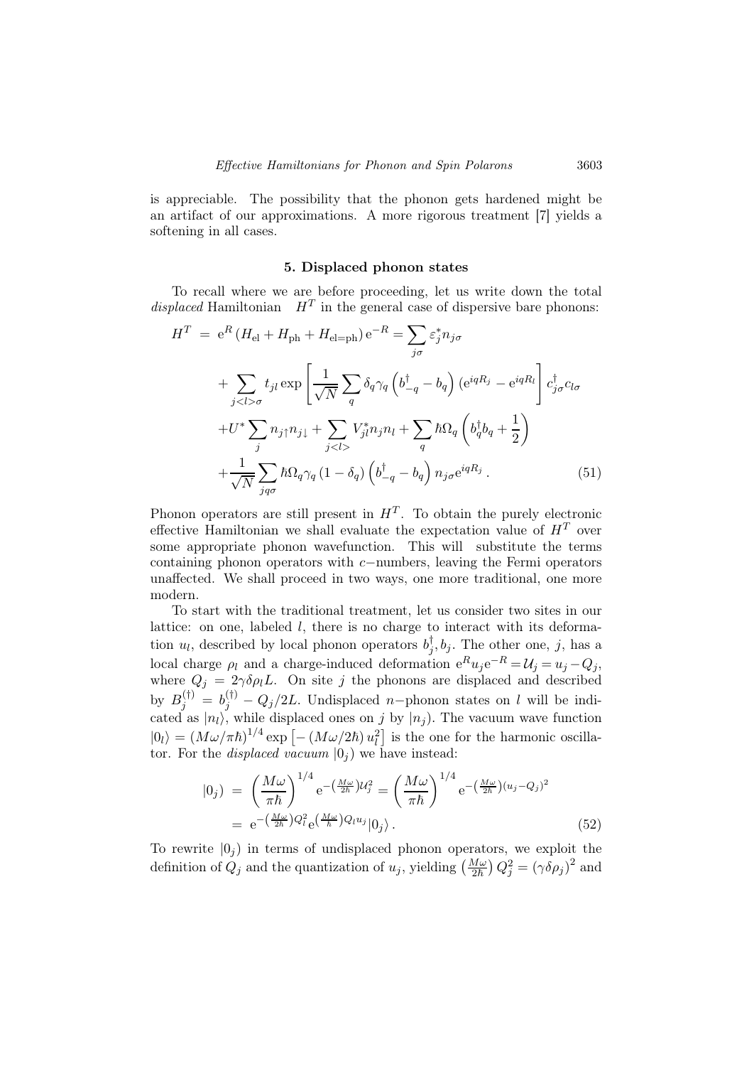is appreciable. The possibility that the phonon gets hardened might be an artifact of our approximations. A more rigorous treatment [7] yields a softening in all cases.

## 5. Displaced phonon states

To recall where we are before proceeding, let us write down the total *displaced* Hamiltonian $H^T$ in the general case of dispersive bare phonons:

$$
\begin{aligned}
H^T \;=\; & \mathrm{e}^R \left(H_{\mathrm{el}} + H_{\mathrm{ph}} + H_{\mathrm{el=ph}}\right) \mathrm{e}^{-R} = \sum_{j\sigma} \varepsilon_j^* n_{j\sigma} \\
& + \sum_{j<l>\sigma} t_{jl} \exp\left[\frac{1}{\sqrt{N}} \sum_q \delta_q \gamma_q \left(b_{-q}^\dagger - b_q\right)\left(\mathrm{e}^{iqR_j} - \mathrm{e}^{iqR_l}\right)\right] c_{j\sigma}^\dagger c_{l\sigma} \\
& + U^* \sum_j n_{j\uparrow} n_{j\downarrow} + \sum_{j<l>} V_{jl}^* n_j n_l + \sum_q \hbar\Omega_q \left(b_q^\dagger b_q + \frac{1}{2}\right) \\
& + \frac{1}{\sqrt{N}} \sum_{jq\sigma} \hbar\Omega_q \gamma_q \left(1 - \delta_q\right)\left(b_{-q}^\dagger - b_q\right) n_{j\sigma} \mathrm{e}^{iqR_j} \,.
\end{aligned}
\tag{51}
$$

Phonon operators are still present in $H^T$. To obtain the purely electronic effective Hamiltonian we shall evaluate the expectation value of $H^T$ over some appropriate phonon wavefunction. This will substitute the terms containing phonon operators with $c-$numbers, leaving the Fermi operators unaffected. We shall proceed in two ways, one more traditional, one more modern.

To start with the traditional treatment, let us consider two sites in our lattice: on one, labeled $l$, there is no charge to interact with its deformation $u_l$, described by local phonon operators $b_j^\dagger, b_j$. The other one, $j$, has a local charge $\rho_l$ and a charge-induced deformation $\mathrm{e}^R u_j \mathrm{e}^{-R} = \mathcal{U}_j = u_j - Q_j$, where $Q_j = 2\gamma\delta\rho_l L$. On site $j$ the phonons are displaced and described by $B_j^{(\dagger)} = b_j^{(\dagger)} - Q_j/2L$. Undisplaced $n-$phonon states on $l$ will be indicated as $|n_l\rangle$, while displaced ones on $j$ by $|n_j)$. The vacuum wave function $|0_l\rangle = (M\omega/\pi\hbar)^{1/4} \exp\left[-\left(M\omega/2\hbar\right) u_l^2\right]$ is the one for the harmonic oscillator. For the *displaced vacuum* $|0_j)$ we have instead:

$$
\begin{aligned}
|0_j) \;=\; & \left(\frac{M\omega}{\pi\hbar}\right)^{1/4} \mathrm{e}^{-\left(\frac{M\omega}{2\hbar}\right)\mathcal{U}_j^2} = \left(\frac{M\omega}{\pi\hbar}\right)^{1/4} \mathrm{e}^{-\left(\frac{M\omega}{2\hbar}\right)(u_j - Q_j)^2} \\
=\; & \mathrm{e}^{-\left(\frac{M\omega}{2\hbar}\right)Q_l^2} \mathrm{e}^{\left(\frac{M\omega}{\hbar}\right)Q_l u_j} |0_j\rangle \,.
\end{aligned}
\tag{52}
$$

To rewrite $|0_j)$ in terms of undisplaced phonon operators, we exploit the definition of $Q_j$ and the quantization of $u_j$, yielding $\left(\frac{M\omega}{2\hbar}\right) Q_j^2 = \left(\gamma\delta\rho_j\right)^2$ and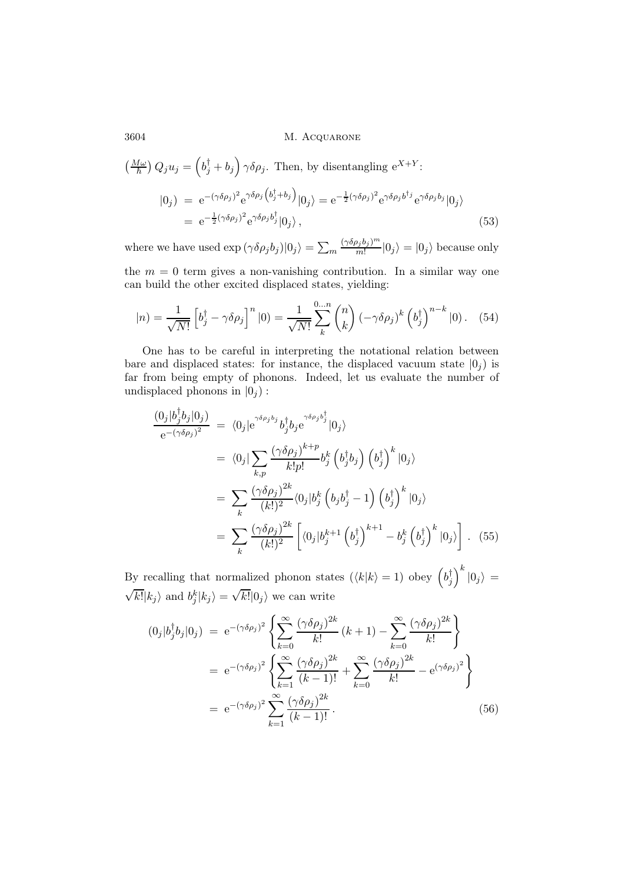$\left(\frac{M\omega}{\hbar}\right) Q_j u_j = \left(b_j^\dagger + b_j\right) \gamma\delta\rho_j$. Then, by disentangling $\mathrm{e}^{X+Y}$:

$$
\begin{aligned}
|0_j) &= \mathrm{e}^{-(\gamma\delta\rho_j)^2} \mathrm{e}^{\gamma\delta\rho_j \left(b_j^\dagger + b_j\right)} |0_j\rangle = \mathrm{e}^{-\frac{1}{2}(\gamma\delta\rho_j)^2} \mathrm{e}^{\gamma\delta\rho_j b^{\dagger j}} \mathrm{e}^{\gamma\delta\rho_j b_j} |0_j\rangle \\
&= \mathrm{e}^{-\frac{1}{2}(\gamma\delta\rho_j)^2} \mathrm{e}^{\gamma\delta\rho_j b_j^\dagger} |0_j\rangle \,, \qquad (53)
\end{aligned}
$$

where we have used $\exp\left(\gamma\delta\rho_j b_j\right)|0_j\rangle = \sum_m \frac{(\gamma\delta\rho_j b_j)^m}{m!}|0_j\rangle = |0_j\rangle$ because only the $m = 0$ term gives a non-vanishing contribution. In a similar way one can build the other excited displaced states, yielding:

$$
|n) = \frac{1}{\sqrt{N!}} \left[b_j^\dagger - \gamma\delta\rho_j\right]^n |0) = \frac{1}{\sqrt{N!}} \sum_k^{0\ldots n} \binom{n}{k} \left(-\gamma\delta\rho_j\right)^k \left(b_j^\dagger\right)^{n-k} |0) \,. \quad (54)
$$

One has to be careful in interpreting the notational relation between bare and displaced states: for instance, the displaced vacuum state $|0_j)$ is far from being empty of phonons. Indeed, let us evaluate the number of undisplaced phonons in $|0_j)$ :

$$
\begin{aligned}
\frac{(0_j|b_j^\dagger b_j|0_j)}{\mathrm{e}^{-(\gamma\delta\rho_j)^2}} &= \langle 0_j|\mathrm{e}^{\gamma\delta\rho_j b_j} b_j^\dagger b_j \mathrm{e}^{\gamma\delta\rho_j b_j^\dagger}|0_j\rangle \\
&= \langle 0_j| \sum_{k,p} \frac{\left(\gamma\delta\rho_j\right)^{k+p}}{k!p!} b_j^k \left(b_j^\dagger b_j\right) \left(b_j^\dagger\right)^k |0_j\rangle \\
&= \sum_k \frac{\left(\gamma\delta\rho_j\right)^{2k}}{(k!)^2} \langle 0_j| b_j^k \left(b_j b_j^\dagger - 1\right) \left(b_j^\dagger\right)^k |0_j\rangle \\
&= \sum_k \frac{\left(\gamma\delta\rho_j\right)^{2k}}{(k!)^2} \left[\langle 0_j| b_j^{k+1} \left(b_j^\dagger\right)^{k+1} - b_j^k \left(b_j^\dagger\right)^k |0_j\rangle\right] . \quad (55)
\end{aligned}
$$

By recalling that normalized phonon states ($\langle k|k\rangle = 1$) obey $\left(b_j^\dagger\right)^k |0_j\rangle = \sqrt{k!}|k_j\rangle$ and $b_j^k|k_j\rangle = \sqrt{k!}|0_j\rangle$ we can write

$$
\begin{aligned}
(0_j|b_j^\dagger b_j|0_j) &= \mathrm{e}^{-(\gamma\delta\rho_j)^2} \left\{ \sum_{k=0}^\infty \frac{\left(\gamma\delta\rho_j\right)^{2k}}{k!} (k+1) - \sum_{k=0}^\infty \frac{\left(\gamma\delta\rho_j\right)^{2k}}{k!} \right\} \\
&= \mathrm{e}^{-(\gamma\delta\rho_j)^2} \left\{ \sum_{k=1}^\infty \frac{\left(\gamma\delta\rho_j\right)^{2k}}{(k-1)!} + \sum_{k=0}^\infty \frac{\left(\gamma\delta\rho_j\right)^{2k}}{k!} - \mathrm{e}^{(\gamma\delta\rho_j)^2} \right\} \\
&= \mathrm{e}^{-(\gamma\delta\rho_j)^2} \sum_{k=1}^\infty \frac{\left(\gamma\delta\rho_j\right)^{2k}}{(k-1)!} \,. \qquad (56)
\end{aligned}
$$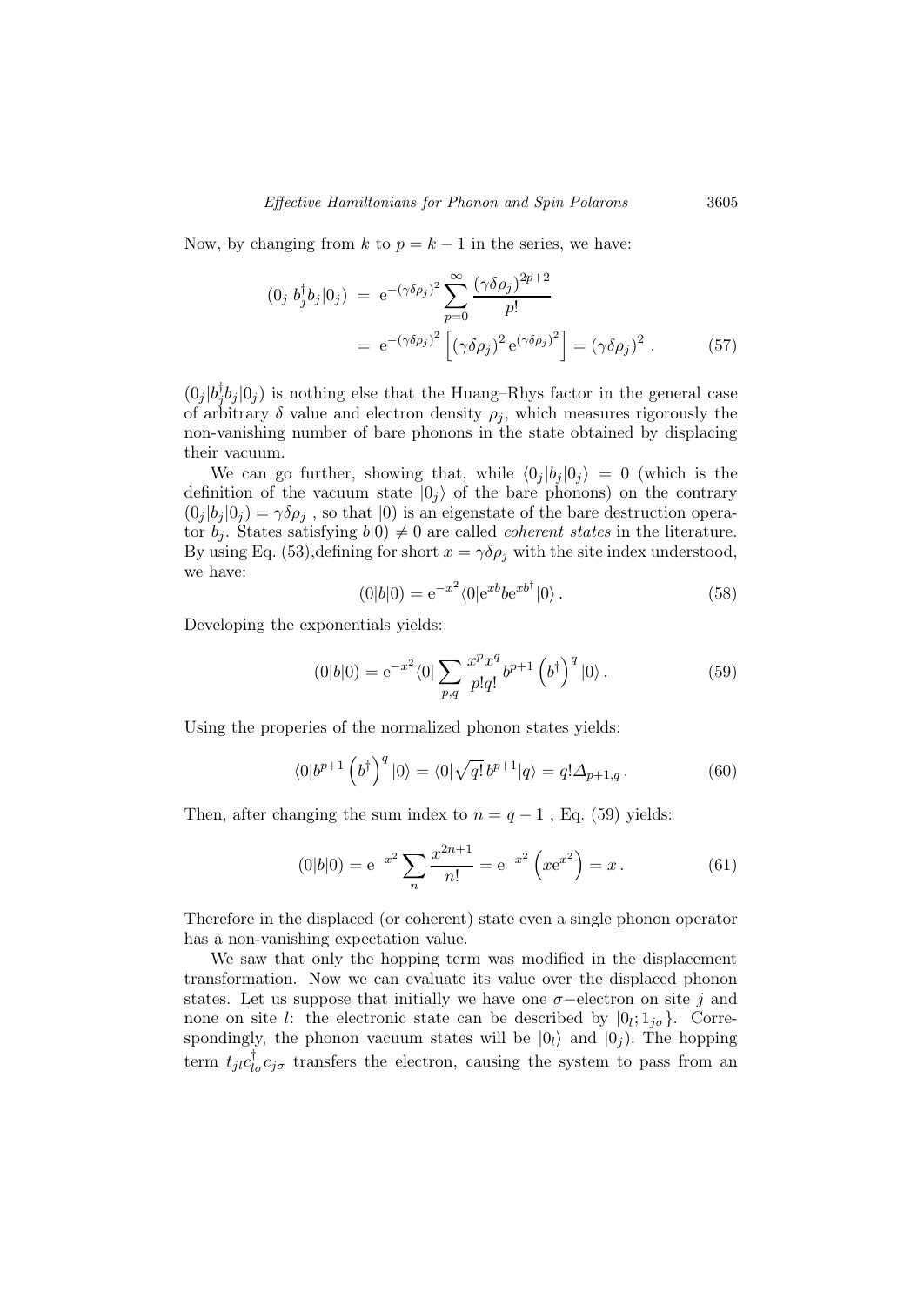Now, by changing from $k$ to $p = k - 1$ in the series, we have:

$$
\begin{aligned}
(0_j|b_j^\dagger b_j|0_j) &= \mathrm{e}^{-(\gamma\delta\rho_j)^2} \sum_{p=0}^{\infty} \frac{(\gamma\delta\rho_j)^{2p+2}}{p!} \\
&= \mathrm{e}^{-(\gamma\delta\rho_j)^2} \left[ (\gamma\delta\rho_j)^2 \, \mathrm{e}^{(\gamma\delta\rho_j)^2} \right] = (\gamma\delta\rho_j)^2 \,. \qquad (57)
\end{aligned}
$$

$(0_j|b_j^\dagger b_j|0_j)$ is nothing else that the Huang–Rhys factor in the general case of arbitrary $\delta$ value and electron density $\rho_j$, which measures rigorously the non-vanishing number of bare phonons in the state obtained by displacing their vacuum.

We can go further, showing that, while $\langle 0_j|b_j|0_j\rangle = 0$ (which is the definition of the vacuum state $|0_j\rangle$ of the bare phonons) on the contrary $(0_j|b_j|0_j) = \gamma\delta\rho_j$ , so that $|0)$ is an eigenstate of the bare destruction operator $b_j$. States satisfying $b|0) \neq 0$ are called *coherent states* in the literature. By using Eq. (53),defining for short $x = \gamma\delta\rho_j$ with the site index understood, we have:

$$
(0|b|0) = \mathrm{e}^{-x^2} \langle 0|\mathrm{e}^{xb} b \mathrm{e}^{xb^\dagger}|0\rangle \,. \qquad (58)
$$

Developing the exponentials yields:

$$
(0|b|0) = \mathrm{e}^{-x^2} \langle 0| \sum_{p,q} \frac{x^p x^q}{p!q!} b^{p+1} \left(b^\dagger\right)^q |0\rangle \,. \qquad (59)
$$

Using the properies of the normalized phonon states yields:

$$
\langle 0|b^{p+1} \left(b^\dagger\right)^q |0\rangle = \langle 0|\sqrt{q!}\, b^{p+1}|q\rangle = q! \varDelta_{p+1,q} \,. \qquad (60)
$$

Then, after changing the sum index to $n = q - 1$ , Eq. (59) yields:

$$
(0|b|0) = \mathrm{e}^{-x^2} \sum_n \frac{x^{2n+1}}{n!} = \mathrm{e}^{-x^2} \left( x\mathrm{e}^{x^2} \right) = x \,. \qquad (61)
$$

Therefore in the displaced (or coherent) state even a single phonon operator has a non-vanishing expectation value.

We saw that only the hopping term was modified in the displacement transformation. Now we can evaluate its value over the displaced phonon states. Let us suppose that initially we have one $\sigma-$electron on site $j$ and none on site $l$: the electronic state can be described by $|0_l; 1_{j\sigma}\}$. Correspondingly, the phonon vacuum states will be $|0_l\rangle$ and $|0_j)$. The hopping term $t_{jl} c_{l\sigma}^\dagger c_{j\sigma}$ transfers the electron, causing the system to pass from an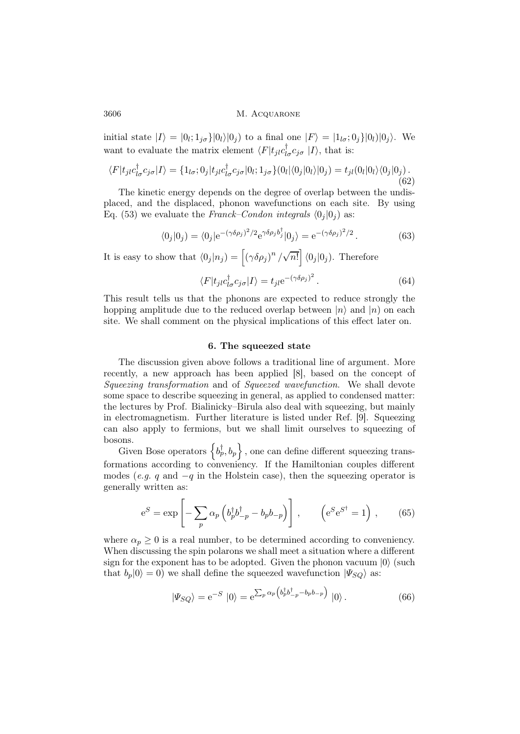initial state $|I\rangle = |0_l; 1_{j\sigma}\}|0_l\rangle|0_j)$ to a final one $|F\rangle = |1_{l\sigma}; 0_j\}|0_l)|0_j\rangle$. We want to evaluate the matrix element $\langle F|t_{jl}c^\dagger_{l\sigma}c_{j\sigma}\;|I\rangle$, that is:

$$\langle F|t_{jl}c^\dagger_{l\sigma}c_{j\sigma}|I\rangle = \{1_{l\sigma}; 0_j|t_{jl}c^\dagger_{l\sigma}c_{j\sigma}|0_l; 1_{j\sigma}\}(0_l|\langle 0_j|0_l\rangle|0_j) = t_{jl}(0_l|0_l\rangle\langle 0_j|0_j)\,. \tag{62}$$

The kinetic energy depends on the degree of overlap between the undisplaced, and the displaced, phonon wavefunctions on each site. By using Eq. (53) we evaluate the *Franck–Condon integrals* $\langle 0_j|0_j)$ as:

$$\langle 0_j|0_j) = \langle 0_j|\mathrm{e}^{-(\gamma\delta\rho_j)^2/2}\mathrm{e}^{\gamma\delta\rho_j b^\dagger_j}|0_j\rangle = \mathrm{e}^{-(\gamma\delta\rho_j)^2/2}\,. \tag{63}$$

It is easy to show that $\langle 0_j|n_j) = \left[(\gamma\delta\rho_j)^n/\sqrt{n!}\right]\langle 0_j|0_j)$. Therefore

$$\langle F|t_{jl}c^\dagger_{l\sigma}c_{j\sigma}|I\rangle = t_{jl}\mathrm{e}^{-(\gamma\delta\rho_j)^2}\,. \tag{64}$$

This result tells us that the phonons are expected to reduce strongly the hopping amplitude due to the reduced overlap between $|n\rangle$ and $|n)$ on each site. We shall comment on the physical implications of this effect later on.

## 6. The squeezed state

The discussion given above follows a traditional line of argument. More recently, a new approach has been applied [8], based on the concept of *Squeezing transformation* and of *Squeezed wavefunction*. We shall devote some space to describe squeezing in general, as applied to condensed matter: the lectures by Prof. Bialinicky–Birula also deal with squeezing, but mainly in electromagnetism. Further literature is listed under Ref. [9]. Squeezing can also apply to fermions, but we shall limit ourselves to squeezing of bosons.

Given Bose operators $\left\{b^\dagger_p, b_p\right\}$, one can define different squeezing transformations according to conveniency. If the Hamiltonian couples different modes (*e.g.* $q$ and $-q$ in the Holstein case), then the squeezing operator is generally written as:

$$\mathrm{e}^S = \exp\left[-\sum_p \alpha_p\left(b^\dagger_p b^\dagger_{-p} - b_p b_{-p}\right)\right]\,, \qquad \left(\mathrm{e}^S\mathrm{e}^{S^\dagger} = 1\right)\,, \tag{65}$$

where $\alpha_p \geq 0$ is a real number, to be determined according to conveniency. When discussing the spin polarons we shall meet a situation where a different sign for the exponent has to be adopted. Given the phonon vacuum $|0\rangle$ (such that $b_p|0\rangle = 0$) we shall define the squeezed wavefunction $|\Psi_{SQ}\rangle$ as:

$$|\Psi_{SQ}\rangle = \mathrm{e}^{-S}\;|0\rangle = \mathrm{e}^{\sum_p \alpha_p\left(b^\dagger_p b^\dagger_{-p} - b_p b_{-p}\right)}\;|0\rangle\,. \tag{66}$$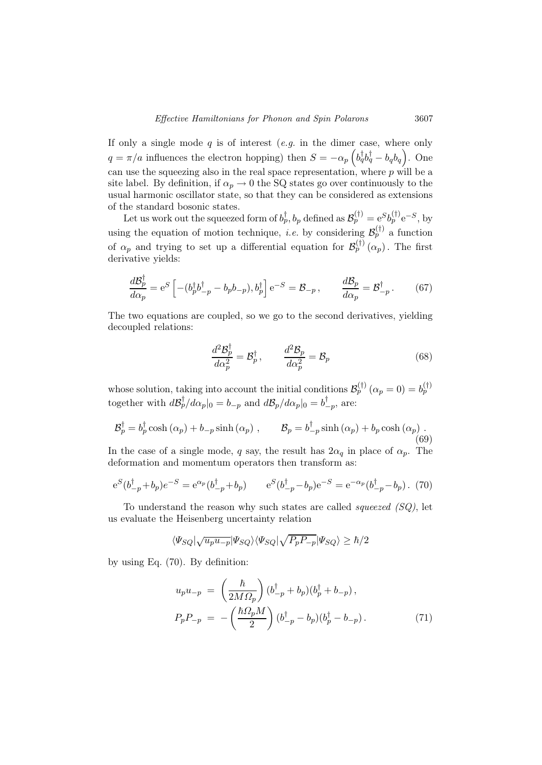If only a single mode $q$ is of interest (*e.g.* in the dimer case, where only $q = \pi/a$ influences the electron hopping) then $S = -\alpha_p \left( b_q^\dagger b_q^\dagger - b_q b_q \right)$. One can use the squeezing also in the real space representation, where $p$ will be a site label. By definition, if $\alpha_p \to 0$ the SQ states go over continuously to the usual harmonic oscillator state, so that they can be considered as extensions of the standard bosonic states.

Let us work out the squeezed form of $b_p^\dagger, b_p$ defined as $\mathcal{B}_p^{(\dagger)} = \mathrm{e}^S b_p^{(\dagger)} \mathrm{e}^{-S}$, by using the equation of motion technique, *i.e.* by considering $\mathcal{B}_p^{(\dagger)}$ a function of $\alpha_p$ and trying to set up a differential equation for $\mathcal{B}_p^{(\dagger)}(\alpha_p)$. The first derivative yields:

$$
\frac{d\mathcal{B}_p^\dagger}{d\alpha_p} = \mathrm{e}^S \left[ -(b_p^\dagger b_{-p}^\dagger - b_p b_{-p}), b_p^\dagger \right] \mathrm{e}^{-S} = \mathcal{B}_{-p} \,, \qquad \frac{d\mathcal{B}_p}{d\alpha_p} = \mathcal{B}_{-p}^\dagger \,. \tag{67}
$$

The two equations are coupled, so we go to the second derivatives, yielding decoupled relations:

$$
\frac{d^2\mathcal{B}_p^\dagger}{d\alpha_p^2} = \mathcal{B}_p^\dagger \,, \qquad \frac{d^2\mathcal{B}_p}{d\alpha_p^2} = \mathcal{B}_p \tag{68}
$$

whose solution, taking into account the initial conditions $\mathcal{B}_p^{(\dagger)}(\alpha_p = 0) = b_p^{(\dagger)}$ together with $d\mathcal{B}_p^\dagger/d\alpha_p|_0 = b_{-p}$ and $d\mathcal{B}_p/d\alpha_p|_0 = b_{-p}^\dagger$, are:

$$
\mathcal{B}_p^\dagger = b_p^\dagger \cosh(\alpha_p) + b_{-p} \sinh(\alpha_p) \,, \qquad \mathcal{B}_p = b_{-p}^\dagger \sinh(\alpha_p) + b_p \cosh(\alpha_p) \,. \tag{69}
$$

In the case of a single mode, $q$ say, the result has $2\alpha_q$ in place of $\alpha_p$. The deformation and momentum operators then transform as:

$$
\mathrm{e}^S (b_{-p}^\dagger + b_p) e^{-S} = \mathrm{e}^{\alpha_p} (b_{-p}^\dagger + b_p) \qquad \mathrm{e}^S (b_{-p}^\dagger - b_p) \mathrm{e}^{-S} = \mathrm{e}^{-\alpha_p} (b_{-p}^\dagger - b_p) \,. \tag{70}
$$

To understand the reason why such states are called *squeezed (SQ)*, let us evaluate the Heisenberg uncertainty relation

$$
\langle \Psi_{SQ} | \sqrt{u_p u_{-p}} | \Psi_{SQ} \rangle \langle \Psi_{SQ} | \sqrt{P_p P_{-p}} | \Psi_{SQ} \rangle \geq \hbar/2
$$

by using Eq. (70). By definition:

$$
\begin{aligned}
u_p u_{-p} &= \left( \frac{\hbar}{2M\Omega_p} \right) (b_{-p}^\dagger + b_p)(b_p^\dagger + b_{-p}) \,, \\
P_p P_{-p} &= -\left( \frac{\hbar \Omega_p M}{2} \right) (b_{-p}^\dagger - b_p)(b_p^\dagger - b_{-p}) \,.
\end{aligned} \tag{71}
$$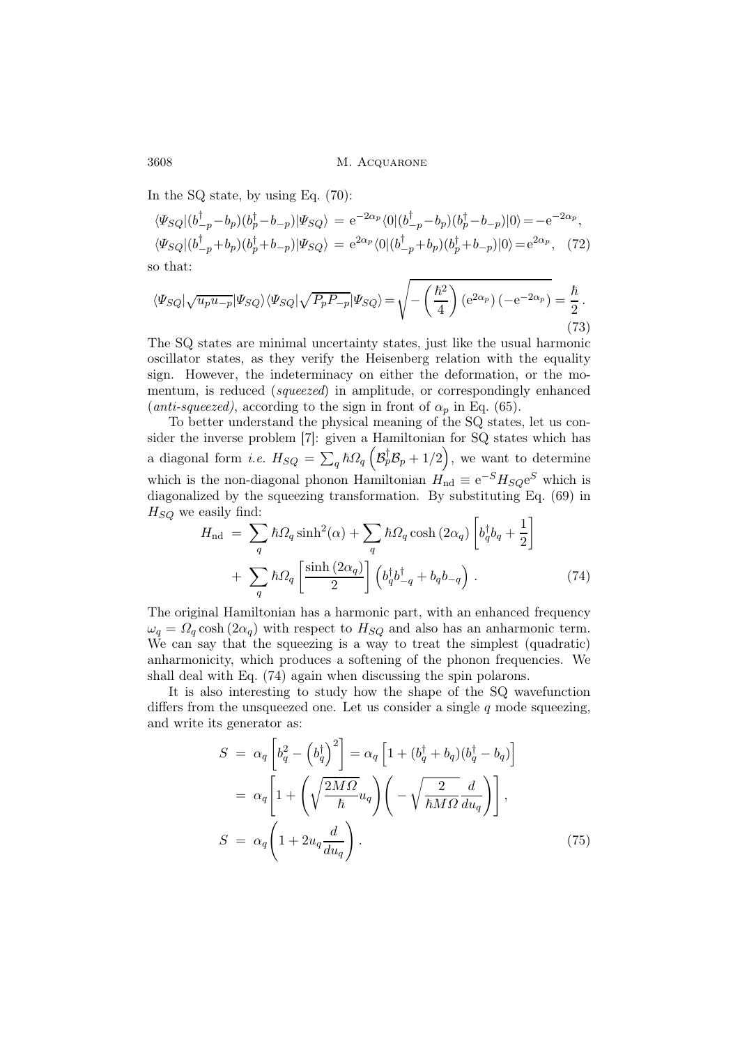In the SQ state, by using Eq. (70):

$$\langle \Psi_{SQ}|(b^{\dagger}_{-p}-b_p)(b^{\dagger}_{p}-b_{-p})|\Psi_{SQ}\rangle = \mathrm{e}^{-2\alpha_p}\langle 0|(b^{\dagger}_{-p}-b_p)(b^{\dagger}_{p}-b_{-p})|0\rangle = -\mathrm{e}^{-2\alpha_p},$$
$$\langle \Psi_{SQ}|(b^{\dagger}_{-p}+b_p)(b^{\dagger}_{p}+b_{-p})|\Psi_{SQ}\rangle = \mathrm{e}^{2\alpha_p}\langle 0|(b^{\dagger}_{-p}+b_p)(b^{\dagger}_{p}+b_{-p})|0\rangle = \mathrm{e}^{2\alpha_p}, \quad (72)$$

so that:

$$\langle \Psi_{SQ}|\sqrt{u_p u_{-p}}|\Psi_{SQ}\rangle \langle \Psi_{SQ}|\sqrt{P_p P_{-p}}|\Psi_{SQ}\rangle = \sqrt{-\left(\frac{\hbar^2}{4}\right)\left(\mathrm{e}^{2\alpha_p}\right)\left(-\mathrm{e}^{-2\alpha_p}\right)} = \frac{\hbar}{2}\,. \quad (73)$$

The SQ states are minimal uncertainty states, just like the usual harmonic oscillator states, as they verify the Heisenberg relation with the equality sign. However, the indeterminacy on either the deformation, or the momentum, is reduced (*squeezed*) in amplitude, or correspondingly enhanced (*anti-squeezed)*, according to the sign in front of $\alpha_p$ in Eq. (65).

To better understand the physical meaning of the SQ states, let us consider the inverse problem [7]: given a Hamiltonian for SQ states which has a diagonal form *i.e.* $H_{SQ} = \sum_q \hbar\Omega_q \left(\mathcal{B}^{\dagger}_p \mathcal{B}_p + 1/2\right)$, we want to determine which is the non-diagonal phonon Hamiltonian $H_{\mathrm{nd}} \equiv \mathrm{e}^{-S} H_{SQ} \mathrm{e}^{S}$ which is diagonalized by the squeezing transformation. By substituting Eq. (69) in $H_{SQ}$ we easily find:

$$\begin{aligned} H_{\mathrm{nd}} &= \sum_q \hbar\Omega_q \sinh^2(\alpha) + \sum_q \hbar\Omega_q \cosh(2\alpha_q)\left[b^{\dagger}_q b_q + \frac{1}{2}\right] \\ &+ \sum_q \hbar\Omega_q \left[\frac{\sinh(2\alpha_q)}{2}\right]\left(b^{\dagger}_q b^{\dagger}_{-q} + b_q b_{-q}\right)\,. \end{aligned} \quad (74)$$

The original Hamiltonian has a harmonic part, with an enhanced frequency $\omega_q = \Omega_q \cosh(2\alpha_q)$ with respect to $H_{SQ}$ and also has an anharmonic term. We can say that the squeezing is a way to treat the simplest (quadratic) anharmonicity, which produces a softening of the phonon frequencies. We shall deal with Eq. (74) again when discussing the spin polarons.

It is also interesting to study how the shape of the SQ wavefunction differs from the unsqueezed one. Let us consider a single $q$ mode squeezing, and write its generator as:

$$\begin{aligned} S &= \alpha_q \left[b_q^2 - \left(b^{\dagger}_q\right)^2\right] = \alpha_q \left[1 + (b^{\dagger}_q + b_q)(b^{\dagger}_q - b_q)\right] \\ &= \alpha_q \left[1 + \left(\sqrt{\frac{2M\Omega}{\hbar}} u_q\right)\left(-\sqrt{\frac{2}{\hbar M \Omega}}\frac{d}{du_q}\right)\right], \\ S &= \alpha_q \left(1 + 2u_q \frac{d}{du_q}\right). \end{aligned} \quad (75)$$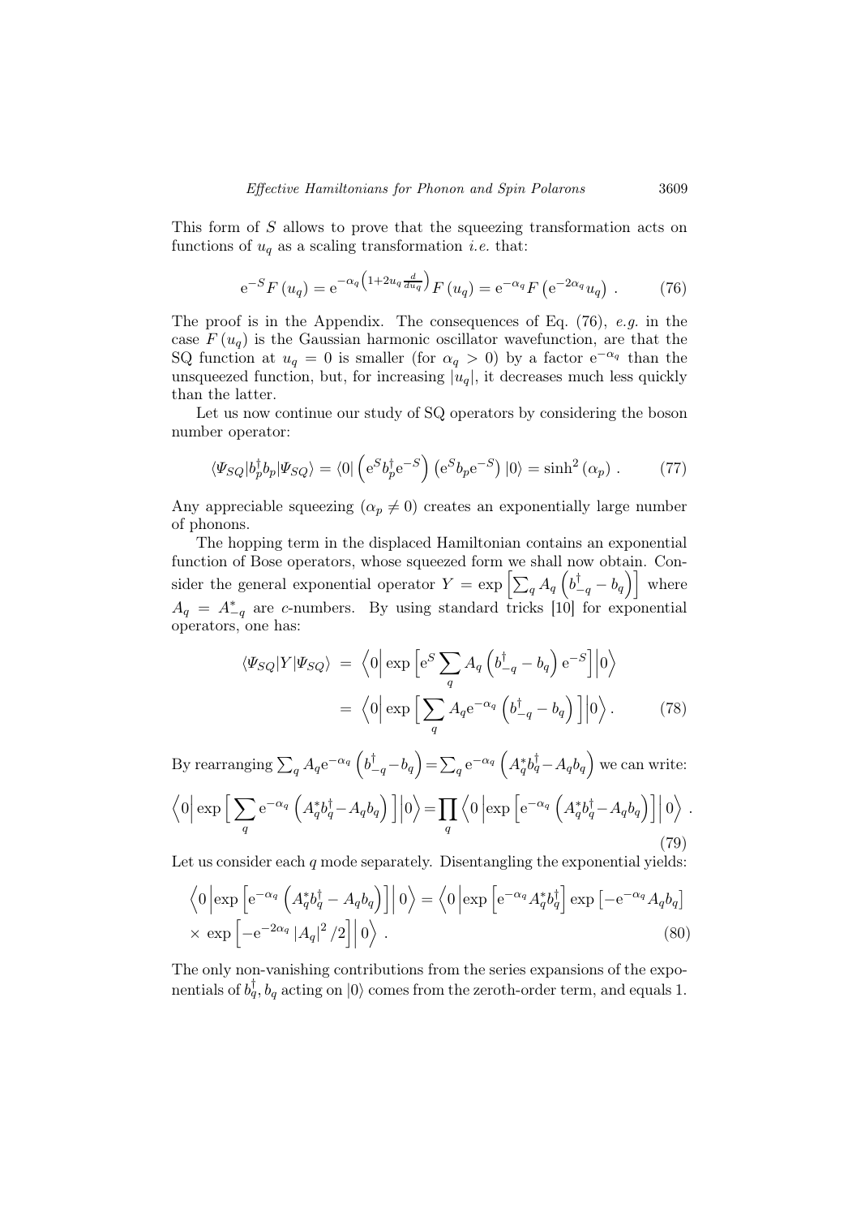This form of $S$ allows to prove that the squeezing transformation acts on functions of $u_q$ as a scaling transformation *i.e.* that:

$$
\mathrm{e}^{-S} F\left(u_q\right) = \mathrm{e}^{-\alpha_q\left(1+2u_q\frac{d}{du_q}\right)} F\left(u_q\right) = \mathrm{e}^{-\alpha_q} F\left(\mathrm{e}^{-2\alpha_q} u_q\right) . \tag{76}
$$

The proof is in the Appendix. The consequences of Eq. (76), *e.g.* in the case $F\left(u_q\right)$ is the Gaussian harmonic oscillator wavefunction, are that the SQ function at $u_q = 0$ is smaller (for $\alpha_q > 0$) by a factor $\mathrm{e}^{-\alpha_q}$ than the unsqueezed function, but, for increasing $|u_q|$, it decreases much less quickly than the latter.

Let us now continue our study of SQ operators by considering the boson number operator:

$$
\langle \Psi_{SQ} | b_p^{\dagger} b_p | \Psi_{SQ} \rangle = \langle 0 | \left(\mathrm{e}^{S} b_p^{\dagger} \mathrm{e}^{-S}\right) \left(\mathrm{e}^{S} b_p \mathrm{e}^{-S}\right) |0\rangle = \sinh^2\left(\alpha_p\right) . \tag{77}
$$

Any appreciable squeezing ($\alpha_p \neq 0$) creates an exponentially large number of phonons.

The hopping term in the displaced Hamiltonian contains an exponential function of Bose operators, whose squeezed form we shall now obtain. Consider the general exponential operator $Y = \exp\left[\sum_q A_q \left(b_{-q}^{\dagger} - b_q\right)\right]$ where $A_q = A_{-q}^{*}$ are $c$-numbers. By using standard tricks [10] for exponential operators, one has:

$$
\begin{aligned}
\langle \Psi_{SQ} | Y | \Psi_{SQ} \rangle &= \left\langle 0 \right| \exp\left[\mathrm{e}^{S} \sum_q A_q \left(b_{-q}^{\dagger} - b_q\right) \mathrm{e}^{-S}\right] \left| 0 \right\rangle \\
&= \left\langle 0 \right| \exp\Big[ \sum_q A_q \mathrm{e}^{-\alpha_q} \left(b_{-q}^{\dagger} - b_q\right) \Big] \left| 0 \right\rangle .
\end{aligned} \tag{78}
$$

By rearranging $\sum_q A_q \mathrm{e}^{-\alpha_q} \left(b_{-q}^{\dagger} - b_q\right) = \sum_q \mathrm{e}^{-\alpha_q} \left(A_q^{*} b_q^{\dagger} - A_q b_q\right)$ we can write:

$$
\left\langle 0 \right| \exp\Big[ \sum_q \mathrm{e}^{-\alpha_q} \left(A_q^{*} b_q^{\dagger} - A_q b_q\right) \Big] \left| 0 \right\rangle = \prod_q \left\langle 0 \left| \exp\left[\mathrm{e}^{-\alpha_q} \left(A_q^{*} b_q^{\dagger} - A_q b_q\right)\right] \right| 0 \right\rangle . \tag{79}
$$

Let us consider each $q$ mode separately. Disentangling the exponential yields:

$$
\begin{aligned}
&\left\langle 0 \left| \exp\left[\mathrm{e}^{-\alpha_q} \left(A_q^{*} b_q^{\dagger} - A_q b_q\right)\right] \right| 0 \right\rangle = \left\langle 0 \left| \exp\left[\mathrm{e}^{-\alpha_q} A_q^{*} b_q^{\dagger}\right] \exp\left[-\mathrm{e}^{-\alpha_q} A_q b_q\right] \right. \right. \\
&\times \left. \left. \exp\left[-\mathrm{e}^{-2\alpha_q} \left|A_q\right|^2 / 2\right] \right| 0 \right\rangle .
\end{aligned} \tag{80}
$$

The only non-vanishing contributions from the series expansions of the exponentials of $b_q^{\dagger}, b_q$ acting on $|0\rangle$ comes from the zeroth-order term, and equals 1.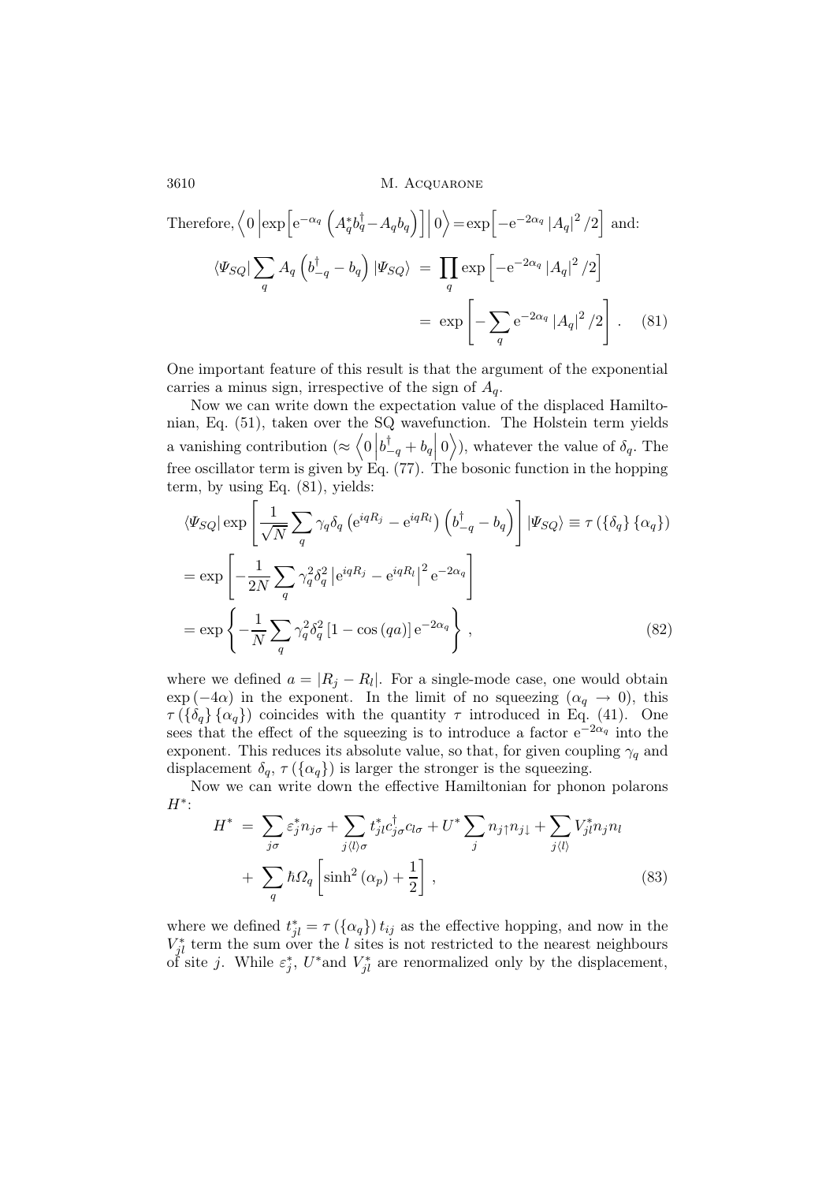Therefore, $\left\langle 0 \left| \exp\left[ \mathrm{e}^{-\alpha_q} \left( A_q^* b_q^\dagger - A_q b_q \right) \right] \right| 0 \right\rangle = \exp\left[ -\mathrm{e}^{-2\alpha_q} \left| A_q \right|^2 /2 \right]$ and:

$$
\begin{aligned}
\langle \Psi_{SQ} | \sum_q A_q \left( b_{-q}^\dagger - b_q \right) | \Psi_{SQ} \rangle &= \prod_q \exp\left[ -\mathrm{e}^{-2\alpha_q} \left| A_q \right|^2 /2 \right] \\
&= \exp\left[ -\sum_q \mathrm{e}^{-2\alpha_q} \left| A_q \right|^2 /2 \right] . \qquad (81)
\end{aligned}
$$

One important feature of this result is that the argument of the exponential carries a minus sign, irrespective of the sign of $A_q$.

Now we can write down the expectation value of the displaced Hamiltonian, Eq. (51), taken over the SQ wavefunction. The Holstein term yields a vanishing contribution ($\approx \left\langle 0 \left| b_{-q}^\dagger + b_q \right| 0 \right\rangle$), whatever the value of $\delta_q$. The free oscillator term is given by Eq. (77). The bosonic function in the hopping term, by using Eq. (81), yields:

$$
\begin{aligned}
&\langle \Psi_{SQ} | \exp\left[ \frac{1}{\sqrt{N}} \sum_q \gamma_q \delta_q \left( \mathrm{e}^{iqR_j} - \mathrm{e}^{iqR_l} \right) \left( b_{-q}^\dagger - b_q \right) \right] | \Psi_{SQ} \rangle \equiv \tau\left( \{\delta_q\} \{\alpha_q\} \right) \\
&= \exp\left[ -\frac{1}{2N} \sum_q \gamma_q^2 \delta_q^2 \left| \mathrm{e}^{iqR_j} - \mathrm{e}^{iqR_l} \right|^2 \mathrm{e}^{-2\alpha_q} \right] \\
&= \exp\left\{ -\frac{1}{N} \sum_q \gamma_q^2 \delta_q^2 \left[ 1 - \cos(qa) \right] \mathrm{e}^{-2\alpha_q} \right\} , \qquad (82)
\end{aligned}
$$

where we defined $a = |R_j - R_l|$. For a single-mode case, one would obtain $\exp(-4\alpha)$ in the exponent. In the limit of no squeezing ($\alpha_q \to 0$), this $\tau\left( \{\delta_q\} \{\alpha_q\} \right)$ coincides with the quantity $\tau$ introduced in Eq. (41). One sees that the effect of the squeezing is to introduce a factor $\mathrm{e}^{-2\alpha_q}$ into the exponent. This reduces its absolute value, so that, for given coupling $\gamma_q$ and displacement $\delta_q$, $\tau(\{\alpha_q\})$ is larger the stronger is the squeezing.

Now we can write down the effective Hamiltonian for phonon polarons $H^*$:

$$
\begin{aligned}
H^* &= \sum_{j\sigma} \varepsilon_j^* n_{j\sigma} + \sum_{j\langle l \rangle \sigma} t_{jl}^* c_{j\sigma}^\dagger c_{l\sigma} + U^* \sum_j n_{j\uparrow} n_{j\downarrow} + \sum_{j\langle l \rangle} V_{jl}^* n_j n_l \\
&+ \sum_q \hbar \Omega_q \left[ \sinh^2(\alpha_p) + \frac{1}{2} \right] , \qquad (83)
\end{aligned}
$$

where we defined $t_{jl}^* = \tau(\{\alpha_q\}) t_{ij}$ as the effective hopping, and now in the $V_{jl}^*$ term the sum over the $l$ sites is not restricted to the nearest neighbours of site $j$. While $\varepsilon_j^*$, $U^*$and $V_{jl}^*$ are renormalized only by the displacement,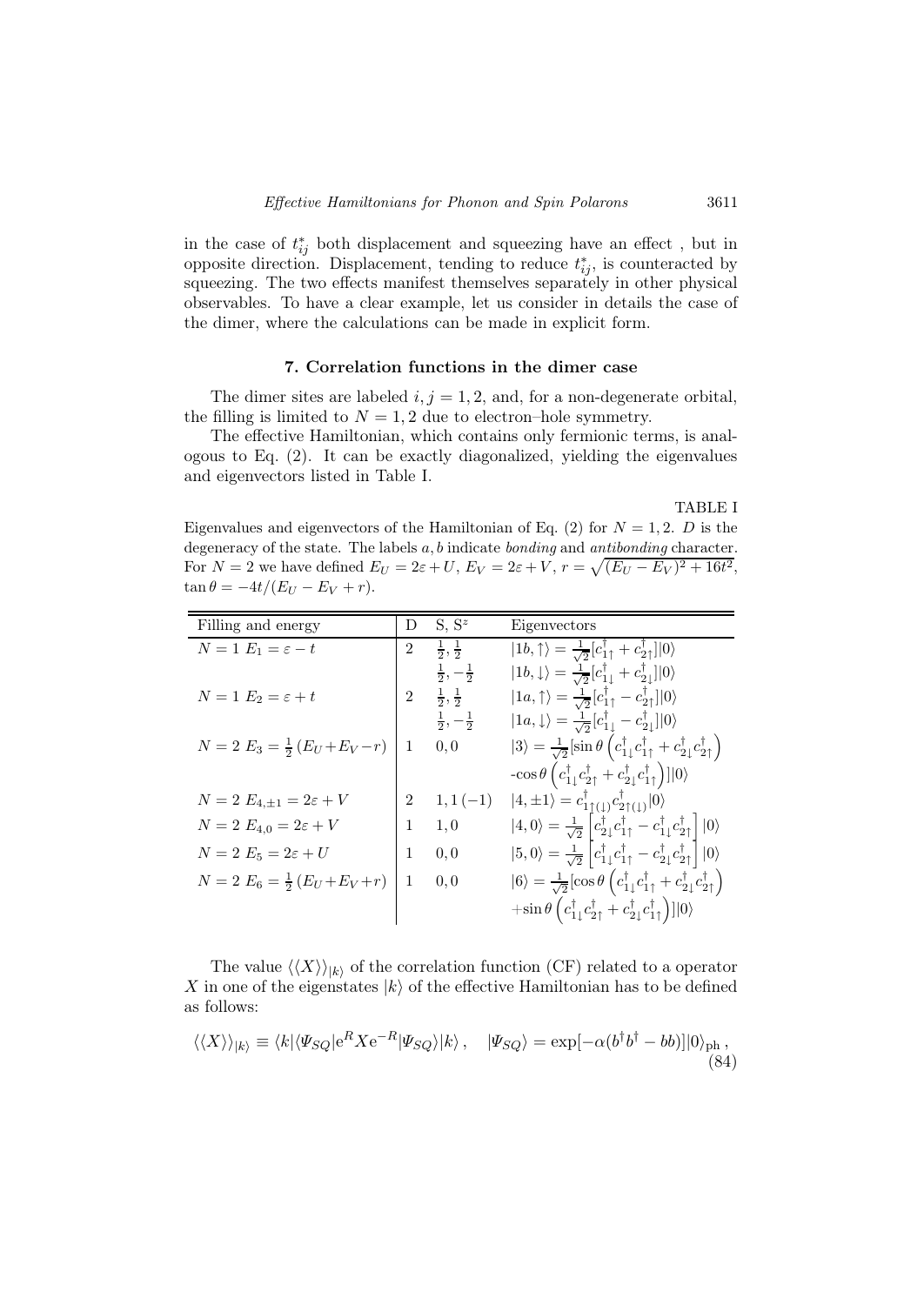in the case of $t^*_{ij}$ both displacement and squeezing have an effect , but in opposite direction. Displacement, tending to reduce $t^*_{ij}$, is counteracted by squeezing. The two effects manifest themselves separately in other physical observables. To have a clear example, let us consider in details the case of the dimer, where the calculations can be made in explicit form.

## 7. Correlation functions in the dimer case

The dimer sites are labeled $i, j = 1, 2$, and, for a non-degenerate orbital, the filling is limited to $N = 1, 2$ due to electron–hole symmetry.

The effective Hamiltonian, which contains only fermionic terms, is analogous to Eq. (2). It can be exactly diagonalized, yielding the eigenvalues and eigenvectors listed in Table I.

TABLE I

Eigenvalues and eigenvectors of the Hamiltonian of Eq. (2) for $N = 1, 2$. $D$ is the degeneracy of the state. The labels $a, b$ indicate *bonding* and *antibonding* character. For $N = 2$ we have defined $E_U = 2\varepsilon + U$, $E_V = 2\varepsilon + V$, $r = \sqrt{(E_U - E_V)^2 + 16t^2}$, $\tan\theta = -4t/(E_U - E_V + r)$.

| Filling and energy | D | S, S$^z$ | Eigenvectors |
|---|---|---|---|
| $N = 1$ $E_1 = \varepsilon - t$ | 2 | $\frac{1}{2}, \frac{1}{2}$ | $\lvert 1b, \uparrow\rangle = \frac{1}{\sqrt{2}}[c^\dagger_{1\uparrow} + c^\dagger_{2\uparrow}]\lvert 0\rangle$ |
| | | $\frac{1}{2}, -\frac{1}{2}$ | $\lvert 1b, \downarrow\rangle = \frac{1}{\sqrt{2}}[c^\dagger_{1\downarrow} + c^\dagger_{2\downarrow}]\lvert 0\rangle$ |
| $N = 1$ $E_2 = \varepsilon + t$ | 2 | $\frac{1}{2}, \frac{1}{2}$ | $\lvert 1a, \uparrow\rangle = \frac{1}{\sqrt{2}}[c^\dagger_{1\uparrow} - c^\dagger_{2\uparrow}]\lvert 0\rangle$ |
| | | $\frac{1}{2}, -\frac{1}{2}$ | $\lvert 1a, \downarrow\rangle = \frac{1}{\sqrt{2}}[c^\dagger_{1\downarrow} - c^\dagger_{2\downarrow}]\lvert 0\rangle$ |
| $N = 2$ $E_3 = \frac{1}{2}(E_U + E_V - r)$ | 1 | $0, 0$ | $\lvert 3\rangle = \frac{1}{\sqrt{2}}[\sin\theta\left(c^\dagger_{1\downarrow}c^\dagger_{1\uparrow} + c^\dagger_{2\downarrow}c^\dagger_{2\uparrow}\right)$ |
| | | | $-\cos\theta\left(c^\dagger_{1\downarrow}c^\dagger_{2\uparrow} + c^\dagger_{2\downarrow}c^\dagger_{1\uparrow}\right)]\lvert 0\rangle$ |
| $N = 2$ $E_{4,\pm 1} = 2\varepsilon + V$ | 2 | $1, 1\,(-1)$ | $\lvert 4, \pm 1\rangle = c^\dagger_{1\uparrow(\downarrow)}c^\dagger_{2\uparrow(\downarrow)}\lvert 0\rangle$ |
| $N = 2$ $E_{4,0} = 2\varepsilon + V$ | 1 | $1, 0$ | $\lvert 4, 0\rangle = \frac{1}{\sqrt{2}}\left[c^\dagger_{2\downarrow}c^\dagger_{1\uparrow} - c^\dagger_{1\downarrow}c^\dagger_{2\uparrow}\right]\lvert 0\rangle$ |
| $N = 2$ $E_5 = 2\varepsilon + U$ | 1 | $0, 0$ | $\lvert 5, 0\rangle = \frac{1}{\sqrt{2}}\left[c^\dagger_{1\downarrow}c^\dagger_{1\uparrow} - c^\dagger_{2\downarrow}c^\dagger_{2\uparrow}\right]\lvert 0\rangle$ |
| $N = 2$ $E_6 = \frac{1}{2}(E_U + E_V + r)$ | 1 | $0, 0$ | $\lvert 6\rangle = \frac{1}{\sqrt{2}}[\cos\theta\left(c^\dagger_{1\downarrow}c^\dagger_{1\uparrow} + c^\dagger_{2\downarrow}c^\dagger_{2\uparrow}\right)$ |
| | | | $+\sin\theta\left(c^\dagger_{1\downarrow}c^\dagger_{2\uparrow} + c^\dagger_{2\downarrow}c^\dagger_{1\uparrow}\right)]\lvert 0\rangle$ |

The value $\langle\langle X\rangle\rangle_{|k\rangle}$ of the correlation function (CF) related to a operator $X$ in one of the eigenstates $|k\rangle$ of the effective Hamiltonian has to be defined as follows:

$$\langle\langle X\rangle\rangle_{|k\rangle} \equiv \langle k|\langle\Psi_{SQ}|\mathrm{e}^{R}X\mathrm{e}^{-R}|\Psi_{SQ}\rangle|k\rangle\,, \quad |\Psi_{SQ}\rangle = \exp[-\alpha(b^\dagger b^\dagger - bb)]|0\rangle_{\mathrm{ph}}\,, \tag{84}$$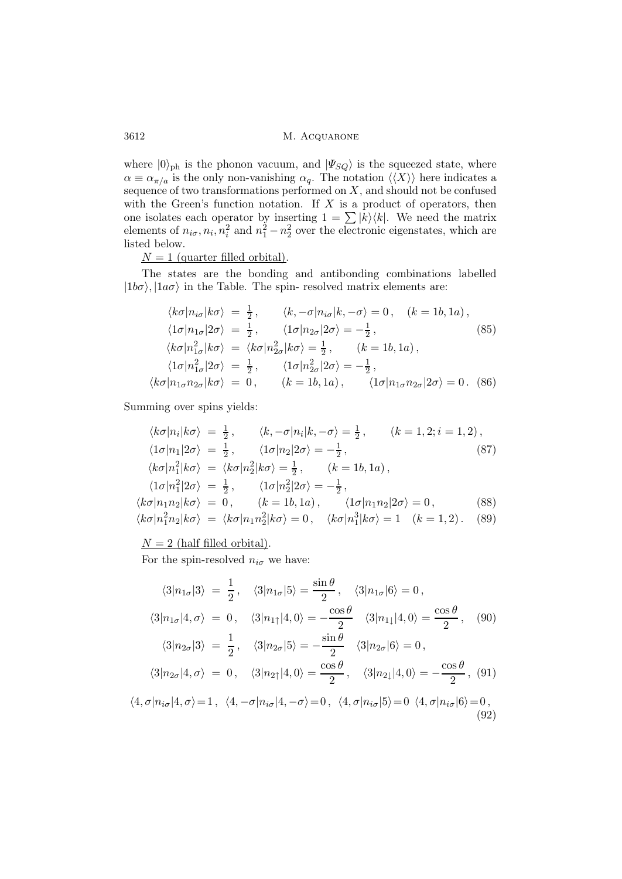where $|0\rangle_{\rm ph}$ is the phonon vacuum, and $|\Psi_{SQ}\rangle$ is the squeezed state, where $\alpha \equiv \alpha_{\pi/a}$ is the only non-vanishing $\alpha_q$. The notation $\langle\langle X \rangle\rangle$ here indicates a sequence of two transformations performed on $X$, and should not be confused with the Green's function notation. If $X$ is a product of operators, then one isolates each operator by inserting $1 = \sum |k\rangle\langle k|$. We need the matrix elements of $n_{i\sigma}, n_i, n_i^2$ and $n_1^2 - n_2^2$ over the electronic eigenstates, which are listed below.

<u>$N = 1$ (quarter filled orbital)</u>.

The states are the bonding and antibonding combinations labelled $|1b\sigma\rangle, |1a\sigma\rangle$ in the Table. The spin- resolved matrix elements are:

$$
\begin{aligned}
\langle k\sigma|n_{i\sigma}|k\sigma\rangle &= \tfrac{1}{2}\,, \qquad \langle k,-\sigma|n_{i\sigma}|k,-\sigma\rangle = 0\,, \quad (k = 1b, 1a)\,,\\
\langle 1\sigma|n_{1\sigma}|2\sigma\rangle &= \tfrac{1}{2}\,, \qquad \langle 1\sigma|n_{2\sigma}|2\sigma\rangle = -\tfrac{1}{2}\,, \qquad\qquad (85)\\
\langle k\sigma|n_{1\sigma}^2|k\sigma\rangle &= \langle k\sigma|n_{2\sigma}^2|k\sigma\rangle = \tfrac{1}{2}\,, \qquad (k = 1b, 1a)\,,\\
\langle 1\sigma|n_{1\sigma}^2|2\sigma\rangle &= \tfrac{1}{2}\,, \qquad \langle 1\sigma|n_{2\sigma}^2|2\sigma\rangle = -\tfrac{1}{2}\,,\\
\langle k\sigma|n_{1\sigma}n_{2\sigma}|k\sigma\rangle &= 0\,, \qquad (k = 1b, 1a)\,, \qquad \langle 1\sigma|n_{1\sigma}n_{2\sigma}|2\sigma\rangle = 0\,. \qquad (86)
\end{aligned}
$$

Summing over spins yields:

$$
\begin{aligned}
\langle k\sigma|n_i|k\sigma\rangle &= \tfrac{1}{2}\,, \qquad \langle k,-\sigma|n_i|k,-\sigma\rangle = \tfrac{1}{2}\,, \qquad (k = 1,2; i = 1,2)\,,\\
\langle 1\sigma|n_1|2\sigma\rangle &= \tfrac{1}{2}\,, \qquad \langle 1\sigma|n_2|2\sigma\rangle = -\tfrac{1}{2}\,, \qquad\qquad (87)\\
\langle k\sigma|n_1^2|k\sigma\rangle &= \langle k\sigma|n_2^2|k\sigma\rangle = \tfrac{1}{2}\,, \qquad (k = 1b, 1a)\,,\\
\langle 1\sigma|n_1^2|2\sigma\rangle &= \tfrac{1}{2}\,, \qquad \langle 1\sigma|n_2^2|2\sigma\rangle = -\tfrac{1}{2}\,,\\
\langle k\sigma|n_1n_2|k\sigma\rangle &= 0\,, \qquad (k = 1b, 1a)\,, \qquad \langle 1\sigma|n_1n_2|2\sigma\rangle = 0\,, \qquad (88)\\
\langle k\sigma|n_1^2n_2|k\sigma\rangle &= \langle k\sigma|n_1n_2^2|k\sigma\rangle = 0\,, \quad \langle k\sigma|n_1^3|k\sigma\rangle = 1 \quad (k = 1,2)\,. \qquad (89)
\end{aligned}
$$

<u>$N = 2$ (half filled orbital)</u>.

For the spin-resolved $n_{i\sigma}$ we have:

$$
\begin{aligned}
\langle 3|n_{1\sigma}|3\rangle &= \frac{1}{2}\,, \quad \langle 3|n_{1\sigma}|5\rangle = \frac{\sin\theta}{2}\,, \quad \langle 3|n_{1\sigma}|6\rangle = 0\,,\\
\langle 3|n_{1\sigma}|4,\sigma\rangle &= 0\,, \quad \langle 3|n_{1\uparrow}|4,0\rangle = -\frac{\cos\theta}{2} \quad \langle 3|n_{1\downarrow}|4,0\rangle = \frac{\cos\theta}{2}\,, \quad (90)\\
\langle 3|n_{2\sigma}|3\rangle &= \frac{1}{2}\,, \quad \langle 3|n_{2\sigma}|5\rangle = -\frac{\sin\theta}{2} \quad \langle 3|n_{2\sigma}|6\rangle = 0\,,\\
\langle 3|n_{2\sigma}|4,\sigma\rangle &= 0\,, \quad \langle 3|n_{2\uparrow}|4,0\rangle = \frac{\cos\theta}{2}\,, \quad \langle 3|n_{2\downarrow}|4,0\rangle = -\frac{\cos\theta}{2}\,, \quad (91)
\end{aligned}
$$

$$
\langle 4,\sigma|n_{i\sigma}|4,\sigma\rangle = 1\,, \ \ \langle 4,-\sigma|n_{i\sigma}|4,-\sigma\rangle = 0\,, \ \ \langle 4,\sigma|n_{i\sigma}|5\rangle = 0 \ \ \langle 4,\sigma|n_{i\sigma}|6\rangle = 0\,, \qquad (92)
$$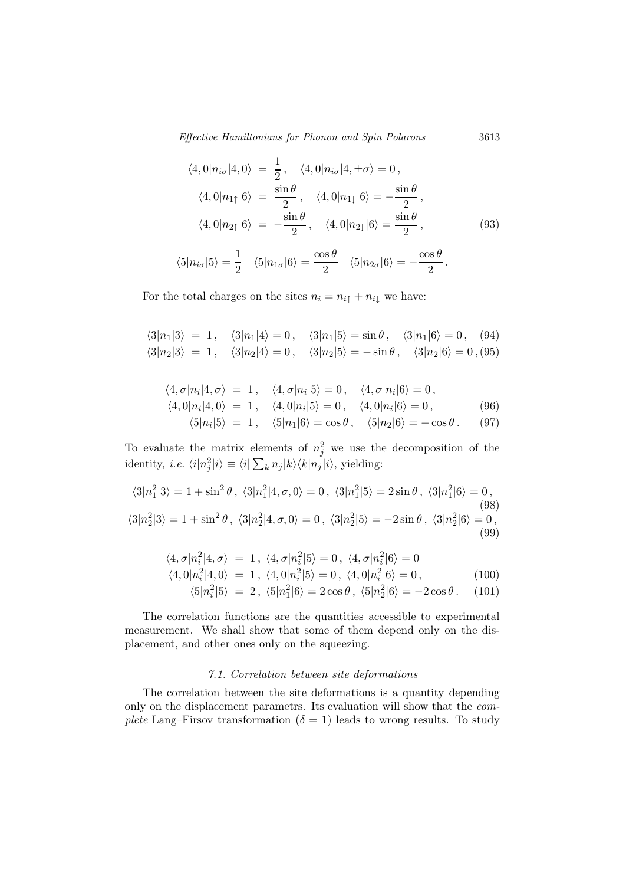$$
\begin{aligned}
\langle 4,0|n_{i\sigma}|4,0\rangle &= \frac{1}{2}\,, \quad \langle 4,0|n_{i\sigma}|4,\pm\sigma\rangle = 0\,, \\
\langle 4,0|n_{1\uparrow}|6\rangle &= \frac{\sin\theta}{2}\,, \quad \langle 4,0|n_{1\downarrow}|6\rangle = -\frac{\sin\theta}{2}\,, \\
\langle 4,0|n_{2\uparrow}|6\rangle &= -\frac{\sin\theta}{2}\,, \quad \langle 4,0|n_{2\downarrow}|6\rangle = \frac{\sin\theta}{2}\,,
\end{aligned}
\tag{93}
$$

$$
\langle 5|n_{i\sigma}|5\rangle = \frac{1}{2} \quad \langle 5|n_{1\sigma}|6\rangle = \frac{\cos\theta}{2} \quad \langle 5|n_{2\sigma}|6\rangle = -\frac{\cos\theta}{2}\,.
$$

For the total charges on the sites $n_i = n_{i\uparrow} + n_{i\downarrow}$ we have:

$$
\langle 3|n_1|3\rangle = 1\,, \quad \langle 3|n_1|4\rangle = 0\,, \quad \langle 3|n_1|5\rangle = \sin\theta\,, \quad \langle 3|n_1|6\rangle = 0\,, \tag{94}
$$

$$
\langle 3|n_2|3\rangle = 1\,, \quad \langle 3|n_2|4\rangle = 0\,, \quad \langle 3|n_2|5\rangle = -\sin\theta\,, \quad \langle 3|n_2|6\rangle = 0\,, \tag{95}
$$

$$
\begin{aligned}
\langle 4,\sigma|n_i|4,\sigma\rangle &= 1\,, \quad \langle 4,\sigma|n_i|5\rangle = 0\,, \quad \langle 4,\sigma|n_i|6\rangle = 0\,, \\
\langle 4,0|n_i|4,0\rangle &= 1\,, \quad \langle 4,0|n_i|5\rangle = 0\,, \quad \langle 4,0|n_i|6\rangle = 0\,,
\end{aligned}
\tag{96}
$$

$$
\langle 5|n_i|5\rangle = 1\,, \quad \langle 5|n_1|6\rangle = \cos\theta\,, \quad \langle 5|n_2|6\rangle = -\cos\theta\,. \tag{97}
$$

To evaluate the matrix elements of $n_j^2$ we use the decomposition of the identity, *i.e.* $\langle i|n_j^2|i\rangle \equiv \langle i|\sum_k n_j|k\rangle\langle k|n_j|i\rangle$, yielding:

$$
\langle 3|n_1^2|3\rangle = 1+\sin^2\theta\,,\ \langle 3|n_1^2|4,\sigma,0\rangle = 0\,,\ \langle 3|n_1^2|5\rangle = 2\sin\theta\,,\ \langle 3|n_1^2|6\rangle = 0\,, \tag{98}
$$

$$
\langle 3|n_2^2|3\rangle = 1+\sin^2\theta\,,\ \langle 3|n_2^2|4,\sigma,0\rangle = 0\,,\ \langle 3|n_2^2|5\rangle = -2\sin\theta\,,\ \langle 3|n_2^2|6\rangle = 0\,, \tag{99}
$$

$$
\begin{aligned}
\langle 4,\sigma|n_i^2|4,\sigma\rangle &= 1\,,\ \langle 4,\sigma|n_i^2|5\rangle = 0\,,\ \langle 4,\sigma|n_i^2|6\rangle = 0 \\
\langle 4,0|n_i^2|4,0\rangle &= 1\,,\ \langle 4,0|n_i^2|5\rangle = 0\,,\ \langle 4,0|n_i^2|6\rangle = 0\,,
\end{aligned}
\tag{100}
$$

$$
\langle 5|n_i^2|5\rangle = 2\,,\ \langle 5|n_1^2|6\rangle = 2\cos\theta\,,\ \langle 5|n_2^2|6\rangle = -2\cos\theta\,. \tag{101}
$$

The correlation functions are the quantities accessible to experimental measurement. We shall show that some of them depend only on the displacement, and other ones only on the squeezing.

### *7.1. Correlation between site deformations*

The correlation between the site deformations is a quantity depending only on the displacement parametrs. Its evaluation will show that the *complete* Lang–Firsov transformation ($\delta = 1$) leads to wrong results. To study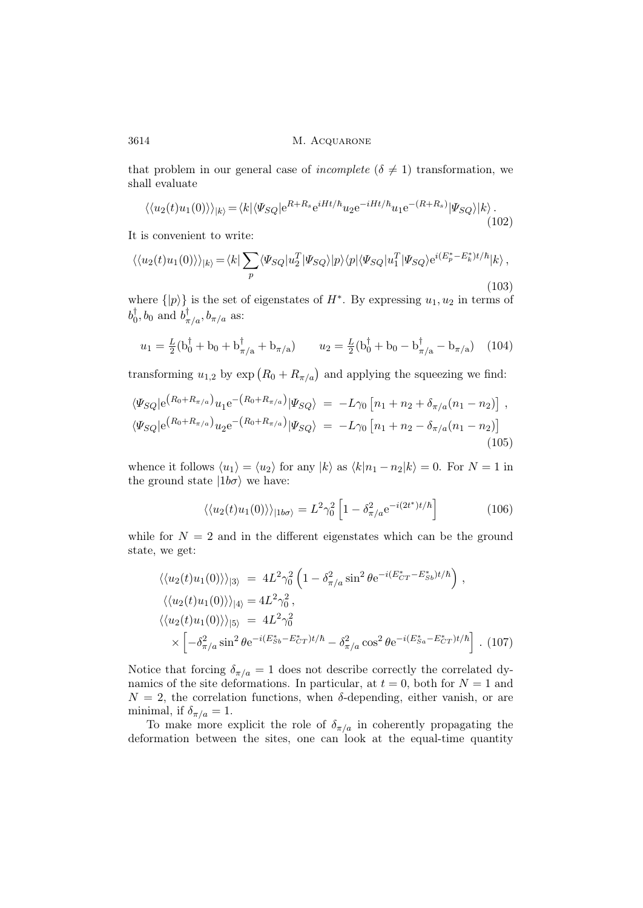that problem in our general case of *incomplete* ($\delta \neq 1$) transformation, we shall evaluate

$$\langle\langle u_2(t)u_1(0)\rangle\rangle_{|k\rangle} = \langle k|\langle \Psi_{SQ}|\mathrm{e}^{R+R_s}\mathrm{e}^{iHt/\hbar}u_2\mathrm{e}^{-iHt/\hbar}u_1\mathrm{e}^{-(R+R_s)}|\Psi_{SQ}\rangle|k\rangle\,. \tag{102}$$

It is convenient to write:

$$\langle\langle u_2(t)u_1(0)\rangle\rangle_{|k\rangle} = \langle k|\sum_p \langle \Psi_{SQ}|u_2^T|\Psi_{SQ}\rangle|p\rangle\langle p|\langle \Psi_{SQ}|u_1^T|\Psi_{SQ}\rangle \mathrm{e}^{i(E_p^*-E_k^*)t/\hbar}|k\rangle\,, \tag{103}$$

where $\{|p\rangle\}$ is the set of eigenstates of $H^*$. By expressing $u_1, u_2$ in terms of $b_0^\dagger, b_0$ and $b_{\pi/a}^\dagger, b_{\pi/a}$ as:

$$u_1 = \tfrac{L}{2}(\mathrm{b}_0^\dagger + \mathrm{b}_0 + \mathrm{b}_{\pi/\mathrm{a}}^\dagger + \mathrm{b}_{\pi/\mathrm{a}}) \qquad u_2 = \tfrac{L}{2}(\mathrm{b}_0^\dagger + \mathrm{b}_0 - \mathrm{b}_{\pi/\mathrm{a}}^\dagger - \mathrm{b}_{\pi/\mathrm{a}}) \tag{104}$$

transforming $u_{1,2}$ by $\exp\left(R_0 + R_{\pi/a}\right)$ and applying the squeezing we find:

$$\begin{aligned}
\langle \Psi_{SQ}|\mathrm{e}^{\left(R_0+R_{\pi/a}\right)}u_1\mathrm{e}^{-\left(R_0+R_{\pi/a}\right)}|\Psi_{SQ}\rangle &= -L\gamma_0\left[n_1 + n_2 + \delta_{\pi/a}(n_1 - n_2)\right]\,,\\
\langle \Psi_{SQ}|\mathrm{e}^{\left(R_0+R_{\pi/a}\right)}u_2\mathrm{e}^{-\left(R_0+R_{\pi/a}\right)}|\Psi_{SQ}\rangle &= -L\gamma_0\left[n_1 + n_2 - \delta_{\pi/a}(n_1 - n_2)\right]
\end{aligned} \tag{105}$$

whence it follows $\langle u_1\rangle = \langle u_2\rangle$ for any $|k\rangle$ as $\langle k|n_1 - n_2|k\rangle = 0$. For $N = 1$ in the ground state $|1b\sigma\rangle$ we have:

$$\langle\langle u_2(t)u_1(0)\rangle\rangle_{|1b\sigma\rangle} = L^2\gamma_0^2\left[1 - \delta_{\pi/a}^2\mathrm{e}^{-i(2t^*)t/\hbar}\right] \tag{106}$$

while for $N = 2$ and in the different eigenstates which can be the ground state, we get:

$$\begin{aligned}
\langle\langle u_2(t)u_1(0)\rangle\rangle_{|3\rangle} &= 4L^2\gamma_0^2\left(1 - \delta_{\pi/a}^2\sin^2\theta\,\mathrm{e}^{-i(E_{CT}^*-E_{Sb}^*)t/\hbar}\right)\,,\\
\langle\langle u_2(t)u_1(0)\rangle\rangle_{|4\rangle} &= 4L^2\gamma_0^2\,,\\
\langle\langle u_2(t)u_1(0)\rangle\rangle_{|5\rangle} &= 4L^2\gamma_0^2\\
&\times\left[-\delta_{\pi/a}^2\sin^2\theta\,\mathrm{e}^{-i(E_{Sb}^*-E_{CT}^*)t/\hbar} - \delta_{\pi/a}^2\cos^2\theta\,\mathrm{e}^{-i(E_{Sa}^*-E_{CT}^*)t/\hbar}\right]\,.
\end{aligned} \tag{107}$$

Notice that forcing $\delta_{\pi/a} = 1$ does not describe correctly the correlated dynamics of the site deformations. In particular, at $t = 0$, both for $N = 1$ and $N = 2$, the correlation functions, when $\delta$-depending, either vanish, or are minimal, if $\delta_{\pi/a} = 1$.

To make more explicit the role of $\delta_{\pi/a}$ in coherently propagating the deformation between the sites, one can look at the equal-time quantity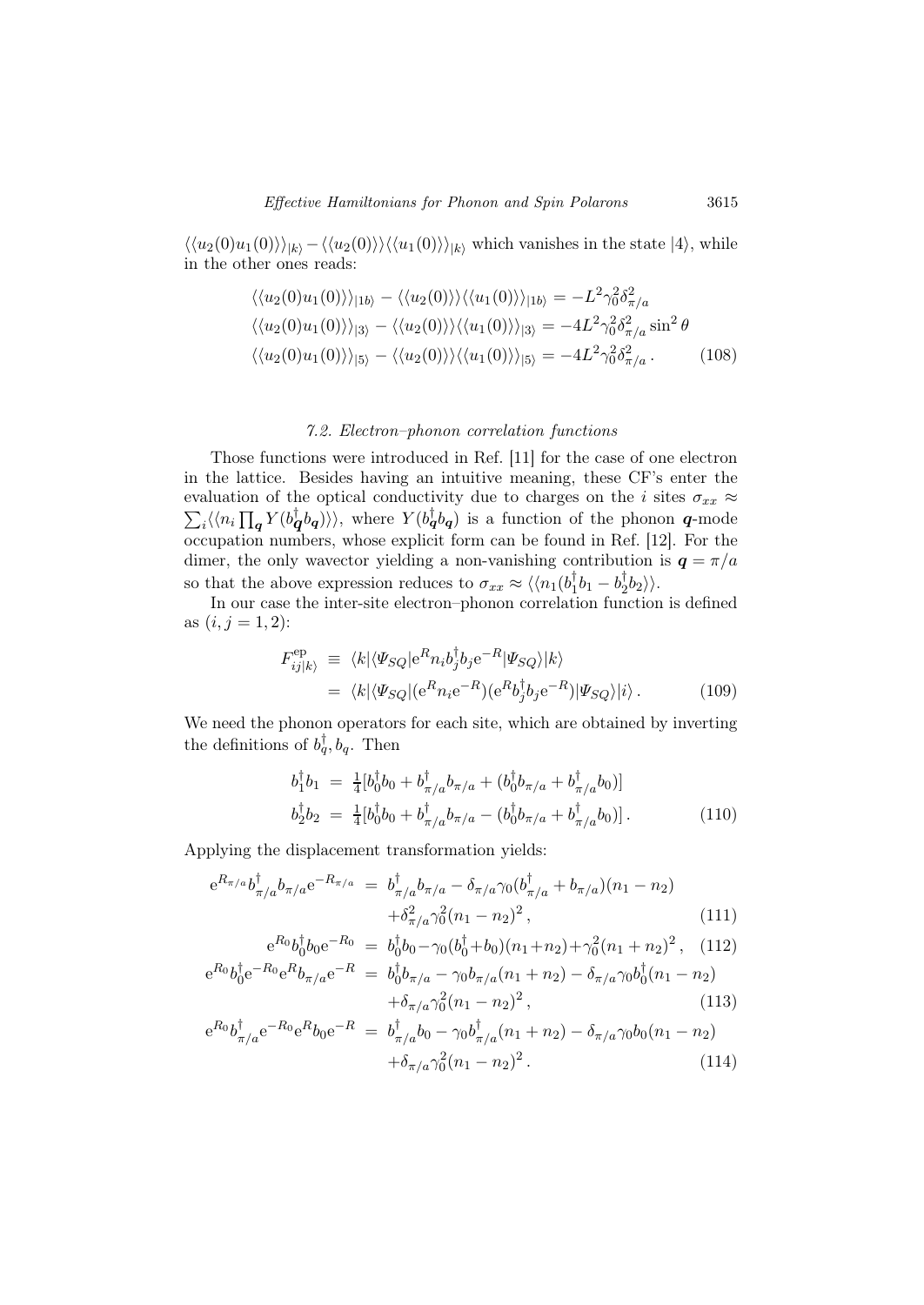$\langle\langle u_2(0)u_1(0)\rangle\rangle_{|k\rangle} - \langle\langle u_2(0)\rangle\rangle\langle\langle u_1(0)\rangle\rangle_{|k\rangle}$ which vanishes in the state $|4\rangle$, while in the other ones reads:

$$
\begin{aligned}
\langle\langle u_2(0)u_1(0)\rangle\rangle_{|1b\rangle} - \langle\langle u_2(0)\rangle\rangle\langle\langle u_1(0)\rangle\rangle_{|1b\rangle} &= -L^2\gamma_0^2\delta_{\pi/a}^2 \\
\langle\langle u_2(0)u_1(0)\rangle\rangle_{|3\rangle} - \langle\langle u_2(0)\rangle\rangle\langle\langle u_1(0)\rangle\rangle_{|3\rangle} &= -4L^2\gamma_0^2\delta_{\pi/a}^2\sin^2\theta \\
\langle\langle u_2(0)u_1(0)\rangle\rangle_{|5\rangle} - \langle\langle u_2(0)\rangle\rangle\langle\langle u_1(0)\rangle\rangle_{|5\rangle} &= -4L^2\gamma_0^2\delta_{\pi/a}^2\,. \qquad (108)
\end{aligned}
$$

### 7.2. Electron–phonon correlation functions

Those functions were introduced in Ref. [11] for the case of one electron in the lattice. Besides having an intuitive meaning, these CF's enter the evaluation of the optical conductivity due to charges on the $i$ sites $\sigma_{xx} \approx \sum_i \langle\langle n_i \prod_{\boldsymbol{q}} Y(b_{\boldsymbol{q}}^\dagger b_{\boldsymbol{q}})\rangle\rangle$, where $Y(b_{\boldsymbol{q}}^\dagger b_{\boldsymbol{q}})$ is a function of the phonon $\boldsymbol{q}$-mode occupation numbers, whose explicit form can be found in Ref. [12]. For the dimer, the only wavevector yielding a non-vanishing contribution is $\boldsymbol{q} = \pi/a$ so that the above expression reduces to $\sigma_{xx} \approx \langle\langle n_1(b_1^\dagger b_1 - b_2^\dagger b_2\rangle\rangle$.

In our case the inter-site electron–phonon correlation function is defined as $(i,j = 1,2)$:

$$
\begin{aligned}
F_{ij|k\rangle}^{\mathrm{ep}} &\equiv \langle k|\langle\Psi_{SQ}|\mathrm{e}^R n_i b_j^\dagger b_j \mathrm{e}^{-R}|\Psi_{SQ}\rangle|k\rangle \\
&= \langle k|\langle\Psi_{SQ}|(\mathrm{e}^R n_i \mathrm{e}^{-R})(\mathrm{e}^R b_j^\dagger b_j \mathrm{e}^{-R})|\Psi_{SQ}\rangle|i\rangle\,. \qquad (109)
\end{aligned}
$$

We need the phonon operators for each site, which are obtained by inverting the definitions of $b_q^\dagger, b_q$. Then

$$
\begin{aligned}
b_1^\dagger b_1 &= \tfrac{1}{4}[b_0^\dagger b_0 + b_{\pi/a}^\dagger b_{\pi/a} + (b_0^\dagger b_{\pi/a} + b_{\pi/a}^\dagger b_0)] \\
b_2^\dagger b_2 &= \tfrac{1}{4}[b_0^\dagger b_0 + b_{\pi/a}^\dagger b_{\pi/a} - (b_0^\dagger b_{\pi/a} + b_{\pi/a}^\dagger b_0)]\,. \qquad (110)
\end{aligned}
$$

Applying the displacement transformation yields:

$$
\begin{aligned}
\mathrm{e}^{R_{\pi/a}} b_{\pi/a}^\dagger b_{\pi/a} \mathrm{e}^{-R_{\pi/a}} &= b_{\pi/a}^\dagger b_{\pi/a} - \delta_{\pi/a}\gamma_0(b_{\pi/a}^\dagger + b_{\pi/a})(n_1 - n_2) \\
&\quad + \delta_{\pi/a}^2\gamma_0^2(n_1 - n_2)^2\,, \qquad (111) \\
\mathrm{e}^{R_0} b_0^\dagger b_0 \mathrm{e}^{-R_0} &= b_0^\dagger b_0 - \gamma_0(b_0^\dagger + b_0)(n_1 + n_2) + \gamma_0^2(n_1 + n_2)^2\,, \qquad (112) \\
\mathrm{e}^{R_0} b_0^\dagger \mathrm{e}^{-R_0} \mathrm{e}^{R} b_{\pi/a} \mathrm{e}^{-R} &= b_0^\dagger b_{\pi/a} - \gamma_0 b_{\pi/a}(n_1 + n_2) - \delta_{\pi/a}\gamma_0 b_0^\dagger(n_1 - n_2) \\
&\quad + \delta_{\pi/a}\gamma_0^2(n_1 - n_2)^2\,, \qquad (113) \\
\mathrm{e}^{R_0} b_{\pi/a}^\dagger \mathrm{e}^{-R_0} \mathrm{e}^{R} b_0 \mathrm{e}^{-R} &= b_{\pi/a}^\dagger b_0 - \gamma_0 b_{\pi/a}^\dagger(n_1 + n_2) - \delta_{\pi/a}\gamma_0 b_0(n_1 - n_2) \\
&\quad + \delta_{\pi/a}\gamma_0^2(n_1 - n_2)^2\,. \qquad (114)
\end{aligned}
$$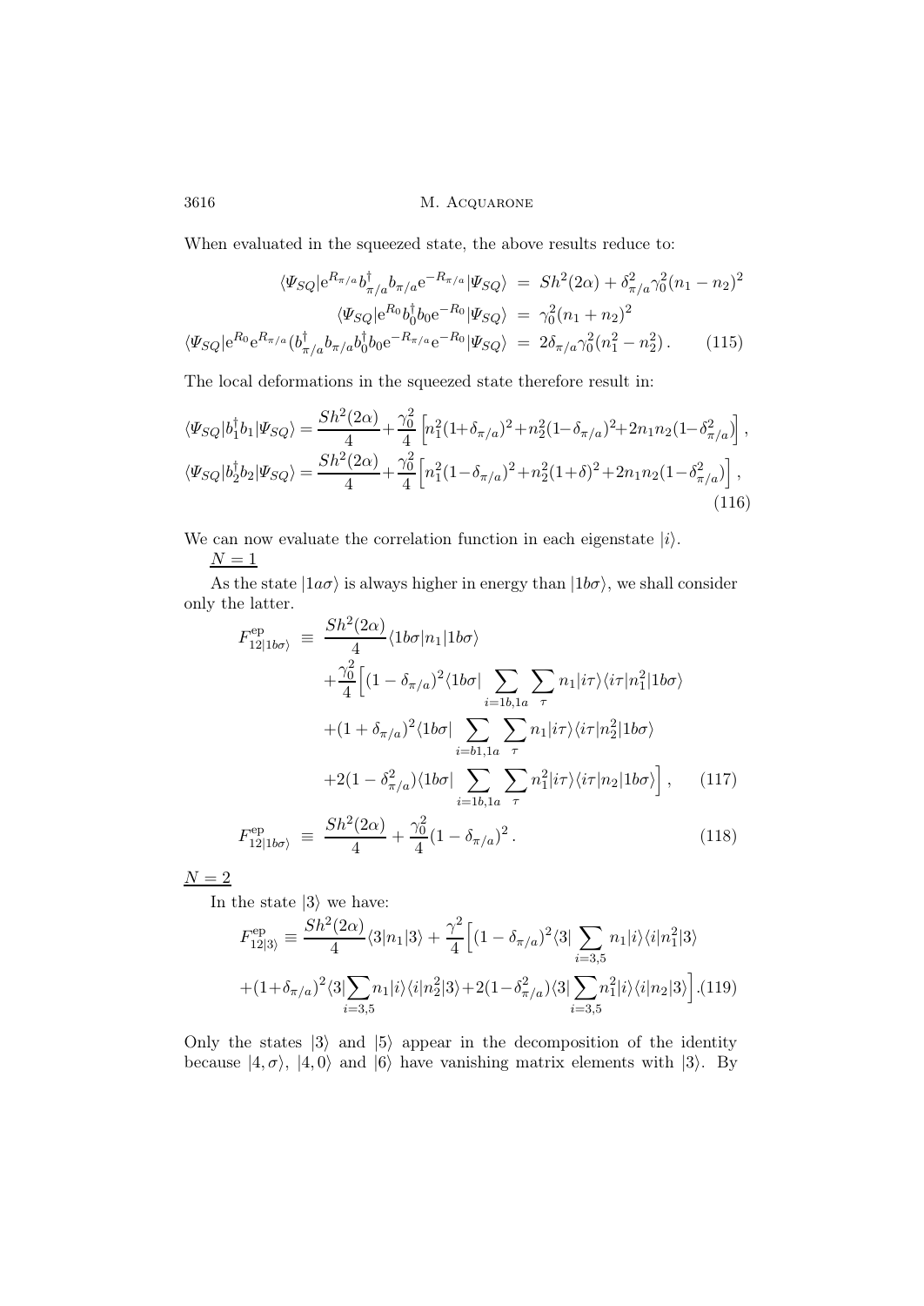When evaluated in the squeezed state, the above results reduce to:

$$
\begin{aligned}
\langle \Psi_{SQ}|\mathrm{e}^{R_{\pi/a}} b^{\dagger}_{\pi/a} b_{\pi/a} \mathrm{e}^{-R_{\pi/a}}|\Psi_{SQ}\rangle &= Sh^2(2\alpha) + \delta^2_{\pi/a}\gamma_0^2(n_1-n_2)^2 \\
\langle \Psi_{SQ}|\mathrm{e}^{R_0} b^{\dagger}_{0} b_{0} \mathrm{e}^{-R_0}|\Psi_{SQ}\rangle &= \gamma_0^2(n_1+n_2)^2 \\
\langle \Psi_{SQ}|\mathrm{e}^{R_0}\mathrm{e}^{R_{\pi/a}} (b^{\dagger}_{\pi/a} b_{\pi/a} b^{\dagger}_{0} b_{0} \mathrm{e}^{-R_{\pi/a}}\mathrm{e}^{-R_0}|\Psi_{SQ}\rangle &= 2\delta_{\pi/a}\gamma_0^2(n_1^2-n_2^2)\,.
\end{aligned} \tag{115}
$$

The local deformations in the squeezed state therefore result in:

$$
\begin{aligned}
\langle \Psi_{SQ}|b_1^{\dagger}b_1|\Psi_{SQ}\rangle &= \frac{Sh^2(2\alpha)}{4}+\frac{\gamma_0^2}{4}\left[n_1^2(1+\delta_{\pi/a})^2+n_2^2(1-\delta_{\pi/a})^2+2n_1n_2(1-\delta^2_{\pi/a})\right], \\
\langle \Psi_{SQ}|b_2^{\dagger}b_2|\Psi_{SQ}\rangle &= \frac{Sh^2(2\alpha)}{4}+\frac{\gamma_0^2}{4}\left[n_1^2(1-\delta_{\pi/a})^2+n_2^2(1+\delta)^2+2n_1n_2(1-\delta^2_{\pi/a})\right],
\end{aligned} \tag{116}
$$

We can now evaluate the correlation function in each eigenstate $|i\rangle$.

<u>$N=1$</u>

As the state $|1a\sigma\rangle$ is always higher in energy than $|1b\sigma\rangle$, we shall consider only the latter.

$$
\begin{aligned}
F^{\mathrm{ep}}_{12|1b\sigma\rangle} \equiv{}& \frac{Sh^2(2\alpha)}{4}\langle 1b\sigma|n_1|1b\sigma\rangle \\
&+\frac{\gamma_0^2}{4}\Big[(1-\delta_{\pi/a})^2\langle 1b\sigma|\sum_{i=1b,1a}\sum_{\tau} n_1|i\tau\rangle\langle i\tau|n_1^2|1b\sigma\rangle \\
&+(1+\delta_{\pi/a})^2\langle 1b\sigma|\sum_{i=b1,1a}\sum_{\tau} n_1|i\tau\rangle\langle i\tau|n_2^2|1b\sigma\rangle \\
&+2(1-\delta^2_{\pi/a})\langle 1b\sigma|\sum_{i=1b,1a}\sum_{\tau} n_1^2|i\tau\rangle\langle i\tau|n_2|1b\sigma\rangle\Big]\,,
\end{aligned} \tag{117}
$$

$$
F^{\mathrm{ep}}_{12|1b\sigma\rangle} \equiv \frac{Sh^2(2\alpha)}{4}+\frac{\gamma_0^2}{4}(1-\delta_{\pi/a})^2\,. \tag{118}
$$

<u>$N=2$</u>

In the state $|3\rangle$ we have:

$$
\begin{aligned}
F^{\mathrm{ep}}_{12|3\rangle} \equiv{}& \frac{Sh^2(2\alpha)}{4}\langle 3|n_1|3\rangle+\frac{\gamma^2}{4}\Big[(1-\delta_{\pi/a})^2\langle 3|\sum_{i=3,5} n_1|i\rangle\langle i|n_1^2|3\rangle \\
&+(1+\delta_{\pi/a})^2\langle 3|\sum_{i=3,5} n_1|i\rangle\langle i|n_2^2|3\rangle+2(1-\delta^2_{\pi/a})\langle 3|\sum_{i=3,5} n_1^2|i\rangle\langle i|n_2|3\rangle\Big].
\end{aligned} \tag{119}
$$

Only the states $|3\rangle$ and $|5\rangle$ appear in the decomposition of the identity because $|4,\sigma\rangle$, $|4,0\rangle$ and $|6\rangle$ have vanishing matrix elements with $|3\rangle$. By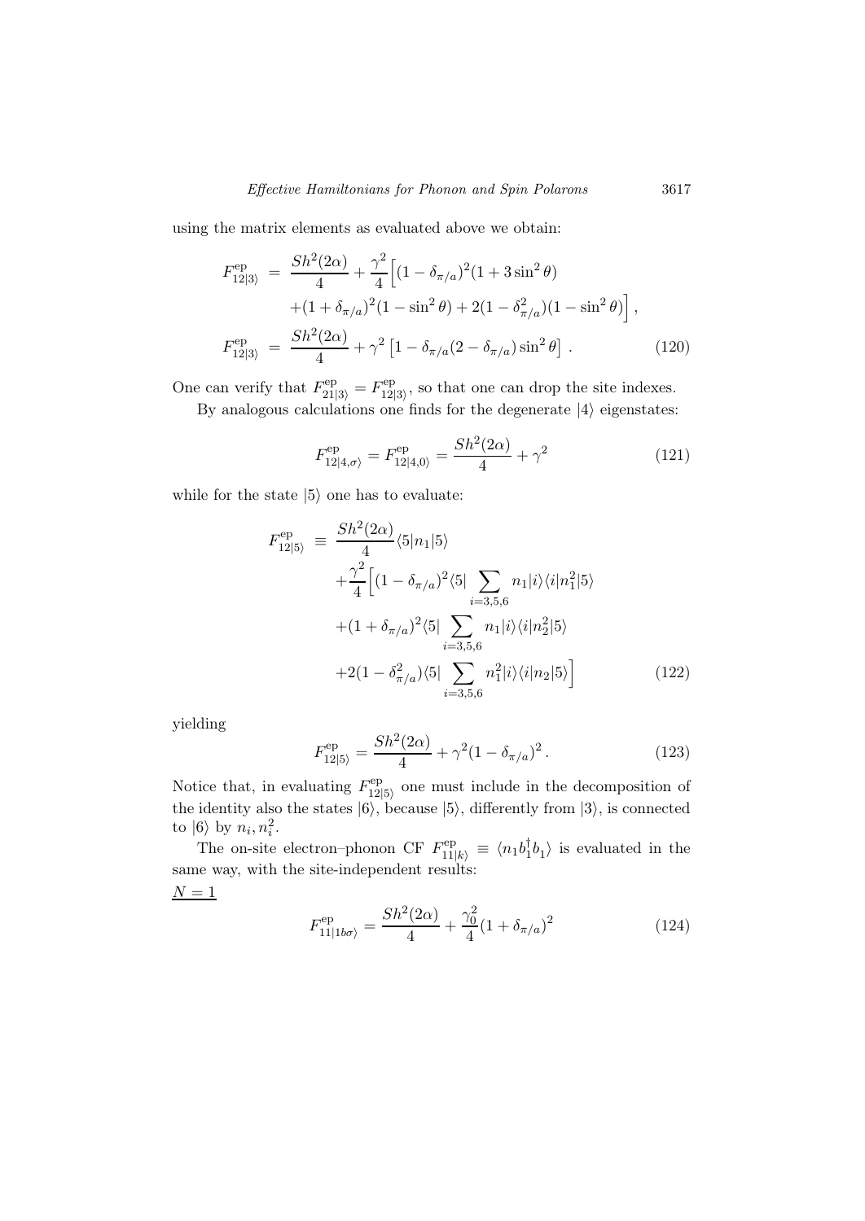using the matrix elements as evaluated above we obtain:

$$
\begin{aligned}
F^{\rm ep}_{12|3\rangle} &= \frac{Sh^2(2\alpha)}{4} + \frac{\gamma^2}{4}\Big[(1-\delta_{\pi/a})^2(1+3\sin^2\theta) \\
&\quad +(1+\delta_{\pi/a})^2(1-\sin^2\theta) + 2(1-\delta^2_{\pi/a})(1-\sin^2\theta)\Big]\,, \\
F^{\rm ep}_{12|3\rangle} &= \frac{Sh^2(2\alpha)}{4} + \gamma^2\left[1-\delta_{\pi/a}(2-\delta_{\pi/a})\sin^2\theta\right]\,. \qquad (120)
\end{aligned}
$$

One can verify that $F^{\rm ep}_{21|3\rangle} = F^{\rm ep}_{12|3\rangle}$, so that one can drop the site indexes.

By analogous calculations one finds for the degenerate $|4\rangle$ eigenstates:

$$
F^{\rm ep}_{12|4,\sigma\rangle} = F^{\rm ep}_{12|4,0\rangle} = \frac{Sh^2(2\alpha)}{4} + \gamma^2 \qquad (121)
$$

while for the state $|5\rangle$ one has to evaluate:

$$
\begin{aligned}
F^{\rm ep}_{12|5\rangle} &\equiv \frac{Sh^2(2\alpha)}{4}\langle 5|n_1|5\rangle \\
&\quad + \frac{\gamma^2}{4}\Big[(1-\delta_{\pi/a})^2\langle 5|\sum_{i=3,5,6} n_1|i\rangle\langle i|n_1^2|5\rangle \\
&\quad + (1+\delta_{\pi/a})^2\langle 5|\sum_{i=3,5,6} n_1|i\rangle\langle i|n_2^2|5\rangle \\
&\quad + 2(1-\delta^2_{\pi/a})\langle 5|\sum_{i=3,5,6} n_1^2|i\rangle\langle i|n_2|5\rangle\Big] \qquad (122)
\end{aligned}
$$

yielding

$$
F^{\rm ep}_{12|5\rangle} = \frac{Sh^2(2\alpha)}{4} + \gamma^2(1-\delta_{\pi/a})^2\,. \qquad (123)
$$

Notice that, in evaluating $F^{\rm ep}_{12|5\rangle}$ one must include in the decomposition of the identity also the states $|6\rangle$, because $|5\rangle$, differently from $|3\rangle$, is connected to $|6\rangle$ by $n_i, n_i^2$.

The on-site electron–phonon CF $F^{\rm ep}_{11|k\rangle} \equiv \langle n_1 b_1^\dagger b_1\rangle$ is evaluated in the same way, with the site-independent results:

<u>$N = 1$</u>

$$
F^{\rm ep}_{11|1b\sigma\rangle} = \frac{Sh^2(2\alpha)}{4} + \frac{\gamma_0^2}{4}(1+\delta_{\pi/a})^2 \qquad (124)
$$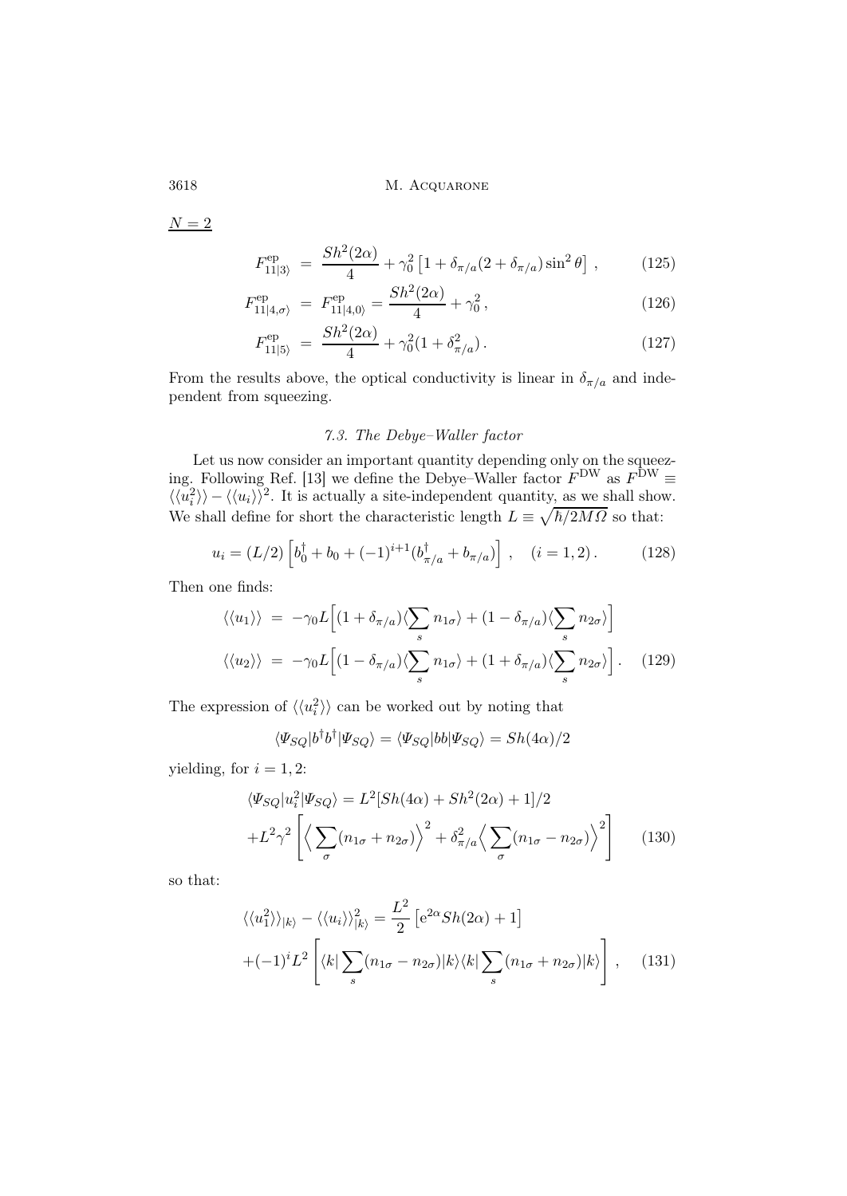$\underline{N=2}$

$$F^{\rm ep}_{11|3\rangle} \;=\; \frac{Sh^2(2\alpha)}{4} + \gamma_0^2\left[1+\delta_{\pi/a}(2+\delta_{\pi/a})\sin^2\theta\right]\,, \qquad (125)$$

$$F^{\rm ep}_{11|4,\sigma\rangle} \;=\; F^{\rm ep}_{11|4,0\rangle} = \frac{Sh^2(2\alpha)}{4} + \gamma_0^2\,, \qquad (126)$$

$$F^{\rm ep}_{11|5\rangle} \;=\; \frac{Sh^2(2\alpha)}{4} + \gamma_0^2(1+\delta^2_{\pi/a})\,. \qquad (127)$$

From the results above, the optical conductivity is linear in $\delta_{\pi/a}$ and independent from squeezing.

### 7.3. The Debye–Waller factor

Let us now consider an important quantity depending only on the squeezing. Following Ref. [13] we define the Debye–Waller factor $F^{\rm DW}$ as $F^{\rm DW} \equiv \langle\langle u_i^2\rangle\rangle - \langle\langle u_i\rangle\rangle^2$. It is actually a site-independent quantity, as we shall show. We shall define for short the characteristic length $L \equiv \sqrt{\hbar/2M\Omega}$ so that:

$$u_i = (L/2)\left[b_0^\dagger + b_0 + (-1)^{i+1}(b^\dagger_{\pi/a} + b_{\pi/a})\right]\,, \quad (i=1,2)\,. \qquad (128)$$

Then one finds:

$$\langle\langle u_1\rangle\rangle \;=\; -\gamma_0 L\Big[(1+\delta_{\pi/a})\langle\sum_s n_{1\sigma}\rangle + (1-\delta_{\pi/a})\langle\sum_s n_{2\sigma}\rangle\Big]$$
$$\langle\langle u_2\rangle\rangle \;=\; -\gamma_0 L\Big[(1-\delta_{\pi/a})\langle\sum_s n_{1\sigma}\rangle + (1+\delta_{\pi/a})\langle\sum_s n_{2\sigma}\rangle\Big]\,. \qquad (129)$$

The expression of $\langle\langle u_i^2\rangle\rangle$ can be worked out by noting that

$$\langle\Psi_{SQ}|b^\dagger b^\dagger|\Psi_{SQ}\rangle = \langle\Psi_{SQ}|bb|\Psi_{SQ}\rangle = Sh(4\alpha)/2$$

yielding, for $i=1,2$:

$$\langle\Psi_{SQ}|u_i^2|\Psi_{SQ}\rangle = L^2[Sh(4\alpha)+Sh^2(2\alpha)+1]/2$$
$$+L^2\gamma^2\left[\Big\langle\sum_\sigma(n_{1\sigma}+n_{2\sigma})\Big\rangle^2 + \delta^2_{\pi/a}\Big\langle\sum_\sigma(n_{1\sigma}-n_{2\sigma})\Big\rangle^2\right] \qquad (130)$$

so that:

$$\langle\langle u_1^2\rangle\rangle_{|k\rangle} - \langle\langle u_i\rangle\rangle^2_{|k\rangle} = \frac{L^2}{2}\left[{\rm e}^{2\alpha}Sh(2\alpha)+1\right]$$
$$+(-1)^i L^2\left[\langle k|\sum_s(n_{1\sigma}-n_{2\sigma})|k\rangle\langle k|\sum_s(n_{1\sigma}+n_{2\sigma})|k\rangle\right]\,, \qquad (131)$$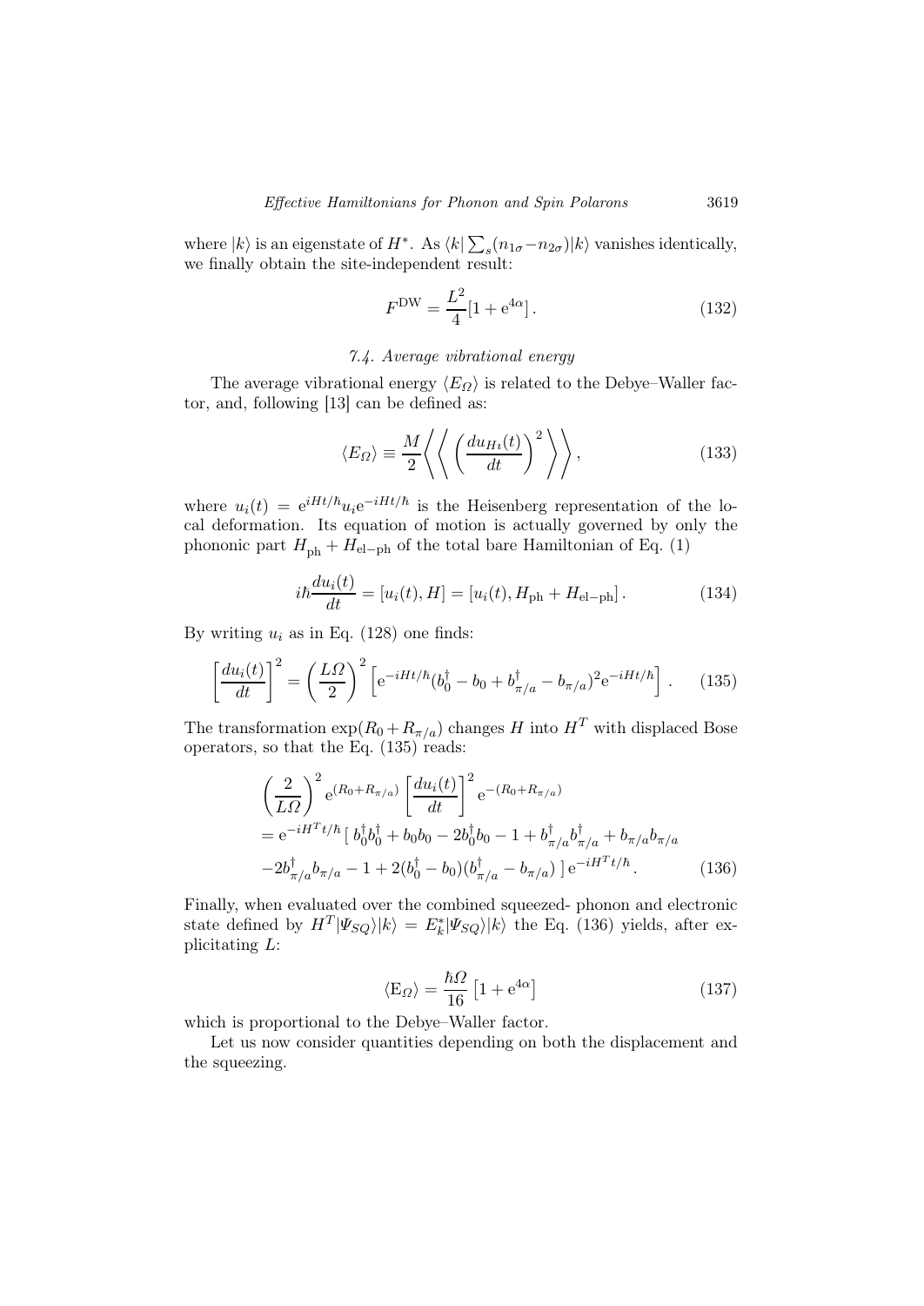where $|k\rangle$ is an eigenstate of $H^*$. As $\langle k|\sum_s(n_{1\sigma}-n_{2\sigma})|k\rangle$ vanishes identically, we finally obtain the site-independent result:

$$F^{\rm DW} = \frac{L^2}{4}[1+{\rm e}^{4\alpha}]\,. \tag{132}$$

### 7.4. Average vibrational energy

The average vibrational energy $\langle E_\Omega\rangle$ is related to the Debye–Waller factor, and, following [13] can be defined as:

$$\langle E_\Omega\rangle \equiv \frac{M}{2}\left\langle\left\langle \left(\frac{du_{Hi}(t)}{dt}\right)^2\right\rangle\right\rangle, \tag{133}$$

where $u_i(t) = {\rm e}^{iHt/\hbar}u_i{\rm e}^{-iHt/\hbar}$ is the Heisenberg representation of the local deformation. Its equation of motion is actually governed by only the phononic part $H_{\rm ph}+H_{\rm el-ph}$ of the total bare Hamiltonian of Eq. (1)

$$i\hbar\frac{du_i(t)}{dt} = [u_i(t),H] = [u_i(t),H_{\rm ph}+H_{\rm el-ph}]\,. \tag{134}$$

By writing $u_i$ as in Eq. (128) one finds:

$$\left[\frac{du_i(t)}{dt}\right]^2 = \left(\frac{L\Omega}{2}\right)^2\left[{\rm e}^{-iHt/\hbar}(b_0^\dagger - b_0 + b_{\pi/a}^\dagger - b_{\pi/a})^2{\rm e}^{-iHt/\hbar}\right]. \tag{135}$$

The transformation $\exp(R_0+R_{\pi/a})$ changes $H$ into $H^T$ with displaced Bose operators, so that the Eq. (135) reads:

$$\begin{aligned}
&\left(\frac{2}{L\Omega}\right)^2{\rm e}^{(R_0+R_{\pi/a})}\left[\frac{du_i(t)}{dt}\right]^2{\rm e}^{-(R_0+R_{\pi/a})}\\
&= {\rm e}^{-iH^Tt/\hbar}\,[\,b_0^\dagger b_0^\dagger + b_0b_0 - 2b_0^\dagger b_0 - 1 + b_{\pi/a}^\dagger b_{\pi/a}^\dagger + b_{\pi/a}b_{\pi/a}\\
&-2b_{\pi/a}^\dagger b_{\pi/a} - 1 + 2(b_0^\dagger - b_0)(b_{\pi/a}^\dagger - b_{\pi/a})\,]\,{\rm e}^{-iH^Tt/\hbar}\,.
\end{aligned} \tag{136}$$

Finally, when evaluated over the combined squeezed- phonon and electronic state defined by $H^T|\Psi_{SQ}\rangle|k\rangle = E_k^*|\Psi_{SQ}\rangle|k\rangle$ the Eq. (136) yields, after explicitating $L$:

$$\langle {\rm E}_\Omega\rangle = \frac{\hbar\Omega}{16}\left[1+{\rm e}^{4\alpha}\right] \tag{137}$$

which is proportional to the Debye–Waller factor.

Let us now consider quantities depending on both the displacement and the squeezing.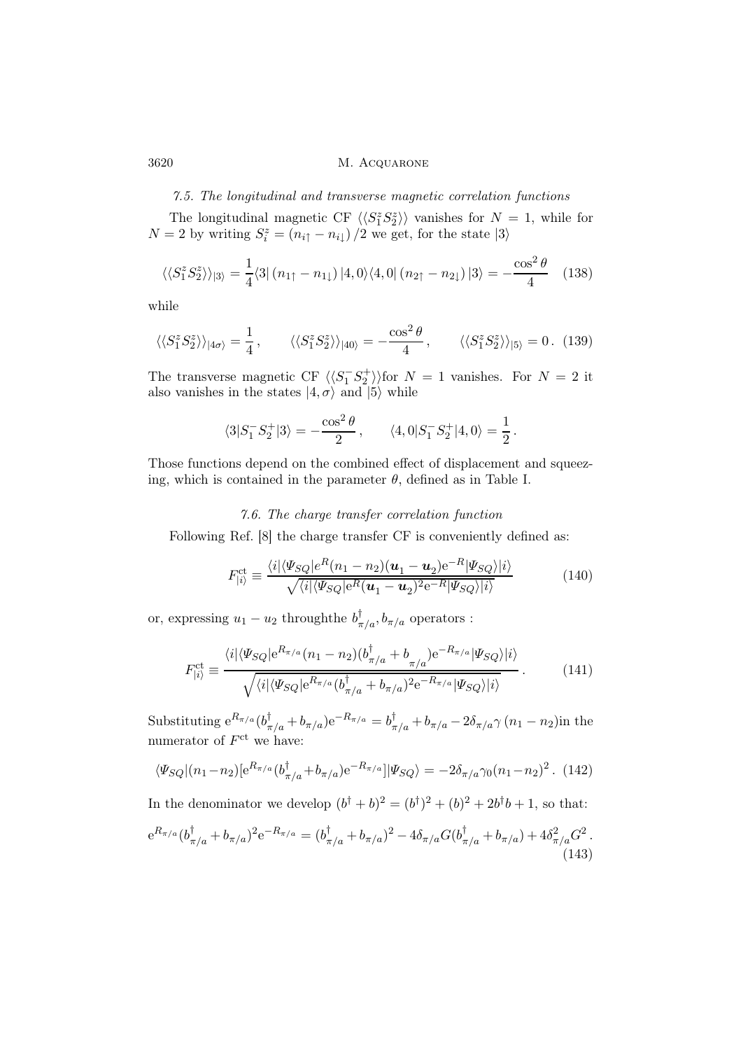### 7.5. The longitudinal and transverse magnetic correlation functions

The longitudinal magnetic CF $\langle\langle S_1^z S_2^z\rangle\rangle$ vanishes for $N=1$, while for $N=2$ by writing $S_i^z = (n_{i\uparrow} - n_{i\downarrow})/2$ we get, for the state $|3\rangle$

$$\langle\langle S_1^z S_2^z\rangle\rangle_{|3\rangle} = \frac{1}{4}\langle 3|\,(n_{1\uparrow} - n_{1\downarrow})\,|4,0\rangle\langle 4,0|\,(n_{2\uparrow} - n_{2\downarrow})\,|3\rangle = -\frac{\cos^2\theta}{4} \quad (138)$$

while

$$\langle\langle S_1^z S_2^z\rangle\rangle_{|4\sigma\rangle} = \frac{1}{4}\,, \qquad \langle\langle S_1^z S_2^z\rangle\rangle_{|40\rangle} = -\frac{\cos^2\theta}{4}\,, \qquad \langle\langle S_1^z S_2^z\rangle\rangle_{|5\rangle} = 0\,. \quad (139)$$

The transverse magnetic CF $\langle\langle S_1^- S_2^+\rangle\rangle$for $N=1$ vanishes. For $N=2$ it also vanishes in the states $|4,\sigma\rangle$ and $|5\rangle$ while

$$\langle 3|S_1^- S_2^+|3\rangle = -\frac{\cos^2\theta}{2}\,, \qquad \langle 4,0|S_1^- S_2^+|4,0\rangle = \frac{1}{2}\,.$$

Those functions depend on the combined effect of displacement and squeezing, which is contained in the parameter $\theta$, defined as in Table I.

### 7.6. The charge transfer correlation function

Following Ref. [8] the charge transfer CF is conveniently defined as:

$$F^{\mathrm{ct}}_{|i\rangle} \equiv \frac{\langle i|\langle\Psi_{SQ}|e^R(n_1 - n_2)(\boldsymbol{u}_1 - \boldsymbol{u}_2)\mathrm{e}^{-R}|\Psi_{SQ}\rangle|i\rangle}{\sqrt{\langle i|\langle\Psi_{SQ}|\mathrm{e}^R(\boldsymbol{u}_1 - \boldsymbol{u}_2)^2\mathrm{e}^{-R}|\Psi_{SQ}\rangle|i\rangle}} \quad (140)$$

or, expressing $u_1 - u_2$ throughthe $b^\dagger_{\pi/a}, b_{\pi/a}$ operators :

$$F^{\mathrm{ct}}_{|i\rangle} \equiv \frac{\langle i|\langle\Psi_{SQ}|\mathrm{e}^{R_{\pi/a}}(n_1 - n_2)(b^\dagger_{\pi/a} + b_{\pi/a})\mathrm{e}^{-R_{\pi/a}}|\Psi_{SQ}\rangle|i\rangle}{\sqrt{\langle i|\langle\Psi_{SQ}|\mathrm{e}^{R_{\pi/a}}(b^\dagger_{\pi/a} + b_{\pi/a})^2\mathrm{e}^{-R_{\pi/a}}|\Psi_{SQ}\rangle|i\rangle}}\,. \quad (141)$$

Substituting $\mathrm{e}^{R_{\pi/a}}(b^\dagger_{\pi/a} + b_{\pi/a})\mathrm{e}^{-R_{\pi/a}} = b^\dagger_{\pi/a} + b_{\pi/a} - 2\delta_{\pi/a}\gamma\,(n_1 - n_2)$in the numerator of $F^{\mathrm{ct}}$ we have:

$$\langle\Psi_{SQ}|(n_1 - n_2)[\mathrm{e}^{R_{\pi/a}}(b^\dagger_{\pi/a} + b_{\pi/a})\mathrm{e}^{-R_{\pi/a}}]|\Psi_{SQ}\rangle = -2\delta_{\pi/a}\gamma_0(n_1 - n_2)^2\,. \quad (142)$$

In the denominator we develop $(b^\dagger + b)^2 = (b^\dagger)^2 + (b)^2 + 2b^\dagger b + 1$, so that:

$$\mathrm{e}^{R_{\pi/a}}(b^\dagger_{\pi/a} + b_{\pi/a})^2\mathrm{e}^{-R_{\pi/a}} = (b^\dagger_{\pi/a} + b_{\pi/a})^2 - 4\delta_{\pi/a}G(b^\dagger_{\pi/a} + b_{\pi/a}) + 4\delta^2_{\pi/a}G^2\,. \quad (143)$$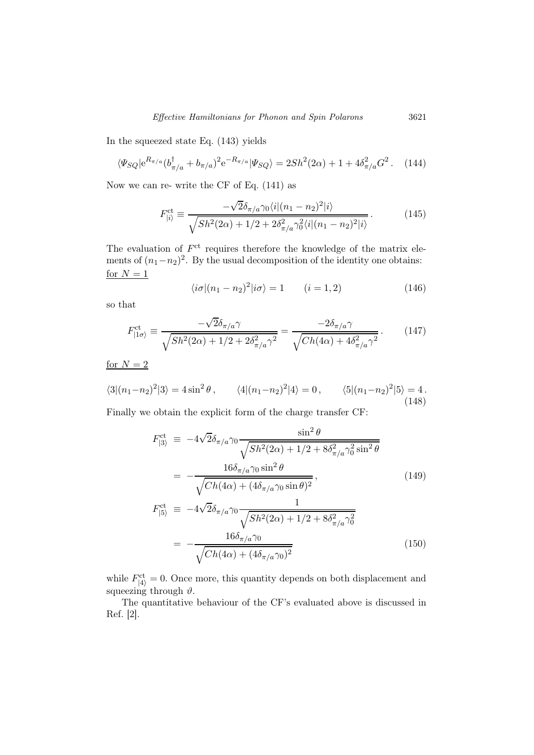In the squeezed state Eq. (143) yields

$$\langle \Psi_{SQ}|\mathrm{e}^{R_{\pi/a}}(b^{\dagger}_{\pi/a}+b_{\pi/a})^2\mathrm{e}^{-R_{\pi/a}}|\Psi_{SQ}\rangle = 2Sh^2(2\alpha)+1+4\delta^2_{\pi/a}G^2\,. \quad (144)$$

Now we can re- write the CF of Eq. (141) as

$$F^{\rm ct}_{|i\rangle} \equiv \frac{-\sqrt{2}\delta_{\pi/a}\gamma_0\langle i|(n_1-n_2)^2|i\rangle}{\sqrt{Sh^2(2\alpha)+1/2+2\delta^2_{\pi/a}\gamma_0^2\langle i|(n_1-n_2)^2|i\rangle}}\,. \quad (145)$$

The evaluation of $F^{\rm ct}$ requires therefore the knowledge of the matrix elements of $(n_1-n_2)^2$. By the usual decomposition of the identity one obtains:
<u>for $N=1$</u>

$$\langle i\sigma|(n_1-n_2)^2|i\sigma\rangle = 1 \qquad (i=1,2) \quad (146)$$

so that

$$F^{\rm ct}_{|1\sigma\rangle} \equiv \frac{-\sqrt{2}\delta_{\pi/a}\gamma}{\sqrt{Sh^2(2\alpha)+1/2+2\delta^2_{\pi/a}\gamma^2}} = \frac{-2\delta_{\pi/a}\gamma}{\sqrt{Ch(4\alpha)+4\delta^2_{\pi/a}\gamma^2}}\,. \quad (147)$$

<u>for $N=2$</u>

$$\langle 3|(n_1-n_2)^2|3\rangle = 4\sin^2\theta\,, \qquad \langle 4|(n_1-n_2)^2|4\rangle = 0\,, \qquad \langle 5|(n_1-n_2)^2|5\rangle = 4\,. \quad (148)$$

Finally we obtain the explicit form of the charge transfer CF:

$$\begin{aligned} F^{\rm ct}_{|3\rangle} &\equiv -4\sqrt{2}\delta_{\pi/a}\gamma_0\frac{\sin^2\theta}{\sqrt{Sh^2(2\alpha)+1/2+8\delta^2_{\pi/a}\gamma_0^2\sin^2\theta}} \\ &= -\frac{16\delta_{\pi/a}\gamma_0\sin^2\theta}{\sqrt{Ch(4\alpha)+(4\delta_{\pi/a}\gamma_0\sin\theta)^2}}\,, \quad (149) \\ F^{\rm ct}_{|5\rangle} &\equiv -4\sqrt{2}\delta_{\pi/a}\gamma_0\frac{1}{\sqrt{Sh^2(2\alpha)+1/2+8\delta^2_{\pi/a}\gamma_0^2}} \\ &= -\frac{16\delta_{\pi/a}\gamma_0}{\sqrt{Ch(4\alpha)+(4\delta_{\pi/a}\gamma_0)^2}} \quad (150) \end{aligned}$$

while $F^{\rm ct}_{|4\rangle}=0$. Once more, this quantity depends on both displacement and squeezing through $\vartheta$.

The quantitative behaviour of the CF's evaluated above is discussed in Ref. [2].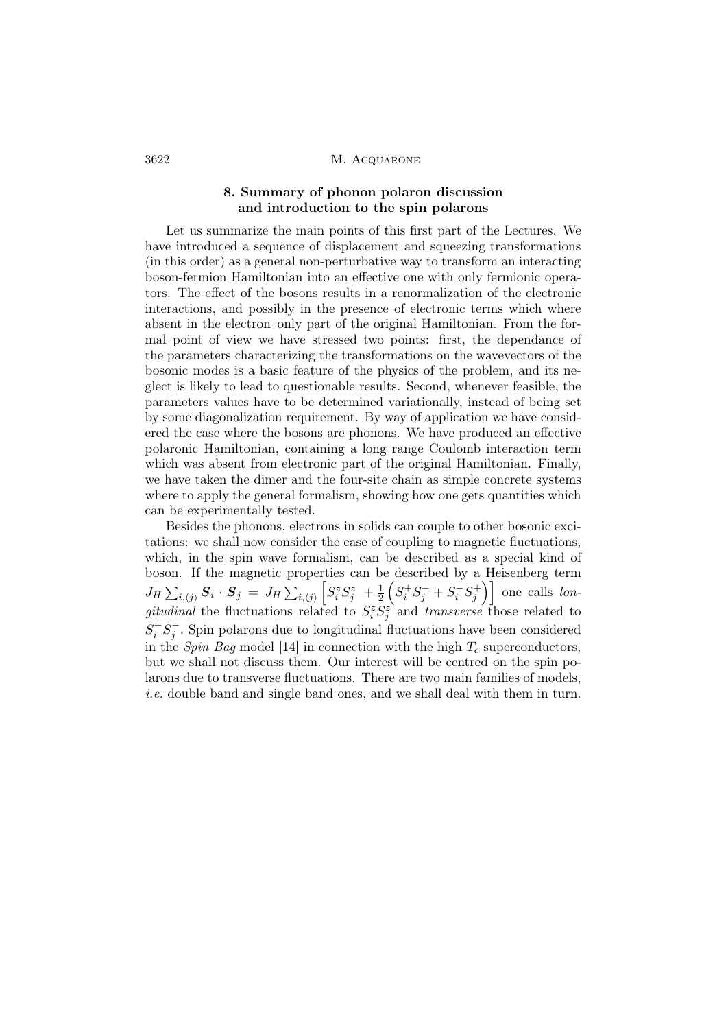## 8. Summary of phonon polaron discussion and introduction to the spin polarons

Let us summarize the main points of this first part of the Lectures. We have introduced a sequence of displacement and squeezing transformations (in this order) as a general non-perturbative way to transform an interacting boson-fermion Hamiltonian into an effective one with only fermionic operators. The effect of the bosons results in a renormalization of the electronic interactions, and possibly in the presence of electronic terms which where absent in the electron–only part of the original Hamiltonian. From the formal point of view we have stressed two points: first, the dependance of the parameters characterizing the transformations on the wavevectors of the bosonic modes is a basic feature of the physics of the problem, and its neglect is likely to lead to questionable results. Second, whenever feasible, the parameters values have to be determined variationally, instead of being set by some diagonalization requirement. By way of application we have considered the case where the bosons are phonons. We have produced an effective polaronic Hamiltonian, containing a long range Coulomb interaction term which was absent from electronic part of the original Hamiltonian. Finally, we have taken the dimer and the four-site chain as simple concrete systems where to apply the general formalism, showing how one gets quantities which can be experimentally tested.

Besides the phonons, electrons in solids can couple to other bosonic excitations: we shall now consider the case of coupling to magnetic fluctuations, which, in the spin wave formalism, can be described as a special kind of boson. If the magnetic properties can be described by a Heisenberg term $J_H \sum_{i,\langle j \rangle} \boldsymbol{S}_i \cdot \boldsymbol{S}_j = J_H \sum_{i,\langle j \rangle} \left[ S_i^z S_j^z + \frac{1}{2} \left( S_i^+ S_j^- + S_i^- S_j^+ \right) \right]$ one calls *longitudinal* the fluctuations related to $S_i^z S_j^z$ and *transverse* those related to $S_i^+ S_j^-$. Spin polarons due to longitudinal fluctuations have been considered in the *Spin Bag* model [14] in connection with the high $T_c$ superconductors, but we shall not discuss them. Our interest will be centred on the spin polarons due to transverse fluctuations. There are two main families of models, *i.e.* double band and single band ones, and we shall deal with them in turn.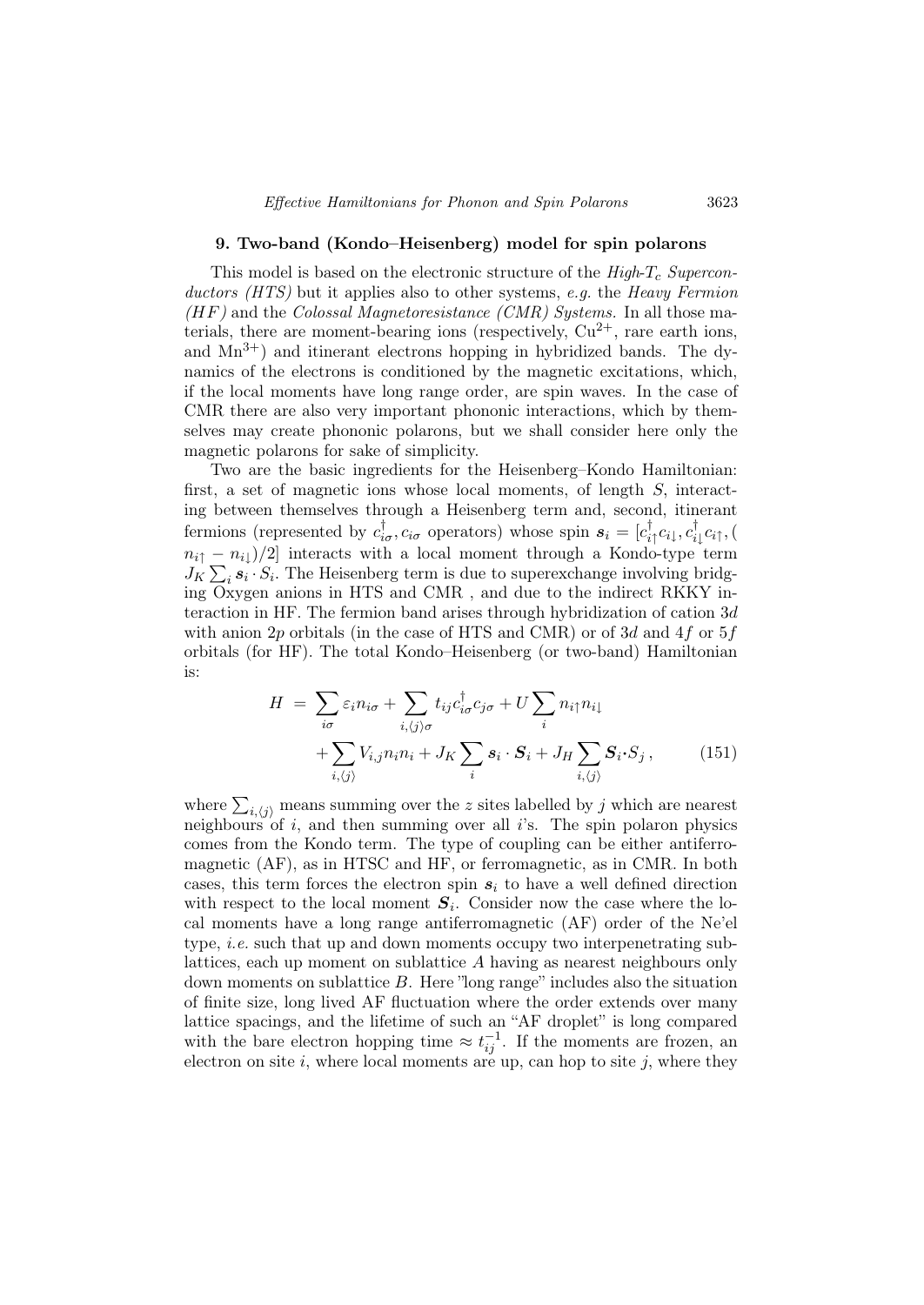## 9. Two-band (Kondo–Heisenberg) model for spin polarons

This model is based on the electronic structure of the *High-$T_c$ Superconductors (HTS)* but it applies also to other systems, *e.g.* the *Heavy Fermion (HF)* and the *Colossal Magnetoresistance (CMR) Systems*. In all those materials, there are moment-bearing ions (respectively, $Cu^{2+}$, rare earth ions, and $Mn^{3+}$) and itinerant electrons hopping in hybridized bands. The dynamics of the electrons is conditioned by the magnetic excitations, which, if the local moments have long range order, are spin waves. In the case of CMR there are also very important phononic interactions, which by themselves may create phononic polarons, but we shall consider here only the magnetic polarons for sake of simplicity.

Two are the basic ingredients for the Heisenberg–Kondo Hamiltonian: first, a set of magnetic ions whose local moments, of length $S$, interacting between themselves through a Heisenberg term and, second, itinerant fermions (represented by $c^{\dagger}_{i\sigma}, c_{i\sigma}$ operators) whose spin $\boldsymbol{s}_i = [c^{\dagger}_{i\uparrow}c_{i\downarrow}, c^{\dagger}_{i\downarrow}c_{i\uparrow}, (n_{i\uparrow} - n_{i\downarrow})/2]$ interacts with a local moment through a Kondo-type term $J_K \sum_i \boldsymbol{s}_i \cdot S_i$. The Heisenberg term is due to superexchange involving bridging Oxygen anions in HTS and CMR , and due to the indirect RKKY interaction in HF. The fermion band arises through hybridization of cation $3d$ with anion $2p$ orbitals (in the case of HTS and CMR) or of $3d$ and $4f$ or $5f$ orbitals (for HF). The total Kondo–Heisenberg (or two-band) Hamiltonian is:

$$
\begin{aligned}
H \; = \; & \sum_{i\sigma} \varepsilon_i n_{i\sigma} + \sum_{i,\langle j\rangle\sigma} t_{ij} c^{\dagger}_{i\sigma} c_{j\sigma} + U \sum_i n_{i\uparrow} n_{i\downarrow} \\
& + \sum_{i,\langle j\rangle} V_{i,j} n_i n_i + J_K \sum_i \boldsymbol{s}_i \cdot \boldsymbol{S}_i + J_H \sum_{i,\langle j\rangle} \boldsymbol{S}_i \cdot S_j \, , \qquad (151)
\end{aligned}
$$

where $\sum_{i,\langle j\rangle}$ means summing over the $z$ sites labelled by $j$ which are nearest neighbours of $i$, and then summing over all $i$'s. The spin polaron physics comes from the Kondo term. The type of coupling can be either antiferromagnetic (AF), as in HTSC and HF, or ferromagnetic, as in CMR. In both cases, this term forces the electron spin $\boldsymbol{s}_i$ to have a well defined direction with respect to the local moment $\boldsymbol{S}_i$. Consider now the case where the local moments have a long range antiferromagnetic (AF) order of the Ne'el type, *i.e.* such that up and down moments occupy two interpenetrating sublattices, each up moment on sublattice $A$ having as nearest neighbours only down moments on sublattice $B$. Here "long range" includes also the situation of finite size, long lived AF fluctuation where the order extends over many lattice spacings, and the lifetime of such an "AF droplet" is long compared with the bare electron hopping time $\approx t_{ij}^{-1}$. If the moments are frozen, an electron on site $i$, where local moments are up, can hop to site $j$, where they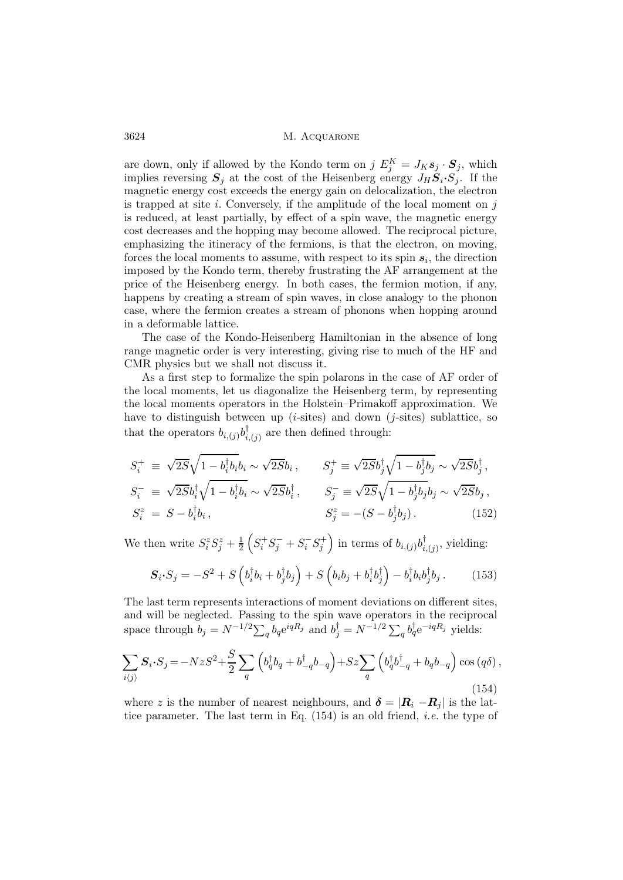are down, only if allowed by the Kondo term on $j$ $E_j^K = J_K \boldsymbol{s}_j \cdot \boldsymbol{S}_j$, which implies reversing $\boldsymbol{S}_j$ at the cost of the Heisenberg energy $J_H \boldsymbol{S}_i \cdot S_j$. If the magnetic energy cost exceeds the energy gain on delocalization, the electron is trapped at site $i$. Conversely, if the amplitude of the local moment on $j$ is reduced, at least partially, by effect of a spin wave, the magnetic energy cost decreases and the hopping may become allowed. The reciprocal picture, emphasizing the itineracy of the fermions, is that the electron, on moving, forces the local moments to assume, with respect to its spin $\boldsymbol{s}_i$, the direction imposed by the Kondo term, thereby frustrating the AF arrangement at the price of the Heisenberg energy. In both cases, the fermion motion, if any, happens by creating a stream of spin waves, in close analogy to the phonon case, where the fermion creates a stream of phonons when hopping around in a deformable lattice.

The case of the Kondo-Heisenberg Hamiltonian in the absence of long range magnetic order is very interesting, giving rise to much of the HF and CMR physics but we shall not discuss it.

As a first step to formalize the spin polarons in the case of AF order of the local moments, let us diagonalize the Heisenberg term, by representing the local moments operators in the Holstein–Primakoff approximation. We have to distinguish between up ($i$-sites) and down ($j$-sites) sublattice, so that the operators $b_{i,(j)} b^\dagger_{i,(j)}$ are then defined through:

$$
\begin{aligned}
S_i^+ &\equiv \sqrt{2S}\sqrt{1-b_i^\dagger b_i}\, b_i \sim \sqrt{2S}\, b_i\,, & S_j^+ &\equiv \sqrt{2S}\, b_j^\dagger \sqrt{1-b_j^\dagger b_j} \sim \sqrt{2S}\, b_j^\dagger\,,\\
S_i^- &\equiv \sqrt{2S}\, b_i^\dagger \sqrt{1-b_i^\dagger b_i} \sim \sqrt{2S}\, b_i^\dagger\,, & S_j^- &\equiv \sqrt{2S}\sqrt{1-b_j^\dagger b_j}\, b_j \sim \sqrt{2S}\, b_j\,,\\
S_i^z &= S - b_i^\dagger b_i\,, & S_j^z &= -(S - b_j^\dagger b_j)\,.
\end{aligned}
\tag{152}
$$

We then write $S_i^z S_j^z + \frac{1}{2}\left(S_i^+ S_j^- + S_i^- S_j^+\right)$ in terms of $b_{i,(j)} b^\dagger_{i,(j)}$, yielding:

$$
\boldsymbol{S}_i \cdot S_j = -S^2 + S\left(b_i^\dagger b_i + b_j^\dagger b_j\right) + S\left(b_i b_j + b_i^\dagger b_j^\dagger\right) - b_i^\dagger b_i b_j^\dagger b_j\,. \tag{153}
$$

The last term represents interactions of moment deviations on different sites, and will be neglected. Passing to the spin wave operators in the reciprocal space through $b_j = N^{-1/2}\sum_q b_q e^{iqR_j}$ and $b_j^\dagger = N^{-1/2}\sum_q b_q^\dagger e^{-iqR_j}$ yields:

$$
\sum_{i\langle j\rangle} \boldsymbol{S}_i \cdot S_j = -NzS^2 + \frac{S}{2}\sum_q \left(b_q^\dagger b_q + b_{-q}^\dagger b_{-q}\right) + Sz\sum_q \left(b_q^\dagger b_{-q}^\dagger + b_q b_{-q}\right)\cos\left(q\delta\right), \tag{154}
$$

where $z$ is the number of nearest neighbours, and $\boldsymbol{\delta} = |\boldsymbol{R}_i - \boldsymbol{R}_j|$ is the lattice parameter. The last term in Eq. (154) is an old friend, *i.e.* the type of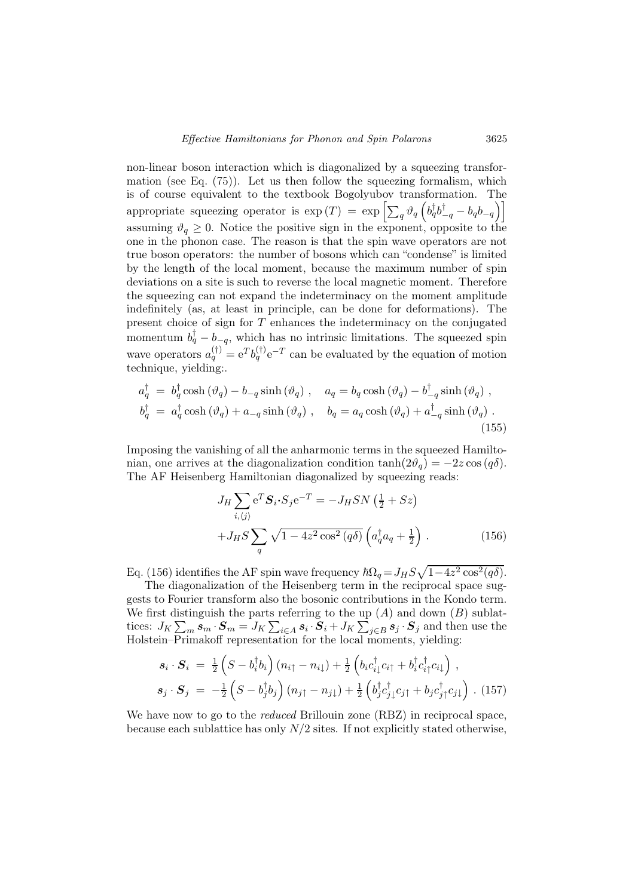non-linear boson interaction which is diagonalized by a squeezing transformation (see Eq. (75)). Let us then follow the squeezing formalism, which is of course equivalent to the textbook Bogolyubov transformation. The appropriate squeezing operator is $\exp(T) = \exp\left[\sum_q \vartheta_q \left(b_q^\dagger b_{-q}^\dagger - b_q b_{-q}\right)\right]$ assuming $\vartheta_q \geq 0$. Notice the positive sign in the exponent, opposite to the one in the phonon case. The reason is that the spin wave operators are not true boson operators: the number of bosons which can "condense" is limited by the length of the local moment, because the maximum number of spin deviations on a site is such to reverse the local magnetic moment. Therefore the squeezing can not expand the indeterminacy on the moment amplitude indefinitely (as, at least in principle, can be done for deformations). The present choice of sign for $T$ enhances the indeterminacy on the conjugated momentum $b_q^\dagger - b_{-q}$, which has no intrinsic limitations. The squeezed spin wave operators $a_q^{(\dagger)} = \mathrm{e}^T b_q^{(\dagger)} \mathrm{e}^{-T}$ can be evaluated by the equation of motion technique, yielding:.

$$
\begin{aligned}
a_q^\dagger &= b_q^\dagger \cosh(\vartheta_q) - b_{-q} \sinh(\vartheta_q) \,, \quad a_q = b_q \cosh(\vartheta_q) - b_{-q}^\dagger \sinh(\vartheta_q) \,, \\
b_q^\dagger &= a_q^\dagger \cosh(\vartheta_q) + a_{-q} \sinh(\vartheta_q) \,, \quad b_q = a_q \cosh(\vartheta_q) + a_{-q}^\dagger \sinh(\vartheta_q) \,.
\end{aligned}
\tag{155}
$$

Imposing the vanishing of all the anharmonic terms in the squeezed Hamiltonian, one arrives at the diagonalization condition $\tanh(2\vartheta_q) = -2z\cos(q\delta)$. The AF Heisenberg Hamiltonian diagonalized by squeezing reads:

$$
\begin{aligned}
J_H \sum_{i,\langle j \rangle} \mathrm{e}^T \boldsymbol{S}_i \cdot S_j \mathrm{e}^{-T} &= -J_H S N \left(\tfrac{1}{2} + Sz\right) \\
&+ J_H S \sum_q \sqrt{1 - 4z^2 \cos^2(q\delta)} \left(a_q^\dagger a_q + \tfrac{1}{2}\right) .
\end{aligned}
\tag{156}
$$

Eq. (156) identifies the AF spin wave frequency $\hbar\Omega_q = J_H S\sqrt{1 - 4z^2\cos^2(q\delta)}$.

The diagonalization of the Heisenberg term in the reciprocal space suggests to Fourier transform also the bosonic contributions in the Kondo term. We first distinguish the parts referring to the up ($A$) and down ($B$) sublattices: $J_K \sum_m \boldsymbol{s}_m \cdot \boldsymbol{S}_m = J_K \sum_{i\in A} \boldsymbol{s}_i \cdot \boldsymbol{S}_i + J_K \sum_{j \in B} \boldsymbol{s}_j \cdot \boldsymbol{S}_j$ and then use the Holstein–Primakoff representation for the local moments, yielding:

$$
\begin{aligned}
\boldsymbol{s}_i \cdot \boldsymbol{S}_i &= \tfrac{1}{2}\left(S - b_i^\dagger b_i\right)(n_{i\uparrow} - n_{i\downarrow}) + \tfrac{1}{2}\left(b_i c_{i\downarrow}^\dagger c_{i\uparrow} + b_i^\dagger c_{i\uparrow}^\dagger c_{i\downarrow}\right) , \\
\boldsymbol{s}_j \cdot \boldsymbol{S}_j &= -\tfrac{1}{2}\left(S - b_j^\dagger b_j\right)(n_{j\uparrow} - n_{j\downarrow}) + \tfrac{1}{2}\left(b_j^\dagger c_{j\downarrow}^\dagger c_{j\uparrow} + b_j c_{j\uparrow}^\dagger c_{j\downarrow}\right) .
\end{aligned}
\tag{157}
$$

We have now to go to the *reduced* Brillouin zone (RBZ) in reciprocal space, because each sublattice has only $N/2$ sites. If not explicitly stated otherwise,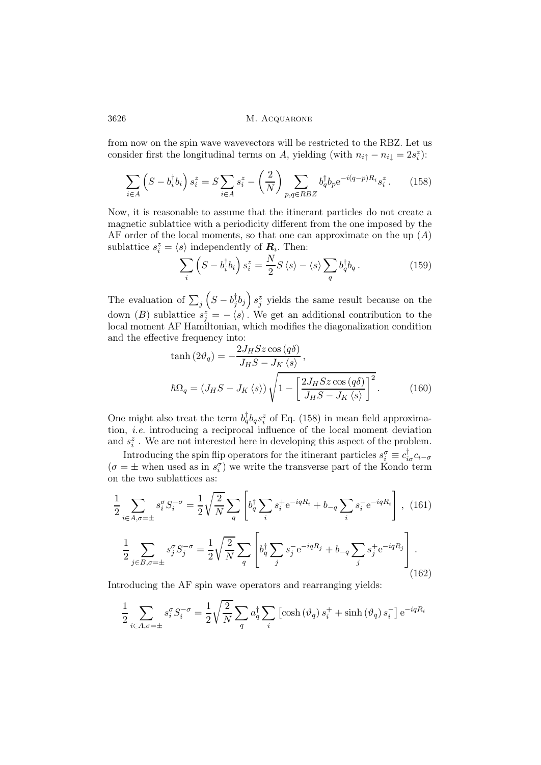from now on the spin wave wavevectors will be restricted to the RBZ. Let us consider first the longitudinal terms on $A$, yielding (with $n_{i\uparrow} - n_{i\downarrow} = 2s_i^z$):

$$\sum_{i\in A}\left(S - b_i^\dagger b_i\right)s_i^z = S\sum_{i\in A}s_i^z - \left(\frac{2}{N}\right)\sum_{p,q\in RBZ} b_q^\dagger b_p \mathrm{e}^{-i(q-p)R_i}s_i^z\,. \tag{158}$$

Now, it is reasonable to assume that the itinerant particles do not create a magnetic sublattice with a periodicity different from the one imposed by the AF order of the local moments, so that one can approximate on the up ($A$) sublattice $s_i^z = \langle s\rangle$ independently of $\boldsymbol{R}_i$. Then:

$$\sum_i\left(S - b_i^\dagger b_i\right)s_i^z = \frac{N}{2}S\langle s\rangle - \langle s\rangle\sum_q b_q^\dagger b_q\,. \tag{159}$$

The evaluation of $\sum_j\left(S - b_j^\dagger b_j\right)s_j^z$ yields the same result because on the down ($B$) sublattice $s_j^z = -\langle s\rangle$. We get an additional contribution to the local moment AF Hamiltonian, which modifies the diagonalization condition and the effective frequency into:

$$\tanh\left(2\vartheta_q\right) = -\frac{2J_H Sz\cos\left(q\delta\right)}{J_H S - J_K\langle s\rangle}\,,$$

$$\hbar\Omega_q = \left(J_H S - J_K\langle s\rangle\right)\sqrt{1 - \left[\frac{2J_H Sz\cos\left(q\delta\right)}{J_H S - J_K\langle s\rangle}\right]^2}\,. \tag{160}$$

One might also treat the term $b_q^\dagger b_q s_i^z$ of Eq. (158) in mean field approximation, *i.e.* introducing a reciprocal influence of the local moment deviation and $s_i^z$. We are not interested here in developing this aspect of the problem.

Introducing the spin flip operators for the itinerant particles $s_i^\sigma \equiv c_{i\sigma}^\dagger c_{i-\sigma}$ ($\sigma = \pm$ when used as in $s_i^\sigma$) we write the transverse part of the Kondo term on the two sublattices as:

$$\frac{1}{2}\sum_{i\in A,\sigma=\pm}s_i^\sigma S_i^{-\sigma} = \frac{1}{2}\sqrt{\frac{2}{N}}\sum_q\left[b_q^\dagger\sum_i s_i^+\mathrm{e}^{-iqR_i} + b_{-q}\sum_i s_i^-\mathrm{e}^{-iqR_i}\right]\,, \tag{161}$$

$$\frac{1}{2}\sum_{j\in B,\sigma=\pm}s_j^\sigma S_j^{-\sigma} = \frac{1}{2}\sqrt{\frac{2}{N}}\sum_q\left[b_q^\dagger\sum_j s_j^-\mathrm{e}^{-iqR_j} + b_{-q}\sum_j s_j^+\mathrm{e}^{-iqR_j}\right]\,. \tag{162}$$

Introducing the AF spin wave operators and rearranging yields:

$$\frac{1}{2}\sum_{i\in A,\sigma=\pm}s_i^\sigma S_i^{-\sigma} = \frac{1}{2}\sqrt{\frac{2}{N}}\sum_q a_q^\dagger\sum_i\left[\cosh\left(\vartheta_q\right)s_i^+ + \sinh\left(\vartheta_q\right)s_i^-\right]\mathrm{e}^{-iqR_i}$$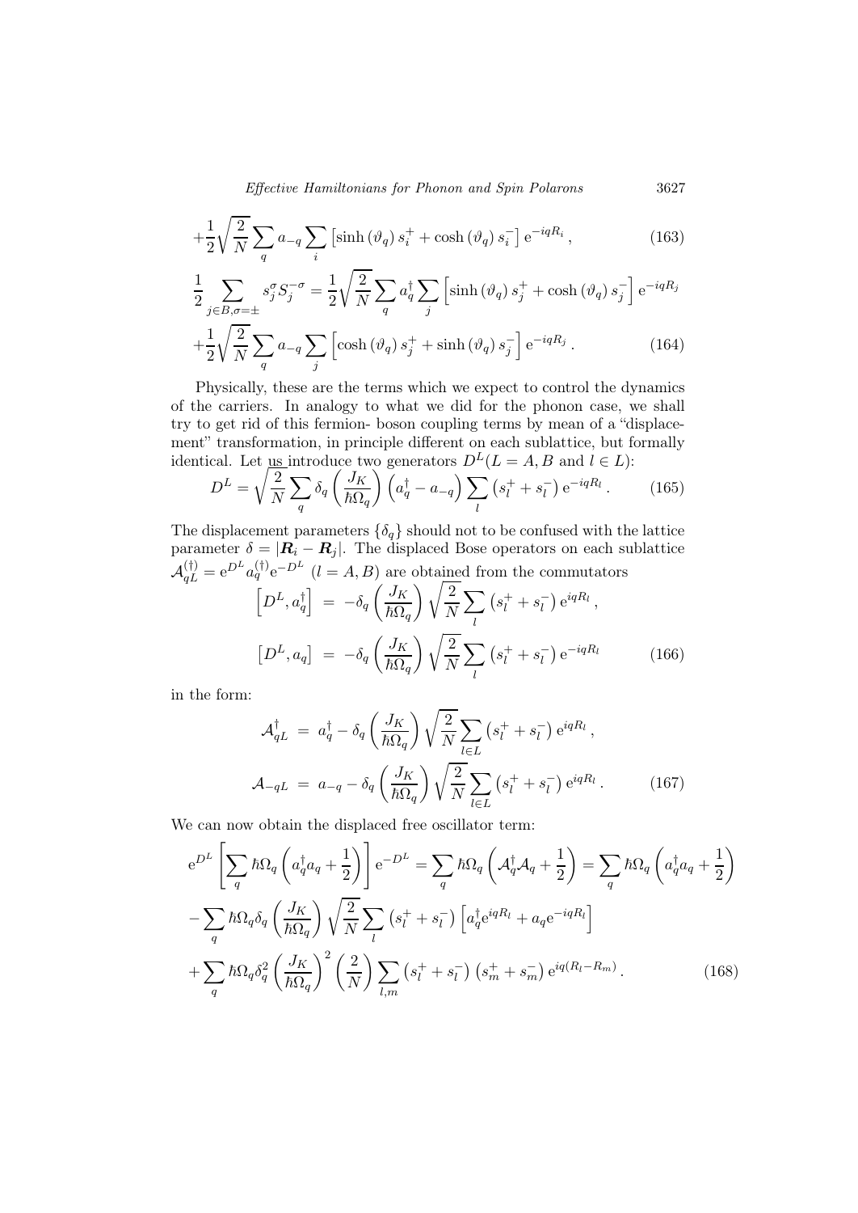$$+\frac{1}{2}\sqrt{\frac{2}{N}}\sum_q a_{-q}\sum_i \left[\sinh\left(\vartheta_q\right)s_i^+ + \cosh\left(\vartheta_q\right)s_i^-\right]\mathrm{e}^{-iqR_i}\,, \tag{163}$$

$$\frac{1}{2}\sum_{j\in B,\sigma=\pm} s_j^\sigma S_j^{-\sigma} = \frac{1}{2}\sqrt{\frac{2}{N}}\sum_q a_q^\dagger \sum_j \left[\sinh\left(\vartheta_q\right)s_j^+ + \cosh\left(\vartheta_q\right)s_j^-\right]\mathrm{e}^{-iqR_j}$$

$$+\frac{1}{2}\sqrt{\frac{2}{N}}\sum_q a_{-q}\sum_j \left[\cosh\left(\vartheta_q\right)s_j^+ + \sinh\left(\vartheta_q\right)s_j^-\right]\mathrm{e}^{-iqR_j}\,. \tag{164}$$

Physically, these are the terms which we expect to control the dynamics of the carriers. In analogy to what we did for the phonon case, we shall try to get rid of this fermion- boson coupling terms by mean of a "displacement" transformation, in principle different on each sublattice, but formally identical. Let us introduce two generators $D^L (L = A, B$ and $l \in L)$:

$$D^L = \sqrt{\frac{2}{N}}\sum_q \delta_q\left(\frac{J_K}{\hbar\Omega_q}\right)\left(a_q^\dagger - a_{-q}\right)\sum_l \left(s_l^+ + s_l^-\right)\mathrm{e}^{-iqR_l}\,. \tag{165}$$

The displacement parameters $\{\delta_q\}$ should not to be confused with the lattice parameter $\delta = |\boldsymbol{R}_i - \boldsymbol{R}_j|$. The displaced Bose operators on each sublattice $\mathcal{A}_{qL}^{(\dagger)} = \mathrm{e}^{D^L}a_q^{(\dagger)}\mathrm{e}^{-D^L}$ $(l = A, B)$ are obtained from the commutators

$$\begin{aligned}
\left[D^L, a_q^\dagger\right] &= -\delta_q\left(\frac{J_K}{\hbar\Omega_q}\right)\sqrt{\frac{2}{N}}\sum_l \left(s_l^+ + s_l^-\right)\mathrm{e}^{iqR_l}\,,\\
\left[D^L, a_q\right] &= -\delta_q\left(\frac{J_K}{\hbar\Omega_q}\right)\sqrt{\frac{2}{N}}\sum_l \left(s_l^+ + s_l^-\right)\mathrm{e}^{-iqR_l}
\end{aligned} \tag{166}$$

in the form:

$$\begin{aligned}
\mathcal{A}_{qL}^\dagger &= a_q^\dagger - \delta_q\left(\frac{J_K}{\hbar\Omega_q}\right)\sqrt{\frac{2}{N}}\sum_{l\in L}\left(s_l^+ + s_l^-\right)\mathrm{e}^{iqR_l}\,,\\
\mathcal{A}_{-qL} &= a_{-q} - \delta_q\left(\frac{J_K}{\hbar\Omega_q}\right)\sqrt{\frac{2}{N}}\sum_{l\in L}\left(s_l^+ + s_l^-\right)\mathrm{e}^{iqR_l}\,.
\end{aligned} \tag{167}$$

We can now obtain the displaced free oscillator term:

$$\mathrm{e}^{D^L}\left[\sum_q \hbar\Omega_q\left(a_q^\dagger a_q + \frac{1}{2}\right)\right]\mathrm{e}^{-D^L} = \sum_q \hbar\Omega_q\left(\mathcal{A}_q^\dagger\mathcal{A}_q + \frac{1}{2}\right) = \sum_q \hbar\Omega_q\left(a_q^\dagger a_q + \frac{1}{2}\right)$$

$$-\sum_q \hbar\Omega_q\delta_q\left(\frac{J_K}{\hbar\Omega_q}\right)\sqrt{\frac{2}{N}}\sum_l\left(s_l^+ + s_l^-\right)\left[a_q^\dagger\mathrm{e}^{iqR_l} + a_q\mathrm{e}^{-iqR_l}\right]$$

$$+\sum_q \hbar\Omega_q\delta_q^2\left(\frac{J_K}{\hbar\Omega_q}\right)^2\left(\frac{2}{N}\right)\sum_{l,m}\left(s_l^+ + s_l^-\right)\left(s_m^+ + s_m^-\right)\mathrm{e}^{iq(R_l - R_m)}\,. \tag{168}$$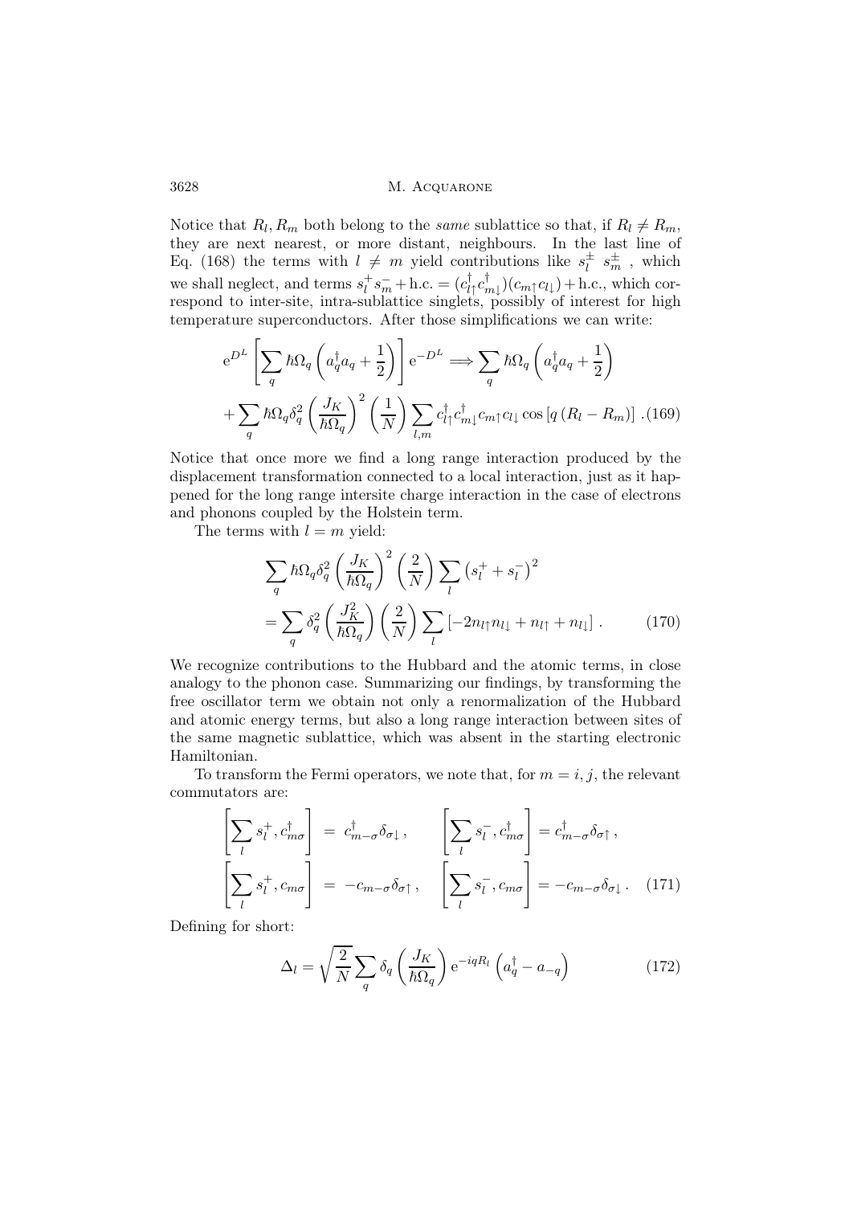Notice that $R_l, R_m$ both belong to the *same* sublattice so that, if $R_l \neq R_m$, they are next nearest, or more distant, neighbours. In the last line of Eq. (168) the terms with $l \neq m$ yield contributions like $s_l^{\pm}\ s_m^{\pm}$ , which we shall neglect, and terms $s_l^+ s_m^- + \text{h.c.} = (c_{l\uparrow}^\dagger c_{m\downarrow}^\dagger)(c_{m\uparrow} c_{l\downarrow}) + \text{h.c.}$, which correspond to inter-site, intra-sublattice singlets, possibly of interest for high temperature superconductors. After those simplifications we can write:

$$
\mathrm{e}^{D^L}\left[\sum_q \hbar\Omega_q\left(a_q^\dagger a_q + \frac{1}{2}\right)\right]\mathrm{e}^{-D^L} \Longrightarrow \sum_q \hbar\Omega_q\left(a_q^\dagger a_q + \frac{1}{2}\right)
$$
$$
+\sum_q \hbar\Omega_q \delta_q^2 \left(\frac{J_K}{\hbar\Omega_q}\right)^2 \left(\frac{1}{N}\right) \sum_{l,m} c_{l\uparrow}^\dagger c_{m\downarrow}^\dagger c_{m\uparrow} c_{l\downarrow} \cos\left[q\left(R_l - R_m\right)\right] . \quad (169)
$$

Notice that once more we find a long range interaction produced by the displacement transformation connected to a local interaction, just as it happened for the long range intersite charge interaction in the case of electrons and phonons coupled by the Holstein term.

The terms with $l = m$ yield:

$$
\sum_q \hbar\Omega_q \delta_q^2 \left(\frac{J_K}{\hbar\Omega_q}\right)^2 \left(\frac{2}{N}\right) \sum_l \left(s_l^+ + s_l^-\right)^2
$$
$$
= \sum_q \delta_q^2 \left(\frac{J_K^2}{\hbar\Omega_q}\right) \left(\frac{2}{N}\right) \sum_l \left[-2n_{l\uparrow}n_{l\downarrow} + n_{l\uparrow} + n_{l\downarrow}\right] . \quad (170)
$$

We recognize contributions to the Hubbard and the atomic terms, in close analogy to the phonon case. Summarizing our findings, by transforming the free oscillator term we obtain not only a renormalization of the Hubbard and atomic energy terms, but also a long range interaction between sites of the same magnetic sublattice, which was absent in the starting electronic Hamiltonian.

To transform the Fermi operators, we note that, for $m = i, j$, the relevant commutators are:

$$
\left[\sum_l s_l^+, c_{m\sigma}^\dagger\right] = c_{m-\sigma}^\dagger \delta_{\sigma\downarrow} , \qquad \left[\sum_l s_l^-, c_{m\sigma}^\dagger\right] = c_{m-\sigma}^\dagger \delta_{\sigma\uparrow} ,
$$
$$
\left[\sum_l s_l^+, c_{m\sigma}\right] = -c_{m-\sigma}\delta_{\sigma\uparrow} , \qquad \left[\sum_l s_l^-, c_{m\sigma}\right] = -c_{m-\sigma}\delta_{\sigma\downarrow} . \quad (171)
$$

Defining for short:

$$
\Delta_l = \sqrt{\frac{2}{N}} \sum_q \delta_q \left(\frac{J_K}{\hbar\Omega_q}\right) \mathrm{e}^{-iqR_l}\left(a_q^\dagger - a_{-q}\right) \quad (172)
$$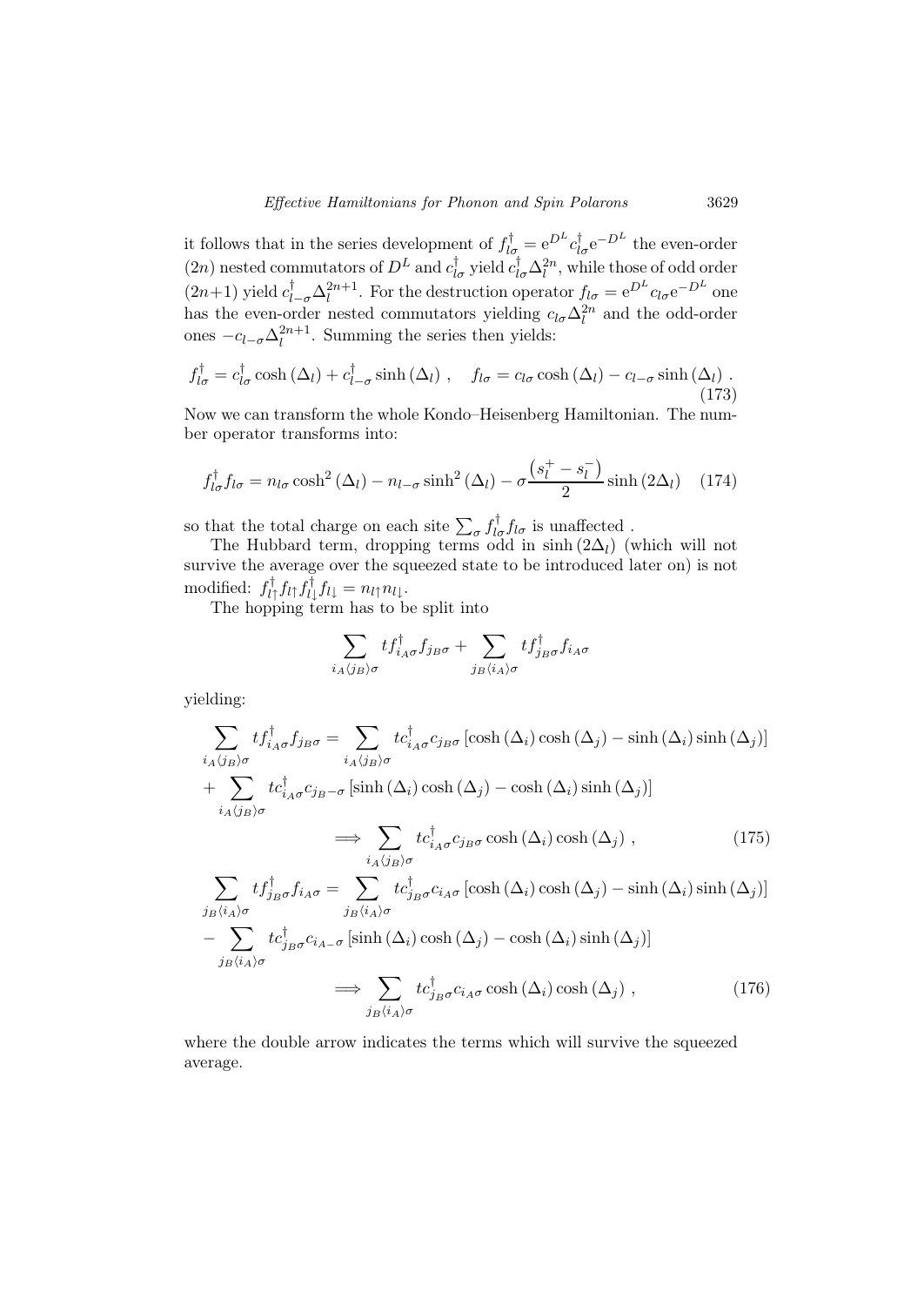it follows that in the series development of $f_{l\sigma}^\dagger = \mathrm{e}^{D^L} c_{l\sigma}^\dagger \mathrm{e}^{-D^L}$ the even-order $(2n)$ nested commutators of $D^L$ and $c_{l\sigma}^\dagger$ yield $c_{l\sigma}^\dagger \Delta_l^{2n}$, while those of odd order $(2n{+}1)$ yield $c_{l-\sigma}^\dagger \Delta_l^{2n+1}$. For the destruction operator $f_{l\sigma} = \mathrm{e}^{D^L} c_{l\sigma} \mathrm{e}^{-D^L}$ one has the even-order nested commutators yielding $c_{l\sigma}\Delta_l^{2n}$ and the odd-order ones $-c_{l-\sigma}\Delta_l^{2n+1}$. Summing the series then yields:

$$f_{l\sigma}^\dagger = c_{l\sigma}^\dagger \cosh(\Delta_l) + c_{l-\sigma}^\dagger \sinh(\Delta_l) \,, \quad f_{l\sigma} = c_{l\sigma} \cosh(\Delta_l) - c_{l-\sigma} \sinh(\Delta_l) \,. \tag{173}$$

Now we can transform the whole Kondo–Heisenberg Hamiltonian. The number operator transforms into:

$$f_{l\sigma}^\dagger f_{l\sigma} = n_{l\sigma} \cosh^2(\Delta_l) - n_{l-\sigma} \sinh^2(\Delta_l) - \sigma \frac{\left(s_l^+ - s_l^-\right)}{2} \sinh(2\Delta_l) \tag{174}$$

so that the total charge on each site $\sum_\sigma f_{l\sigma}^\dagger f_{l\sigma}$ is unaffected .

The Hubbard term, dropping terms odd in $\sinh(2\Delta_l)$ (which will not survive the average over the squeezed state to be introduced later on) is not modified: $f_{l\uparrow}^\dagger f_{l\uparrow} f_{l\downarrow}^\dagger f_{l\downarrow} = n_{l\uparrow} n_{l\downarrow}$.

The hopping term has to be split into

$$\sum_{i_A \langle j_B \rangle \sigma} t f_{i_A\sigma}^\dagger f_{j_B\sigma} + \sum_{j_B \langle i_A \rangle \sigma} t f_{j_B\sigma}^\dagger f_{i_A\sigma}$$

yielding:

$$\begin{aligned}
\sum_{i_A \langle j_B \rangle \sigma} t f_{i_A\sigma}^\dagger f_{j_B\sigma} &= \sum_{i_A \langle j_B \rangle \sigma} t c_{i_A\sigma}^\dagger c_{j_B\sigma} \left[\cosh(\Delta_i)\cosh(\Delta_j) - \sinh(\Delta_i)\sinh(\Delta_j)\right] \\
&+ \sum_{i_A \langle j_B \rangle \sigma} t c_{i_A\sigma}^\dagger c_{j_B-\sigma} \left[\sinh(\Delta_i)\cosh(\Delta_j) - \cosh(\Delta_i)\sinh(\Delta_j)\right] \\
&\Longrightarrow \sum_{i_A \langle j_B \rangle \sigma} t c_{i_A\sigma}^\dagger c_{j_B\sigma} \cosh(\Delta_i)\cosh(\Delta_j) \,,
\end{aligned} \tag{175}$$

$$\begin{aligned}
\sum_{j_B \langle i_A \rangle \sigma} t f_{j_B\sigma}^\dagger f_{i_A\sigma} &= \sum_{j_B \langle i_A \rangle \sigma} t c_{j_B\sigma}^\dagger c_{i_A\sigma} \left[\cosh(\Delta_i)\cosh(\Delta_j) - \sinh(\Delta_i)\sinh(\Delta_j)\right] \\
&- \sum_{j_B \langle i_A \rangle \sigma} t c_{j_B\sigma}^\dagger c_{i_A-\sigma} \left[\sinh(\Delta_i)\cosh(\Delta_j) - \cosh(\Delta_i)\sinh(\Delta_j)\right] \\
&\Longrightarrow \sum_{j_B \langle i_A \rangle \sigma} t c_{j_B\sigma}^\dagger c_{i_A\sigma} \cosh(\Delta_i)\cosh(\Delta_j) \,,
\end{aligned} \tag{176}$$

where the double arrow indicates the terms which will survive the squeezed average.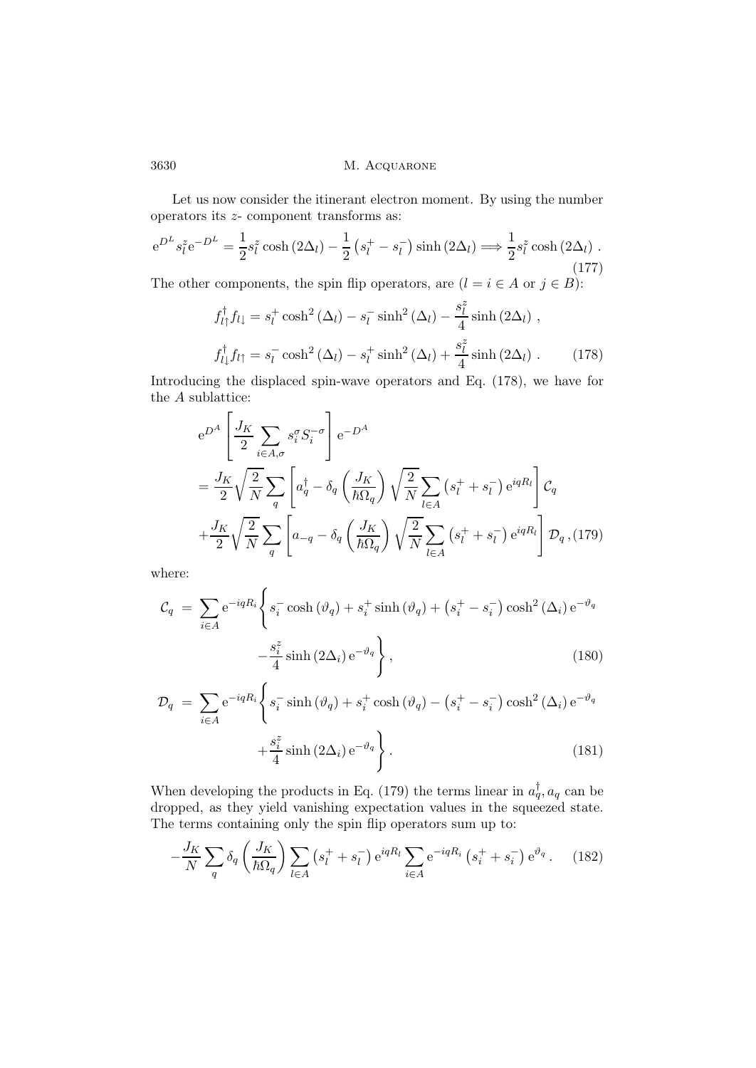Let us now consider the itinerant electron moment. By using the number operators its $z$- component transforms as:

$$
\mathrm{e}^{D^L} s_l^z \mathrm{e}^{-D^L} = \frac{1}{2} s_l^z \cosh\left(2\Delta_l\right) - \frac{1}{2}\left(s_l^+ - s_l^-\right)\sinh\left(2\Delta_l\right) \Longrightarrow \frac{1}{2} s_l^z \cosh\left(2\Delta_l\right) . \tag{177}
$$

The other components, the spin flip operators, are ($l = i \in A$ or $j \in B$):

$$
\begin{aligned}
f_{l\uparrow}^\dagger f_{l\downarrow} &= s_l^+ \cosh^2\left(\Delta_l\right) - s_l^- \sinh^2\left(\Delta_l\right) - \frac{s_l^z}{4}\sinh\left(2\Delta_l\right) , \\
f_{l\downarrow}^\dagger f_{l\uparrow} &= s_l^- \cosh^2\left(\Delta_l\right) - s_l^+ \sinh^2\left(\Delta_l\right) + \frac{s_l^z}{4}\sinh\left(2\Delta_l\right) .
\end{aligned} \tag{178}
$$

Introducing the displaced spin-wave operators and Eq. (178), we have for the $A$ sublattice:

$$
\begin{aligned}
&\mathrm{e}^{D^A}\left[\frac{J_K}{2}\sum_{i\in A,\sigma} s_i^\sigma S_i^{-\sigma}\right]\mathrm{e}^{-D^A} \\
&= \frac{J_K}{2}\sqrt{\frac{2}{N}}\sum_q \left[a_q^\dagger - \delta_q\left(\frac{J_K}{\hbar\Omega_q}\right)\sqrt{\frac{2}{N}}\sum_{l\in A}\left(s_l^+ + s_l^-\right)\mathrm{e}^{iqR_l}\right]\mathcal{C}_q \\
&+ \frac{J_K}{2}\sqrt{\frac{2}{N}}\sum_q \left[a_{-q} - \delta_q\left(\frac{J_K}{\hbar\Omega_q}\right)\sqrt{\frac{2}{N}}\sum_{l\in A}\left(s_l^+ + s_l^-\right)\mathrm{e}^{iqR_l}\right]\mathcal{D}_q ,
\end{aligned} \tag{179}
$$

where:

$$
\begin{aligned}
\mathcal{C}_q &= \sum_{i\in A}\mathrm{e}^{-iqR_i}\Bigg\{ s_i^- \cosh\left(\vartheta_q\right) + s_i^+ \sinh\left(\vartheta_q\right) + \left(s_i^+ - s_i^-\right)\cosh^2\left(\Delta_i\right)\mathrm{e}^{-\vartheta_q} \\
&\qquad - \frac{s_i^z}{4}\sinh\left(2\Delta_i\right)\mathrm{e}^{-\vartheta_q}\Bigg\} ,
\end{aligned} \tag{180}
$$

$$
\begin{aligned}
\mathcal{D}_q &= \sum_{i\in A}\mathrm{e}^{-iqR_i}\Bigg\{ s_i^- \sinh\left(\vartheta_q\right) + s_i^+ \cosh\left(\vartheta_q\right) - \left(s_i^+ - s_i^-\right)\cosh^2\left(\Delta_i\right)\mathrm{e}^{-\vartheta_q} \\
&\qquad + \frac{s_i^z}{4}\sinh\left(2\Delta_i\right)\mathrm{e}^{-\vartheta_q}\Bigg\} .
\end{aligned} \tag{181}
$$

When developing the products in Eq. (179) the terms linear in $a_q^\dagger, a_q$ can be dropped, as they yield vanishing expectation values in the squeezed state. The terms containing only the spin flip operators sum up to:

$$
-\frac{J_K}{N}\sum_q \delta_q\left(\frac{J_K}{\hbar\Omega_q}\right)\sum_{l\in A}\left(s_l^+ + s_l^-\right)\mathrm{e}^{iqR_l}\sum_{i\in A}\mathrm{e}^{-iqR_i}\left(s_i^+ + s_i^-\right)\mathrm{e}^{\vartheta_q} . \tag{182}
$$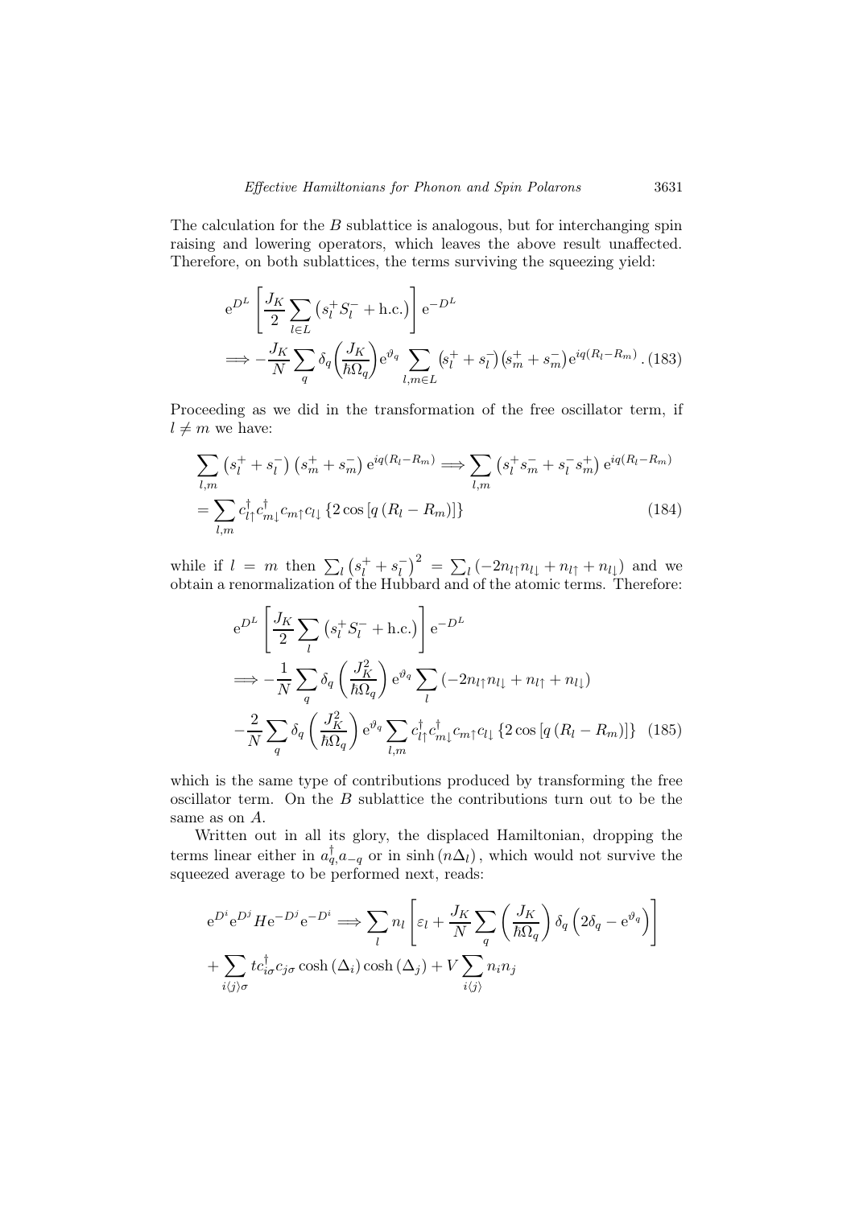The calculation for the $B$ sublattice is analogous, but for interchanging spin raising and lowering operators, which leaves the above result unaffected. Therefore, on both sublattices, the terms surviving the squeezing yield:

$$
\mathrm{e}^{D^L}\left[\frac{J_K}{2}\sum_{l\in L}\left(s_l^+S_l^- + \mathrm{h.c.}\right)\right]\mathrm{e}^{-D^L}
$$
$$
\Longrightarrow -\frac{J_K}{N}\sum_q \delta_q\left(\frac{J_K}{\hbar\Omega_q}\right)\mathrm{e}^{\vartheta_q}\sum_{l,m\in L}\left(s_l^+ + s_l^-\right)\left(s_m^+ + s_m^-\right)\mathrm{e}^{iq(R_l-R_m)}\,. \tag{183}
$$

Proceeding as we did in the transformation of the free oscillator term, if $l \neq m$ we have:

$$
\sum_{l,m}\left(s_l^+ + s_l^-\right)\left(s_m^+ + s_m^-\right)\mathrm{e}^{iq(R_l-R_m)} \Longrightarrow \sum_{l,m}\left(s_l^+s_m^- + s_l^-s_m^+\right)\mathrm{e}^{iq(R_l-R_m)}
$$
$$
= \sum_{l,m} c_{l\uparrow}^\dagger c_{m\downarrow}^\dagger c_{m\uparrow}c_{l\downarrow}\left\{2\cos\left[q\left(R_l-R_m\right)\right]\right\} \tag{184}
$$

while if $l = m$ then $\sum_l\left(s_l^+ + s_l^-\right)^2 = \sum_l\left(-2n_{l\uparrow}n_{l\downarrow} + n_{l\uparrow} + n_{l\downarrow}\right)$ and we obtain a renormalization of the Hubbard and of the atomic terms. Therefore:

$$
\mathrm{e}^{D^L}\left[\frac{J_K}{2}\sum_{l}\left(s_l^+S_l^- + \mathrm{h.c.}\right)\right]\mathrm{e}^{-D^L}
$$
$$
\Longrightarrow -\frac{1}{N}\sum_q \delta_q\left(\frac{J_K^2}{\hbar\Omega_q}\right)\mathrm{e}^{\vartheta_q}\sum_l\left(-2n_{l\uparrow}n_{l\downarrow} + n_{l\uparrow} + n_{l\downarrow}\right)
$$
$$
-\frac{2}{N}\sum_q \delta_q\left(\frac{J_K^2}{\hbar\Omega_q}\right)\mathrm{e}^{\vartheta_q}\sum_{l,m} c_{l\uparrow}^\dagger c_{m\downarrow}^\dagger c_{m\uparrow}c_{l\downarrow}\left\{2\cos\left[q\left(R_l-R_m\right)\right]\right\} \tag{185}
$$

which is the same type of contributions produced by transforming the free oscillator term. On the $B$ sublattice the contributions turn out to be the same as on $A$.

Written out in all its glory, the displaced Hamiltonian, dropping the terms linear either in $a_q^\dagger, a_{-q}$ or in $\sinh\left(n\Delta_l\right)$, which would not survive the squeezed average to be performed next, reads:

$$
\mathrm{e}^{D^i}\mathrm{e}^{D^j}H\mathrm{e}^{-D^j}\mathrm{e}^{-D^i} \Longrightarrow \sum_l n_l\left[\varepsilon_l + \frac{J_K}{N}\sum_q\left(\frac{J_K}{\hbar\Omega_q}\right)\delta_q\left(2\delta_q - \mathrm{e}^{\vartheta_q}\right)\right]
$$
$$
+\sum_{i\langle j\rangle\sigma} t c_{i\sigma}^\dagger c_{j\sigma}\cosh\left(\Delta_i\right)\cosh\left(\Delta_j\right) + V\sum_{i\langle j\rangle} n_i n_j
$$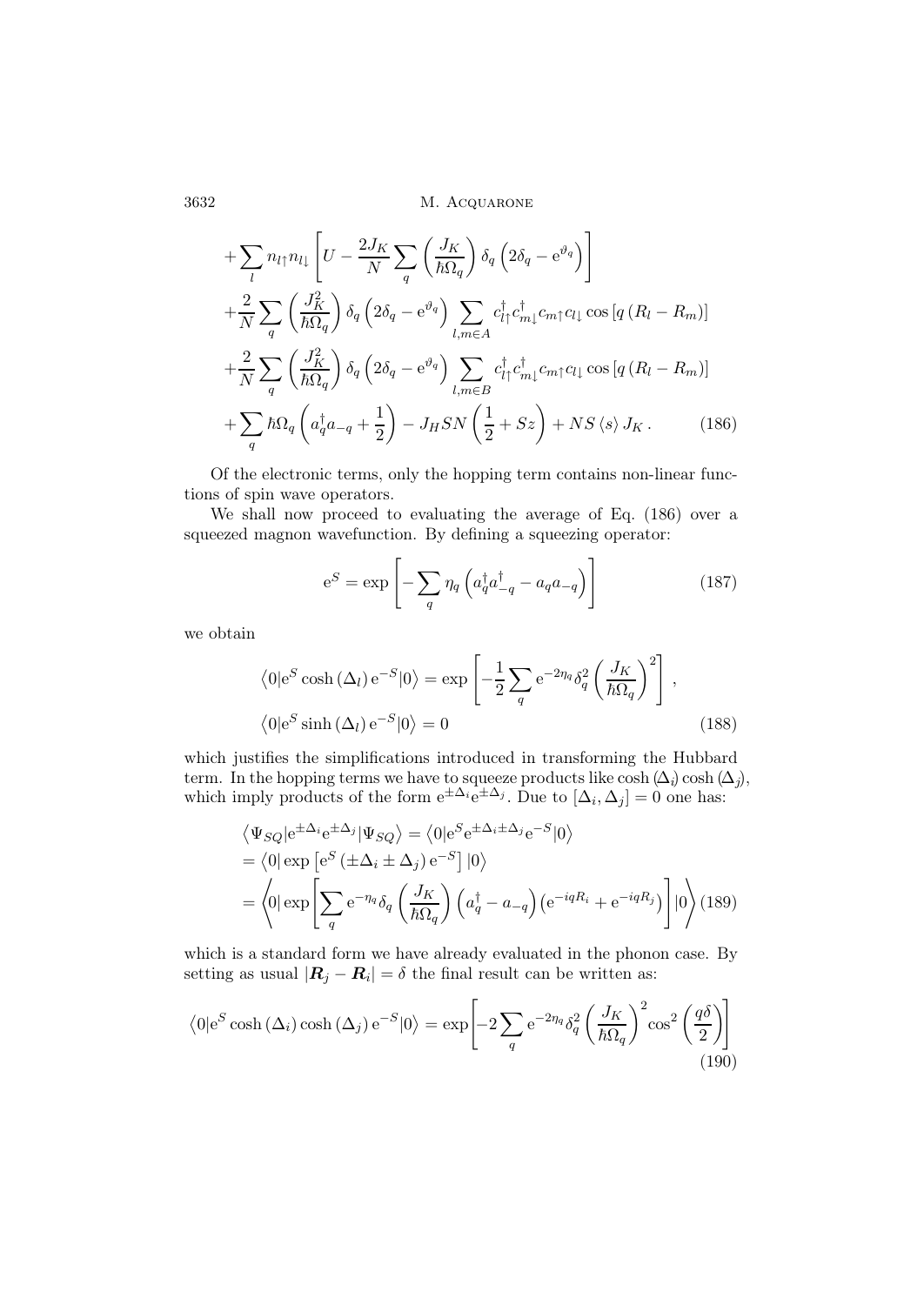$$
\begin{aligned}
&+\sum_{l} n_{l\uparrow} n_{l\downarrow}\left[U-\frac{2 J_K}{N} \sum_{q}\left(\frac{J_K}{\hbar \Omega_q}\right) \delta_q\left(2 \delta_q-\mathrm{e}^{\vartheta_q}\right)\right] \\
&+\frac{2}{N} \sum_{q}\left(\frac{J_K^2}{\hbar \Omega_q}\right) \delta_q\left(2 \delta_q-\mathrm{e}^{\vartheta_q}\right) \sum_{l, m \in A} c_{l\uparrow}^{\dagger} c_{m\downarrow}^{\dagger} c_{m\uparrow} c_{l\downarrow} \cos \left[q\left(R_l-R_m\right)\right] \\
&+\frac{2}{N} \sum_{q}\left(\frac{J_K^2}{\hbar \Omega_q}\right) \delta_q\left(2 \delta_q-\mathrm{e}^{\vartheta_q}\right) \sum_{l, m \in B} c_{l\uparrow}^{\dagger} c_{m\downarrow}^{\dagger} c_{m\uparrow} c_{l\downarrow} \cos \left[q\left(R_l-R_m\right)\right] \\
&+\sum_{q} \hbar \Omega_q\left(a_q^{\dagger} a_{-q}+\frac{1}{2}\right)-J_H S N\left(\frac{1}{2}+S z\right)+N S\langle s\rangle J_K . \qquad (186)
\end{aligned}
$$

Of the electronic terms, only the hopping term contains non-linear functions of spin wave operators.

We shall now proceed to evaluating the average of Eq. (186) over a squeezed magnon wavefunction. By defining a squeezing operator:

$$
\mathrm{e}^{S}=\exp \left[-\sum_{q} \eta_q\left(a_q^{\dagger} a_{-q}^{\dagger}-a_q a_{-q}\right)\right] \qquad (187)
$$

we obtain

$$
\begin{aligned}
&\left\langle 0\right| \mathrm{e}^{S} \cosh \left(\Delta_l\right) \mathrm{e}^{-S}\left|0\right\rangle=\exp \left[-\frac{1}{2} \sum_{q} \mathrm{e}^{-2 \eta_q} \delta_q^2\left(\frac{J_K}{\hbar \Omega_q}\right)^2\right], \\
&\left\langle 0\right| \mathrm{e}^{S} \sinh \left(\Delta_l\right) \mathrm{e}^{-S}\left|0\right\rangle=0 \qquad (188)
\end{aligned}
$$

which justifies the simplifications introduced in transforming the Hubbard term. In the hopping terms we have to squeeze products like $\cosh(\Delta_i)\cosh(\Delta_j)$, which imply products of the form $\mathrm{e}^{\pm\Delta_i}\mathrm{e}^{\pm\Delta_j}$. Due to $[\Delta_i, \Delta_j] = 0$ one has:

$$
\begin{aligned}
&\left\langle \Psi_{SQ}\right| \mathrm{e}^{\pm \Delta_i} \mathrm{e}^{\pm \Delta_j}\left|\Psi_{SQ}\right\rangle=\left\langle 0\right| \mathrm{e}^{S} \mathrm{e}^{\pm \Delta_i \pm \Delta_j} \mathrm{e}^{-S}\left|0\right\rangle \\
&=\left\langle 0\right| \exp \left[\mathrm{e}^{S}\left(\pm \Delta_i \pm \Delta_j\right) \mathrm{e}^{-S}\right]\left|0\right\rangle \\
&=\left\langle 0\right| \exp \left[\sum_{q} \mathrm{e}^{-\eta_q} \delta_q\left(\frac{J_K}{\hbar \Omega_q}\right)\left(a_q^{\dagger}-a_{-q}\right)\left(\mathrm{e}^{-i q R_i}+\mathrm{e}^{-i q R_j}\right)\right]\left|0\right\rangle \qquad (189)
\end{aligned}
$$

which is a standard form we have already evaluated in the phonon case. By setting as usual $|\boldsymbol{R}_j - \boldsymbol{R}_i| = \delta$ the final result can be written as:

$$
\left\langle 0\right| \mathrm{e}^{S} \cosh \left(\Delta_i\right) \cosh \left(\Delta_j\right) \mathrm{e}^{-S}\left|0\right\rangle=\exp \left[-2 \sum_{q} \mathrm{e}^{-2 \eta_q} \delta_q^2\left(\frac{J_K}{\hbar \Omega_q}\right)^2 \cos ^2\left(\frac{q \delta}{2}\right)\right] \qquad (190)
$$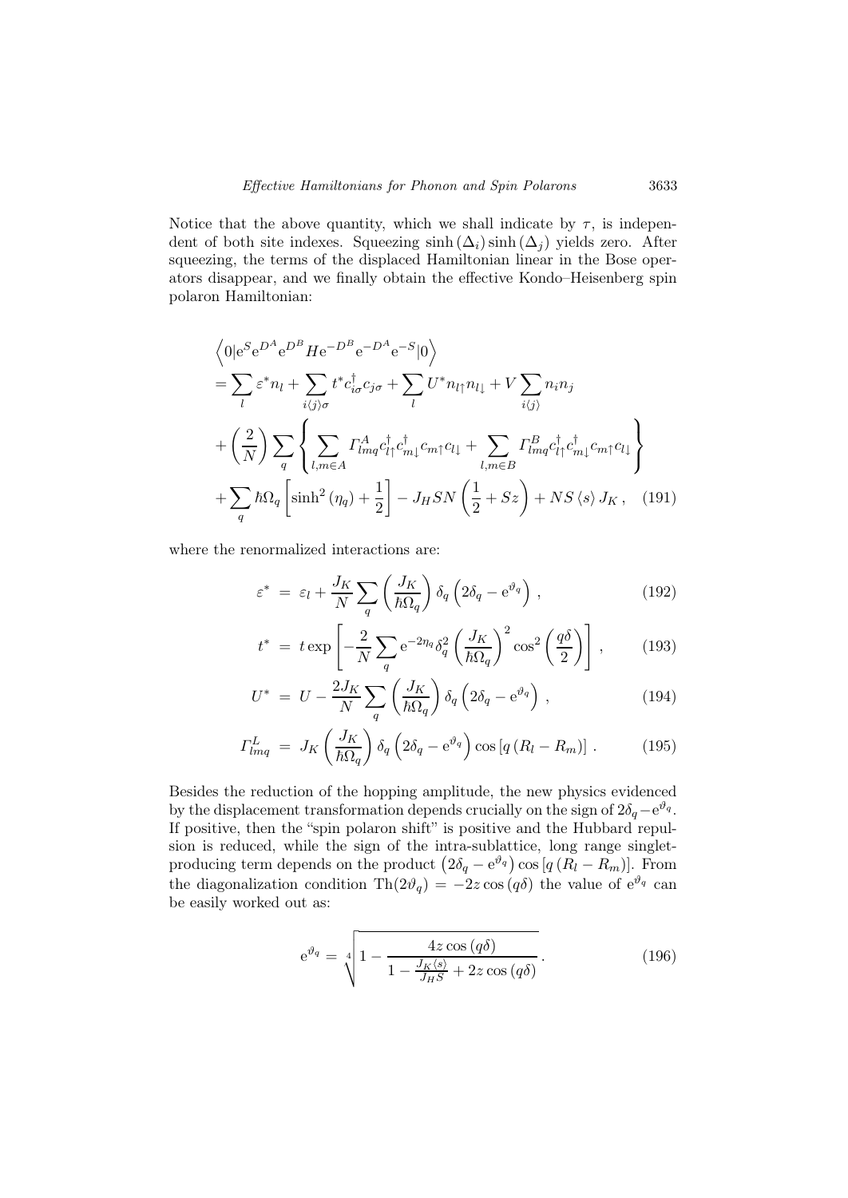Notice that the above quantity, which we shall indicate by $\tau$, is independent of both site indexes. Squeezing $\sinh(\Delta_i)\sinh(\Delta_j)$ yields zero. After squeezing, the terms of the displaced Hamiltonian linear in the Bose operators disappear, and we finally obtain the effective Kondo–Heisenberg spin polaron Hamiltonian:

$$
\begin{aligned}
&\left\langle 0|\mathrm{e}^{S}\mathrm{e}^{D^A}\mathrm{e}^{D^B}H\mathrm{e}^{-D^B}\mathrm{e}^{-D^A}\mathrm{e}^{-S}|0\right\rangle \\
&= \sum_l \varepsilon^* n_l + \sum_{i\langle j\rangle\sigma} t^* c^\dagger_{i\sigma}c_{j\sigma} + \sum_l U^* n_{l\uparrow}n_{l\downarrow} + V\sum_{i\langle j\rangle} n_i n_j \\
&+ \left(\frac{2}{N}\right)\sum_q \left\{ \sum_{l,m\in A} \Gamma^A_{lmq} c^\dagger_{l\uparrow}c^\dagger_{m\downarrow}c_{m\uparrow}c_{l\downarrow} + \sum_{l,m\in B} \Gamma^B_{lmq} c^\dagger_{l\uparrow}c^\dagger_{m\downarrow}c_{m\uparrow}c_{l\downarrow} \right\} \\
&+ \sum_q \hbar\Omega_q \left[\sinh^2(\eta_q) + \frac{1}{2}\right] - J_H S N\left(\frac{1}{2} + Sz\right) + NS\langle s\rangle J_K\,, \quad (191)
\end{aligned}
$$

where the renormalized interactions are:

$$
\varepsilon^* = \varepsilon_l + \frac{J_K}{N}\sum_q \left(\frac{J_K}{\hbar\Omega_q}\right)\delta_q\left(2\delta_q - \mathrm{e}^{\vartheta_q}\right)\,, \quad (192)
$$

$$
t^* = t\exp\left[-\frac{2}{N}\sum_q \mathrm{e}^{-2\eta_q}\delta_q^2\left(\frac{J_K}{\hbar\Omega_q}\right)^2\cos^2\left(\frac{q\delta}{2}\right)\right]\,, \quad (193)
$$

$$
U^* = U - \frac{2J_K}{N}\sum_q \left(\frac{J_K}{\hbar\Omega_q}\right)\delta_q\left(2\delta_q - \mathrm{e}^{\vartheta_q}\right)\,, \quad (194)
$$

$$
\Gamma^L_{lmq} = J_K\left(\frac{J_K}{\hbar\Omega_q}\right)\delta_q\left(2\delta_q - \mathrm{e}^{\vartheta_q}\right)\cos\left[q\left(R_l - R_m\right)\right]\,. \quad (195)
$$

Besides the reduction of the hopping amplitude, the new physics evidenced by the displacement transformation depends crucially on the sign of $2\delta_q - \mathrm{e}^{\vartheta_q}$. If positive, then the "spin polaron shift" is positive and the Hubbard repulsion is reduced, while the sign of the intra-sublattice, long range singlet-producing term depends on the product $\left(2\delta_q - \mathrm{e}^{\vartheta_q}\right)\cos\left[q\left(R_l - R_m\right)\right]$. From the diagonalization condition $\mathrm{Th}(2\vartheta_q) = -2z\cos(q\delta)$ the value of $\mathrm{e}^{\vartheta_q}$ can be easily worked out as:

$$
\mathrm{e}^{\vartheta_q} = \sqrt[4]{1 - \frac{4z\cos(q\delta)}{1 - \frac{J_K\langle s\rangle}{J_H S} + 2z\cos(q\delta)}}\,. \quad (196)
$$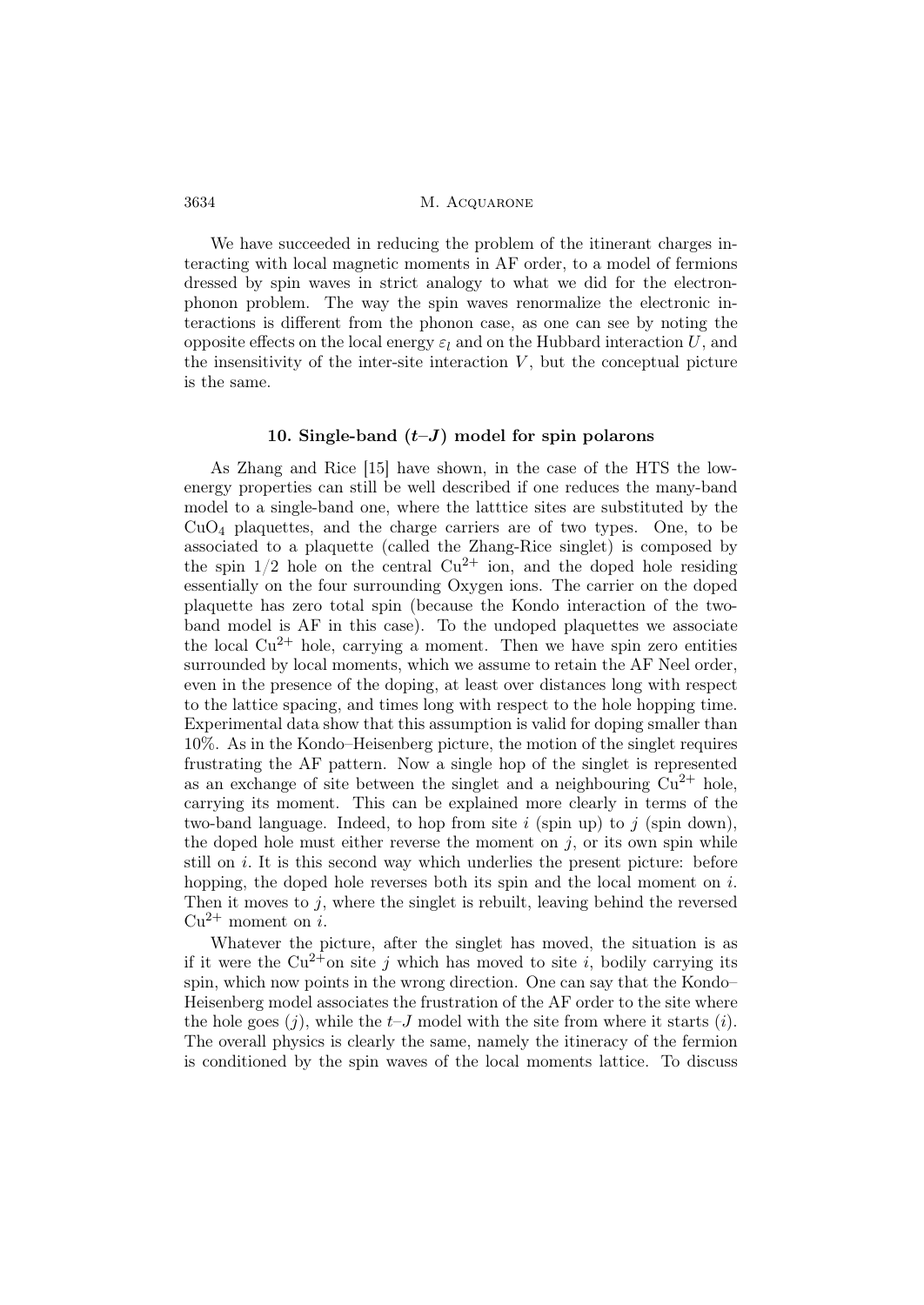We have succeeded in reducing the problem of the itinerant charges interacting with local magnetic moments in AF order, to a model of fermions dressed by spin waves in strict analogy to what we did for the electron-phonon problem. The way the spin waves renormalize the electronic interactions is different from the phonon case, as one can see by noting the opposite effects on the local energy $\varepsilon_l$ and on the Hubbard interaction $U$, and the insensitivity of the inter-site interaction $V$, but the conceptual picture is the same.

## 10. Single-band ($t$–$J$) model for spin polarons

As Zhang and Rice [15] have shown, in the case of the HTS the low-energy properties can still be well described if one reduces the many-band model to a single-band one, where the latttice sites are substituted by the $CuO_4$ plaquettes, and the charge carriers are of two types. One, to be associated to a plaquette (called the Zhang-Rice singlet) is composed by the spin $1/2$ hole on the central $Cu^{2+}$ ion, and the doped hole residing essentially on the four surrounding Oxygen ions. The carrier on the doped plaquette has zero total spin (because the Kondo interaction of the two-band model is AF in this case). To the undoped plaquettes we associate the local $Cu^{2+}$ hole, carrying a moment. Then we have spin zero entities surrounded by local moments, which we assume to retain the AF Neel order, even in the presence of the doping, at least over distances long with respect to the lattice spacing, and times long with respect to the hole hopping time. Experimental data show that this assumption is valid for doping smaller than 10%. As in the Kondo–Heisenberg picture, the motion of the singlet requires frustrating the AF pattern. Now a single hop of the singlet is represented as an exchange of site between the singlet and a neighbouring $Cu^{2+}$ hole, carrying its moment. This can be explained more clearly in terms of the two-band language. Indeed, to hop from site $i$ (spin up) to $j$ (spin down), the doped hole must either reverse the moment on $j$, or its own spin while still on $i$. It is this second way which underlies the present picture: before hopping, the doped hole reverses both its spin and the local moment on $i$. Then it moves to $j$, where the singlet is rebuilt, leaving behind the reversed $Cu^{2+}$ moment on $i$.

Whatever the picture, after the singlet has moved, the situation is as if it were the $Cu^{2+}$on site $j$ which has moved to site $i$, bodily carrying its spin, which now points in the wrong direction. One can say that the Kondo–Heisenberg model associates the frustration of the AF order to the site where the hole goes ($j$), while the $t$–$J$ model with the site from where it starts ($i$). The overall physics is clearly the same, namely the itineracy of the fermion is conditioned by the spin waves of the local moments lattice. To discuss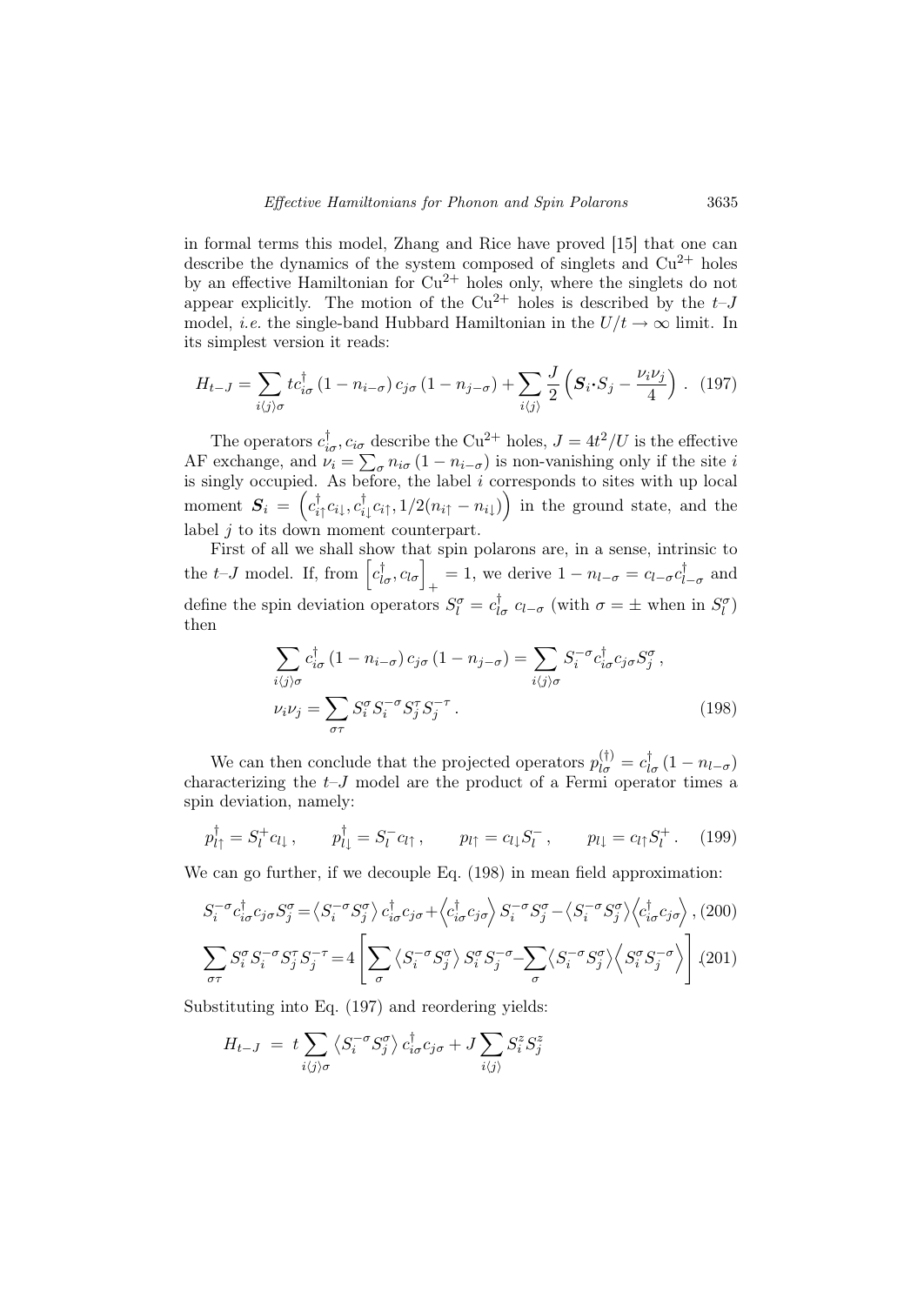in formal terms this model, Zhang and Rice have proved [15] that one can describe the dynamics of the system composed of singlets and $Cu^{2+}$ holes by an effective Hamiltonian for $Cu^{2+}$ holes only, where the singlets do not appear explicitly. The motion of the $Cu^{2+}$ holes is described by the $t$–$J$ model, *i.e.* the single-band Hubbard Hamiltonian in the $U/t \to \infty$ limit. In its simplest version it reads:

$$H_{t-J} = \sum_{i\langle j\rangle\sigma} t c^{\dagger}_{i\sigma}\left(1-n_{i-\sigma}\right)c_{j\sigma}\left(1-n_{j-\sigma}\right) + \sum_{i\langle j\rangle}\frac{J}{2}\left(\boldsymbol{S}_i\cdot S_j - \frac{\nu_i\nu_j}{4}\right). \quad (197)$$

The operators $c^{\dagger}_{i\sigma}, c_{i\sigma}$ describe the $Cu^{2+}$ holes, $J = 4t^2/U$ is the effective AF exchange, and $\nu_i = \sum_\sigma n_{i\sigma}\left(1-n_{i-\sigma}\right)$ is non-vanishing only if the site $i$ is singly occupied. As before, the label $i$ corresponds to sites with up local moment $\boldsymbol{S}_i = \left(c^{\dagger}_{i\uparrow}c_{i\downarrow}, c^{\dagger}_{i\downarrow}c_{i\uparrow}, 1/2(n_{i\uparrow}-n_{i\downarrow})\right)$ in the ground state, and the label $j$ to its down moment counterpart.

First of all we shall show that spin polarons are, in a sense, intrinsic to the $t$–$J$ model. If, from $\left[c^{\dagger}_{l\sigma}, c_{l\sigma}\right]_+ = 1$, we derive $1-n_{l-\sigma} = c_{l-\sigma}c^{\dagger}_{l-\sigma}$ and define the spin deviation operators $S^{\sigma}_l = c^{\dagger}_{l\sigma}\, c_{l-\sigma}$ (with $\sigma = \pm$ when in $S^{\sigma}_l$) then

$$\begin{aligned}
\sum_{i\langle j\rangle\sigma} c^{\dagger}_{i\sigma}\left(1-n_{i-\sigma}\right)c_{j\sigma}\left(1-n_{j-\sigma}\right) &= \sum_{i\langle j\rangle\sigma} S^{-\sigma}_i c^{\dagger}_{i\sigma}c_{j\sigma}S^{\sigma}_j\,,\\
\nu_i\nu_j &= \sum_{\sigma\tau} S^{\sigma}_i S^{-\sigma}_i S^{\tau}_j S^{-\tau}_j\,.
\end{aligned} \quad (198)$$

We can then conclude that the projected operators $p^{(\dagger)}_{l\sigma} = c^{\dagger}_{l\sigma}\left(1-n_{l-\sigma}\right)$ characterizing the $t$–$J$ model are the product of a Fermi operator times a spin deviation, namely:

$$p^{\dagger}_{l\uparrow} = S^{+}_l c_{l\downarrow}\,, \qquad p^{\dagger}_{l\downarrow} = S^{-}_l c_{l\uparrow}\,, \qquad p_{l\uparrow} = c_{l\downarrow}S^{-}_l\,, \qquad p_{l\downarrow} = c_{l\uparrow}S^{+}_l\,. \quad (199)$$

We can go further, if we decouple Eq. (198) in mean field approximation:

$$S^{-\sigma}_i c^{\dagger}_{i\sigma}c_{j\sigma}S^{\sigma}_j = \left\langle S^{-\sigma}_i S^{\sigma}_j\right\rangle c^{\dagger}_{i\sigma}c_{j\sigma} + \left\langle c^{\dagger}_{i\sigma}c_{j\sigma}\right\rangle S^{-\sigma}_i S^{\sigma}_j - \left\langle S^{-\sigma}_i S^{\sigma}_j\right\rangle\left\langle c^{\dagger}_{i\sigma}c_{j\sigma}\right\rangle, \quad (200)$$

$$\sum_{\sigma\tau} S^{\sigma}_i S^{-\sigma}_i S^{\tau}_j S^{-\tau}_j = 4\left[\sum_\sigma \left\langle S^{-\sigma}_i S^{\sigma}_j\right\rangle S^{\sigma}_i S^{-\sigma}_j - \sum_\sigma \left\langle S^{-\sigma}_i S^{\sigma}_j\right\rangle\left\langle S^{\sigma}_i S^{-\sigma}_j\right\rangle\right]. \quad (201)$$

Substituting into Eq. (197) and reordering yields:

$$H_{t-J} \;=\; t\sum_{i\langle j\rangle\sigma}\left\langle S^{-\sigma}_i S^{\sigma}_j\right\rangle c^{\dagger}_{i\sigma}c_{j\sigma} + J\sum_{i\langle j\rangle} S^z_i S^z_j$$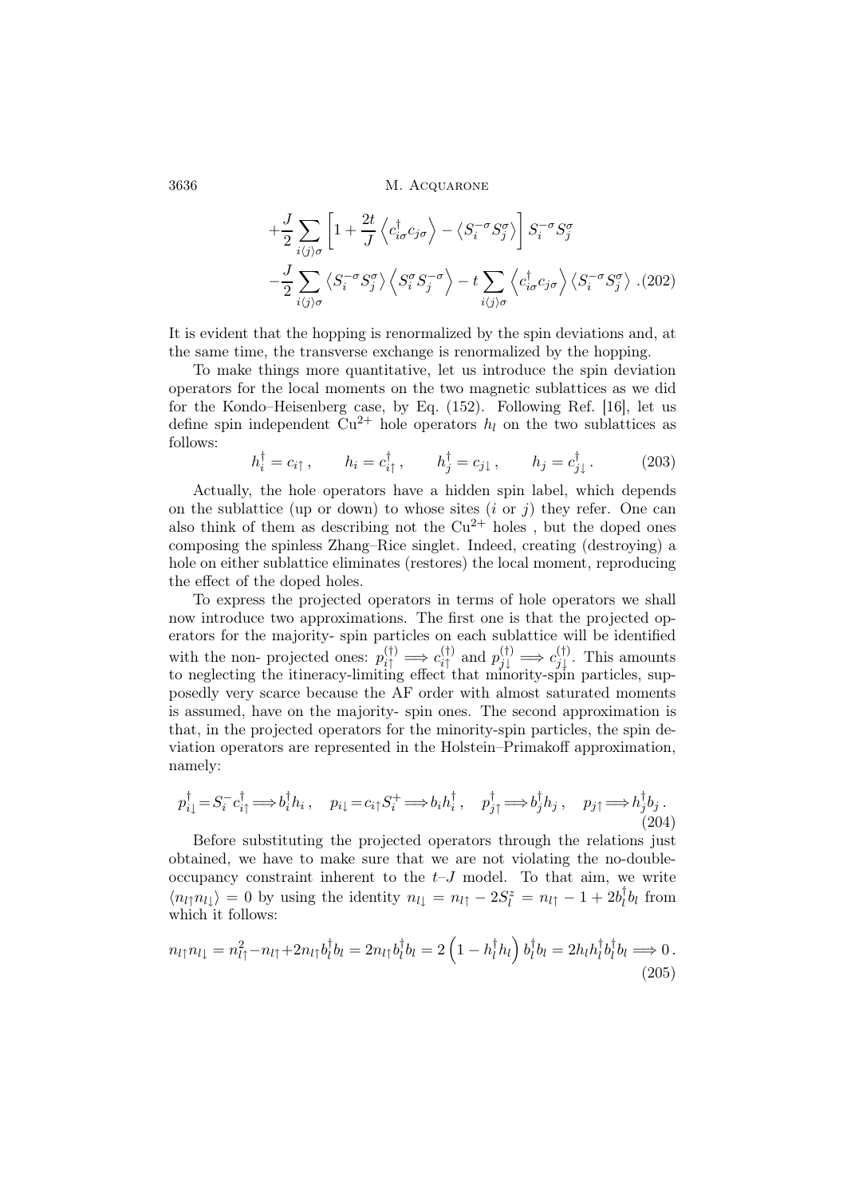$$+\frac{J}{2}\sum_{i\langle j\rangle\sigma}\left[1+\frac{2t}{J}\left\langle c_{i\sigma}^{\dagger}c_{j\sigma}\right\rangle-\left\langle S_i^{-\sigma}S_j^{\sigma}\right\rangle\right]S_i^{-\sigma}S_j^{\sigma}$$

$$-\frac{J}{2}\sum_{i\langle j\rangle\sigma}\left\langle S_i^{-\sigma}S_j^{\sigma}\right\rangle\left\langle S_i^{\sigma}S_j^{-\sigma}\right\rangle-t\sum_{i\langle j\rangle\sigma}\left\langle c_{i\sigma}^{\dagger}c_{j\sigma}\right\rangle\left\langle S_i^{-\sigma}S_j^{\sigma}\right\rangle\,.\quad(202)$$

It is evident that the hopping is renormalized by the spin deviations and, at the same time, the transverse exchange is renormalized by the hopping.

To make things more quantitative, let us introduce the spin deviation operators for the local moments on the two magnetic sublattices as we did for the Kondo–Heisenberg case, by Eq. (152). Following Ref. [16], let us define spin independent $Cu^{2+}$ hole operators $h_l$ on the two sublattices as follows:

$$h_i^{\dagger}=c_{i\uparrow}\,,\qquad h_i=c_{i\uparrow}^{\dagger}\,,\qquad h_j^{\dagger}=c_{j\downarrow}\,,\qquad h_j=c_{j\downarrow}^{\dagger}\,.\quad(203)$$

Actually, the hole operators have a hidden spin label, which depends on the sublattice (up or down) to whose sites ($i$ or $j$) they refer. One can also think of them as describing not the $Cu^{2+}$ holes , but the doped ones composing the spinless Zhang–Rice singlet. Indeed, creating (destroying) a hole on either sublattice eliminates (restores) the local moment, reproducing the effect of the doped holes.

To express the projected operators in terms of hole operators we shall now introduce two approximations. The first one is that the projected operators for the majority- spin particles on each sublattice will be identified with the non- projected ones: $p_{i\uparrow}^{(\dagger)}\Longrightarrow c_{i\uparrow}^{(\dagger)}$ and $p_{j\downarrow}^{(\dagger)}\Longrightarrow c_{j\downarrow}^{(\dagger)}$. This amounts to neglecting the itineracy-limiting effect that minority-spin particles, supposedly very scarce because the AF order with almost saturated moments is assumed, have on the majority- spin ones. The second approximation is that, in the projected operators for the minority-spin particles, the spin deviation operators are represented in the Holstein–Primakoff approximation, namely:

$$p_{i\downarrow}^{\dagger}=S_i^{-}c_{i\uparrow}^{\dagger}\Longrightarrow b_i^{\dagger}h_i\,,\quad p_{i\downarrow}=c_{i\uparrow}S_i^{+}\Longrightarrow b_ih_i^{\dagger}\,,\quad p_{j\uparrow}^{\dagger}\Longrightarrow b_j^{\dagger}h_j\,,\quad p_{j\uparrow}\Longrightarrow h_j^{\dagger}b_j\,.\quad(204)$$

Before substituting the projected operators through the relations just obtained, we have to make sure that we are not violating the no-double-occupancy constraint inherent to the $t$–$J$ model. To that aim, we write $\langle n_{l\uparrow}n_{l\downarrow}\rangle=0$ by using the identity $n_{l\downarrow}=n_{l\uparrow}-2S_l^z=n_{l\uparrow}-1+2b_l^{\dagger}b_l$ from which it follows:

$$n_{l\uparrow}n_{l\downarrow}=n_{l\uparrow}^2-n_{l\uparrow}+2n_{l\uparrow}b_l^{\dagger}b_l=2n_{l\uparrow}b_l^{\dagger}b_l=2\left(1-h_l^{\dagger}h_l\right)b_l^{\dagger}b_l=2h_lh_l^{\dagger}b_l^{\dagger}b_l\Longrightarrow 0\,.\quad(205)$$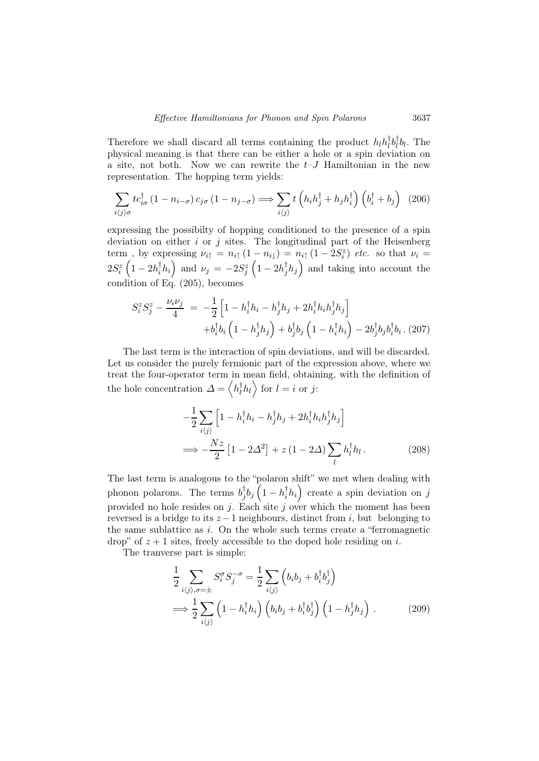Therefore we shall discard all terms containing the product $h_l h_l^\dagger b_l^\dagger b_l$. The physical meaning is that there can be either a hole or a spin deviation on a site, not both. Now we can rewrite the $t$–$J$ Hamiltonian in the new representation. The hopping term yields:

$$\sum_{i\langle j\rangle\sigma} t c_{i\sigma}^\dagger \left(1 - n_{i-\sigma}\right) c_{j\sigma} \left(1 - n_{j-\sigma}\right) \Longrightarrow \sum_{i\langle j\rangle} t \left(h_i h_j^\dagger + h_j h_i^\dagger\right) \left(b_i^\dagger + b_j\right) \quad (206)$$

expressing the possibilty of hopping conditioned to the presence of a spin deviation on either $i$ or $j$ sites. The longitudinal part of the Heisenberg term , by expressing $\nu_{i\uparrow} = n_{i\uparrow}\left(1 - n_{i\downarrow}\right) = n_{i\uparrow}\left(1 - 2S_i^z\right)$ *etc.* so that $\nu_i = 2S_i^z\left(1 - 2h_i^\dagger h_i\right)$ and $\nu_j = -2S_j^z\left(1 - 2h_j^\dagger h_j\right)$ and taking into account the condition of Eq. (205), becomes

$$\begin{aligned} S_i^z S_j^z - \frac{\nu_i \nu_j}{4} &= -\frac{1}{2}\left[1 - h_i^\dagger h_i - h_j^\dagger h_j + 2h_i^\dagger h_i h_j^\dagger h_j\right] \\ &\quad + b_i^\dagger b_i \left(1 - h_j^\dagger h_j\right) + b_j^\dagger b_j \left(1 - h_i^\dagger h_i\right) - 2b_j^\dagger b_j b_i^\dagger b_i \, . \quad (207) \end{aligned}$$

The last term is the interaction of spin deviations, and will be discarded. Let us consider the purely fermionic part of the expression above, where we treat the four-operator term in mean field, obtaining, with the definition of the hole concentration $\Delta = \left\langle h_l^\dagger h_l \right\rangle$ for $l = i$ or $j$:

$$\begin{aligned} &-\frac{1}{2}\sum_{i\langle j\rangle}\left[1 - h_i^\dagger h_i - h_j^\dagger h_j + 2h_i^\dagger h_i h_j^\dagger h_j\right] \\ &\Longrightarrow -\frac{Nz}{2}\left[1 - 2\Delta^2\right] + z\left(1 - 2\Delta\right)\sum_l h_l^\dagger h_l \, . \quad (208) \end{aligned}$$

The last term is analogous to the "polaron shift" we met when dealing with phonon polarons. The terms $b_j^\dagger b_j\left(1 - h_i^\dagger h_i\right)$ create a spin deviation on $j$ provided no hole resides on $j$. Each site $j$ over which the moment has been reversed is a bridge to its $z-1$ neighbours, distinct from $i$, but belonging to the same sublattice as $i$. On the whole such terms create a "ferromagnetic drop" of $z+1$ sites, freely accessible to the doped hole residing on $i$.

The tranverse part is simple:

$$\begin{aligned} &\frac{1}{2}\sum_{i\langle j\rangle,\sigma=\pm} S_i^\sigma S_j^{-\sigma} = \frac{1}{2}\sum_{i\langle j\rangle}\left(b_i b_j + b_i^\dagger b_j^\dagger\right) \\ &\Longrightarrow \frac{1}{2}\sum_{i\langle j\rangle}\left(1 - h_i^\dagger h_i\right)\left(b_i b_j + b_i^\dagger b_j^\dagger\right)\left(1 - h_j^\dagger h_j\right) \, . \quad (209) \end{aligned}$$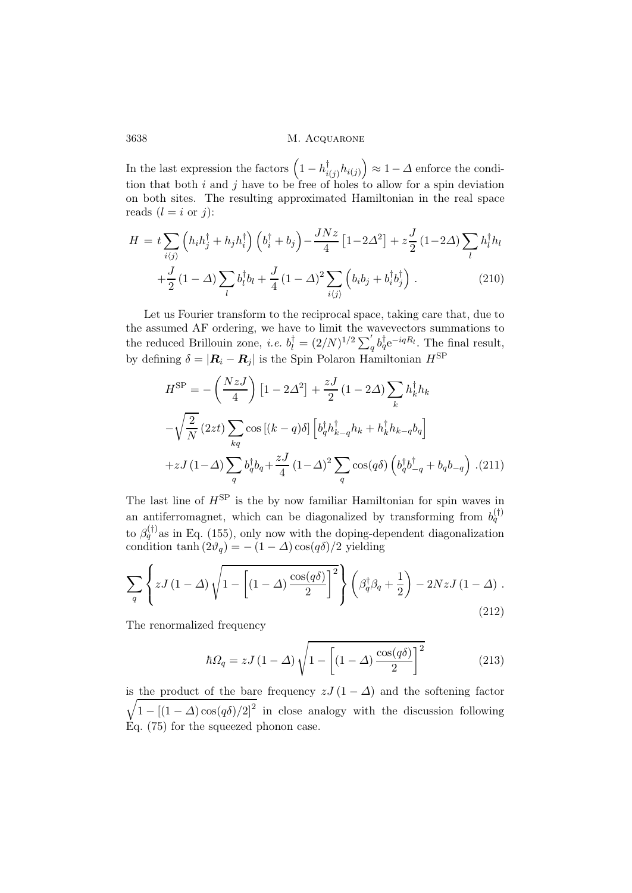In the last expression the factors $\left(1-h_{i(j)}^{\dagger}h_{i(j)}\right)\approx 1-\Delta$ enforce the condition that both $i$ and $j$ have to be free of holes to allow for a spin deviation on both sites. The resulting approximated Hamiltonian in the real space reads ($l=i$ or $j$):

$$
\begin{aligned}
H = & \; t\sum_{i\langle j\rangle}\left(h_i h_j^{\dagger}+h_j h_i^{\dagger}\right)\left(b_i^{\dagger}+b_j\right)-\frac{JNz}{4}\left[1-2\Delta^2\right]+z\frac{J}{2}\left(1-2\Delta\right)\sum_l h_l^{\dagger}h_l \\
& +\frac{J}{2}\left(1-\Delta\right)\sum_l b_l^{\dagger}b_l+\frac{J}{4}\left(1-\Delta\right)^2\sum_{i\langle j\rangle}\left(b_i b_j+b_i^{\dagger}b_j^{\dagger}\right) . \qquad (210)
\end{aligned}
$$

Let us Fourier transform to the reciprocal space, taking care that, due to the assumed AF ordering, we have to limit the wavevectors summations to the reduced Brillouin zone, *i.e.* $b_l^{\dagger}=(2/N)^{1/2}\sum_q' b_q^{\dagger}\mathrm{e}^{-iqR_l}$. The final result, by defining $\delta=|\boldsymbol{R}_i-\boldsymbol{R}_j|$ is the Spin Polaron Hamiltonian $H^{\mathrm{SP}}$

$$
\begin{aligned}
H^{\mathrm{SP}} = & -\left(\frac{NzJ}{4}\right)\left[1-2\Delta^2\right]+\frac{zJ}{2}\left(1-2\Delta\right)\sum_k h_k^{\dagger}h_k \\
& -\sqrt{\frac{2}{N}}\left(2zt\right)\sum_{kq}\cos\left[(k-q)\delta\right]\left[b_q^{\dagger}h_{k-q}^{\dagger}h_k+h_k^{\dagger}h_{k-q}b_q\right] \\
& +zJ\left(1-\Delta\right)\sum_q b_q^{\dagger}b_q+\frac{zJ}{4}\left(1-\Delta\right)^2\sum_q\cos(q\delta)\left(b_q^{\dagger}b_{-q}^{\dagger}+b_q b_{-q}\right) . \qquad (211)
\end{aligned}
$$

The last line of $H^{\mathrm{SP}}$ is the by now familiar Hamiltonian for spin waves in an antiferromagnet, which can be diagonalized by transforming from $b_q^{(\dagger)}$ to $\beta_q^{(\dagger)}$as in Eq. (155), only now with the doping-dependent diagonalization condition $\tanh(2\vartheta_q)=-(1-\Delta)\cos(q\delta)/2$ yielding

$$
\sum_q\left\{zJ\left(1-\Delta\right)\sqrt{1-\left[\left(1-\Delta\right)\frac{\cos(q\delta)}{2}\right]^2}\right\}\left(\beta_q^{\dagger}\beta_q+\frac{1}{2}\right)-2NzJ\left(1-\Delta\right) . \qquad (212)
$$

The renormalized frequency

$$
\hbar\Omega_q=zJ\left(1-\Delta\right)\sqrt{1-\left[\left(1-\Delta\right)\frac{\cos(q\delta)}{2}\right]^2} \qquad (213)
$$

is the product of the bare frequency $zJ\left(1-\Delta\right)$ and the softening factor $\sqrt{1-\left[(1-\Delta)\cos(q\delta)/2\right]^2}$ in close analogy with the discussion following Eq. (75) for the squeezed phonon case.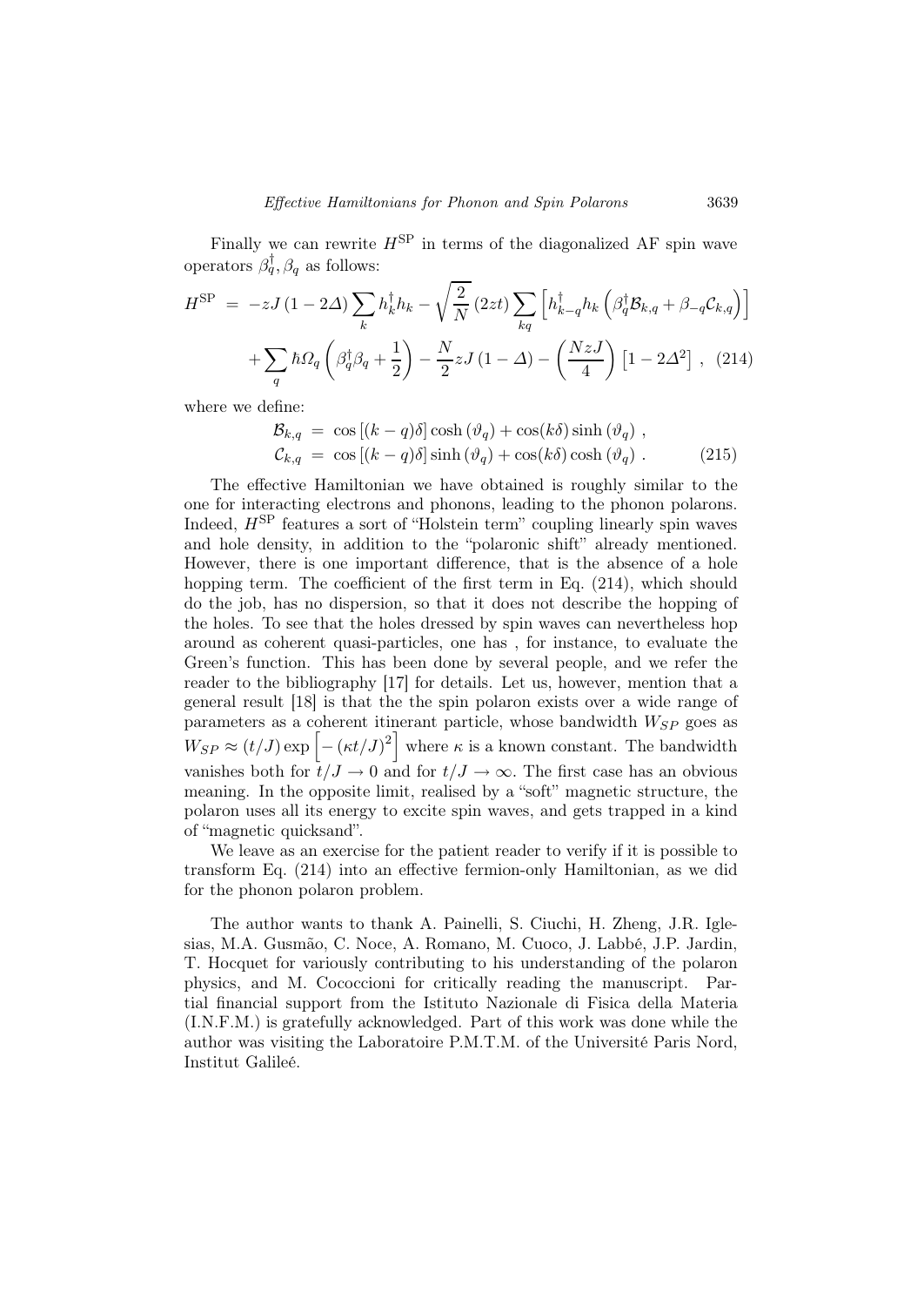Finally we can rewrite $H^{\rm SP}$ in terms of the diagonalized AF spin wave operators $\beta_q^\dagger, \beta_q$ as follows:

$$
\begin{aligned}
H^{\rm SP} \;=\; & -zJ\,(1-2\Delta)\sum_k h_k^\dagger h_k - \sqrt{\frac{2}{N}}\,(2zt)\sum_{kq}\left[h_{k-q}^\dagger h_k\left(\beta_q^\dagger \mathcal{B}_{k,q} + \beta_{-q}\mathcal{C}_{k,q}\right)\right] \\
& + \sum_q \hbar\Omega_q\left(\beta_q^\dagger\beta_q + \frac{1}{2}\right) - \frac{N}{2}zJ\,(1-\Delta) - \left(\frac{NzJ}{4}\right)\left[1-2\Delta^2\right]\,, \quad (214)
\end{aligned}
$$

where we define:

$$
\begin{aligned}
\mathcal{B}_{k,q} &= \cos\left[(k-q)\delta\right]\cosh\left(\vartheta_q\right) + \cos(k\delta)\sinh\left(\vartheta_q\right)\,, \\
\mathcal{C}_{k,q} &= \cos\left[(k-q)\delta\right]\sinh\left(\vartheta_q\right) + \cos(k\delta)\cosh\left(\vartheta_q\right)\,. \quad (215)
\end{aligned}
$$

The effective Hamiltonian we have obtained is roughly similar to the one for interacting electrons and phonons, leading to the phonon polarons. Indeed, $H^{\rm SP}$ features a sort of "Holstein term" coupling linearly spin waves and hole density, in addition to the "polaronic shift" already mentioned. However, there is one important difference, that is the absence of a hole hopping term. The coefficient of the first term in Eq. (214), which should do the job, has no dispersion, so that it does not describe the hopping of the holes. To see that the holes dressed by spin waves can nevertheless hop around as coherent quasi-particles, one has , for instance, to evaluate the Green's function. This has been done by several people, and we refer the reader to the bibliography [17] for details. Let us, however, mention that a general result [18] is that the the spin polaron exists over a wide range of parameters as a coherent itinerant particle, whose bandwidth $W_{SP}$ goes as $W_{SP} \approx (t/J)\exp\left[-\left(\kappa t/J\right)^2\right]$ where $\kappa$ is a known constant. The bandwidth vanishes both for $t/J \to 0$ and for $t/J \to \infty$. The first case has an obvious meaning. In the opposite limit, realised by a "soft" magnetic structure, the polaron uses all its energy to excite spin waves, and gets trapped in a kind of "magnetic quicksand".

We leave as an exercise for the patient reader to verify if it is possible to transform Eq. (214) into an effective fermion-only Hamiltonian, as we did for the phonon polaron problem.

The author wants to thank A. Painelli, S. Ciuchi, H. Zheng, J.R. Iglesias, M.A. Gusmão, C. Noce, A. Romano, M. Cuoco, J. Labbé, J.P. Jardin, T. Hocquet for variously contributing to his understanding of the polaron physics, and M. Cococcioni for critically reading the manuscript. Partial financial support from the Istituto Nazionale di Fisica della Materia (I.N.F.M.) is gratefully acknowledged. Part of this work was done while the author was visiting the Laboratoire P.M.T.M. of the Université Paris Nord, Institut Galileé.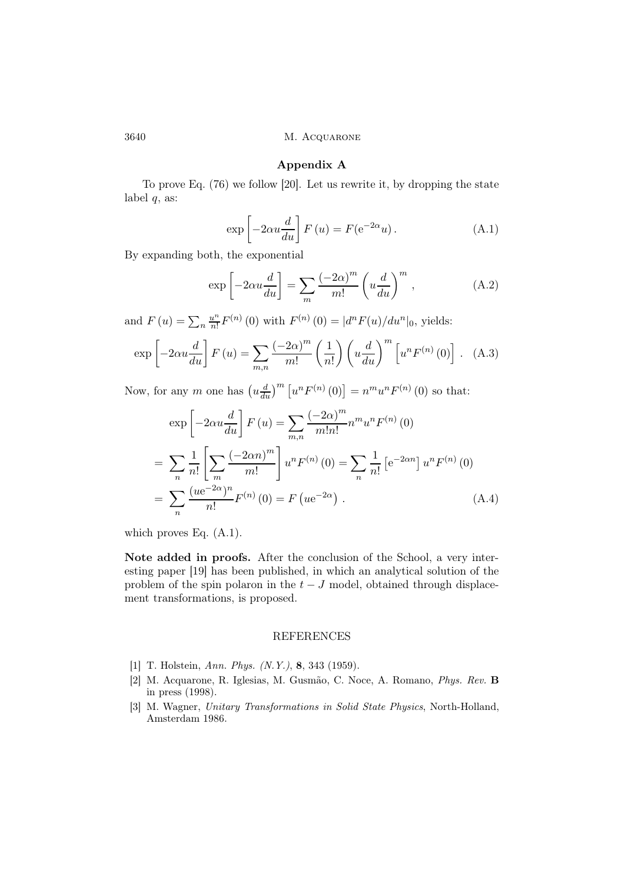## Appendix A

To prove Eq. (76) we follow [20]. Let us rewrite it, by dropping the state label $q$, as:

$$\exp\left[-2\alpha u\frac{d}{du}\right]F(u) = F(\mathrm{e}^{-2\alpha}u)\,. \tag{A.1}$$

By expanding both, the exponential

$$\exp\left[-2\alpha u\frac{d}{du}\right] = \sum_m \frac{(-2\alpha)^m}{m!}\left(u\frac{d}{du}\right)^m, \tag{A.2}$$

and $F(u) = \sum_n \frac{u^n}{n!}F^{(n)}(0)$ with $F^{(n)}(0) = |d^nF(u)/du^n|_0$, yields:

$$\exp\left[-2\alpha u\frac{d}{du}\right]F(u) = \sum_{m,n}\frac{(-2\alpha)^m}{m!}\left(\frac{1}{n!}\right)\left(u\frac{d}{du}\right)^m\left[u^nF^{(n)}(0)\right]. \tag{A.3}$$

Now, for any $m$ one has $\left(u\frac{d}{du}\right)^m\left[u^nF^{(n)}(0)\right] = n^mu^nF^{(n)}(0)$ so that:

$$\begin{aligned}
&\exp\left[-2\alpha u\frac{d}{du}\right]F(u) = \sum_{m,n}\frac{(-2\alpha)^m}{m!n!}n^mu^nF^{(n)}(0)\\
&= \sum_n\frac{1}{n!}\left[\sum_m\frac{(-2\alpha n)^m}{m!}\right]u^nF^{(n)}(0) = \sum_n\frac{1}{n!}\left[\mathrm{e}^{-2\alpha n}\right]u^nF^{(n)}(0)\\
&= \sum_n\frac{(u\mathrm{e}^{-2\alpha})^n}{n!}F^{(n)}(0) = F\left(u\mathrm{e}^{-2\alpha}\right).
\end{aligned} \tag{A.4}$$

which proves Eq. (A.1).

**Note added in proofs.** After the conclusion of the School, a very interesting paper [19] has been published, in which an analytical solution of the problem of the spin polaron in the $t-J$ model, obtained through displacement transformations, is proposed.

## REFERENCES

- [1] T. Holstein, *Ann. Phys. (N.Y.)*, **8**, 343 (1959).
- [2] M. Acquarone, R. Iglesias, M. Gusmão, C. Noce, A. Romano, *Phys. Rev.* **B** in press (1998).
- [3] M. Wagner, *Unitary Transformations in Solid State Physics*, North-Holland, Amsterdam 1986.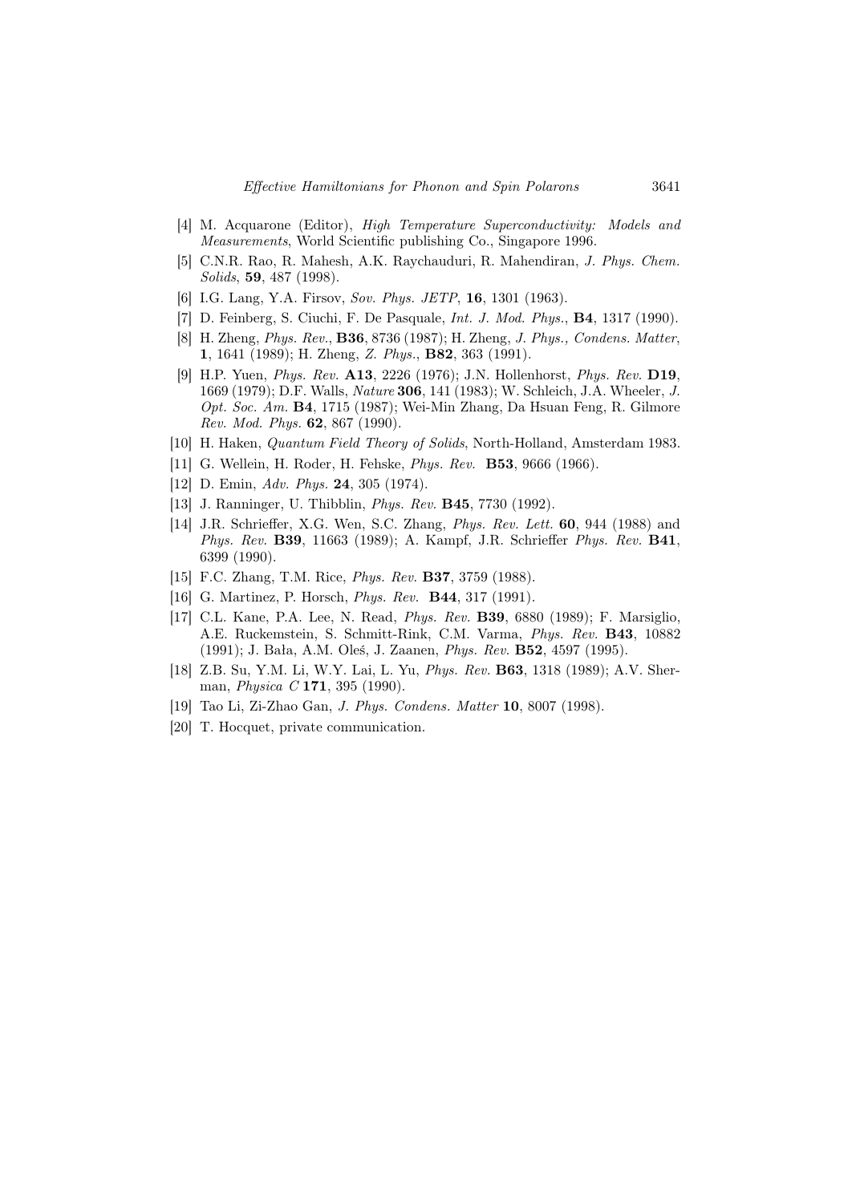[4] M. Acquarone (Editor), *High Temperature Superconductivity: Models and Measurements*, World Scientific publishing Co., Singapore 1996.

[5] C.N.R. Rao, R. Mahesh, A.K. Raychauduri, R. Mahendiran, *J. Phys. Chem. Solids*, **59**, 487 (1998).

[6] I.G. Lang, Y.A. Firsov, *Sov. Phys. JETP*, **16**, 1301 (1963).

[7] D. Feinberg, S. Ciuchi, F. De Pasquale, *Int. J. Mod. Phys.*, **B4**, 1317 (1990).

[8] H. Zheng, *Phys. Rev.*, **B36**, 8736 (1987); H. Zheng, *J. Phys., Condens. Matter*, **1**, 1641 (1989); H. Zheng, *Z. Phys.*, **B82**, 363 (1991).

[9] H.P. Yuen, *Phys. Rev.* **A13**, 2226 (1976); J.N. Hollenhorst, *Phys. Rev.* **D19**, 1669 (1979); D.F. Walls, *Nature* **306**, 141 (1983); W. Schleich, J.A. Wheeler, *J. Opt. Soc. Am.* **B4**, 1715 (1987); Wei-Min Zhang, Da Hsuan Feng, R. Gilmore *Rev. Mod. Phys.* **62**, 867 (1990).

[10] H. Haken, *Quantum Field Theory of Solids*, North-Holland, Amsterdam 1983.

[11] G. Wellein, H. Roder, H. Fehske, *Phys. Rev.* **B53**, 9666 (1966).

[12] D. Emin, *Adv. Phys.* **24**, 305 (1974).

[13] J. Ranninger, U. Thibblin, *Phys. Rev.* **B45**, 7730 (1992).

[14] J.R. Schrieffer, X.G. Wen, S.C. Zhang, *Phys. Rev. Lett.* **60**, 944 (1988) and *Phys. Rev.* **B39**, 11663 (1989); A. Kampf, J.R. Schrieffer *Phys. Rev.* **B41**, 6399 (1990).

[15] F.C. Zhang, T.M. Rice, *Phys. Rev.* **B37**, 3759 (1988).

[16] G. Martinez, P. Horsch, *Phys. Rev.* **B44**, 317 (1991).

[17] C.L. Kane, P.A. Lee, N. Read, *Phys. Rev.* **B39**, 6880 (1989); F. Marsiglio, A.E. Ruckemstein, S. Schmitt-Rink, C.M. Varma, *Phys. Rev.* **B43**, 10882 (1991); J. Bała, A.M. Oleś, J. Zaanen, *Phys. Rev.* **B52**, 4597 (1995).

[18] Z.B. Su, Y.M. Li, W.Y. Lai, L. Yu, *Phys. Rev.* **B63**, 1318 (1989); A.V. Sherman, *Physica C* **171**, 395 (1990).

[19] Tao Li, Zi-Zhao Gan, *J. Phys. Condens. Matter* **10**, 8007 (1998).

[20] T. Hocquet, private communication.